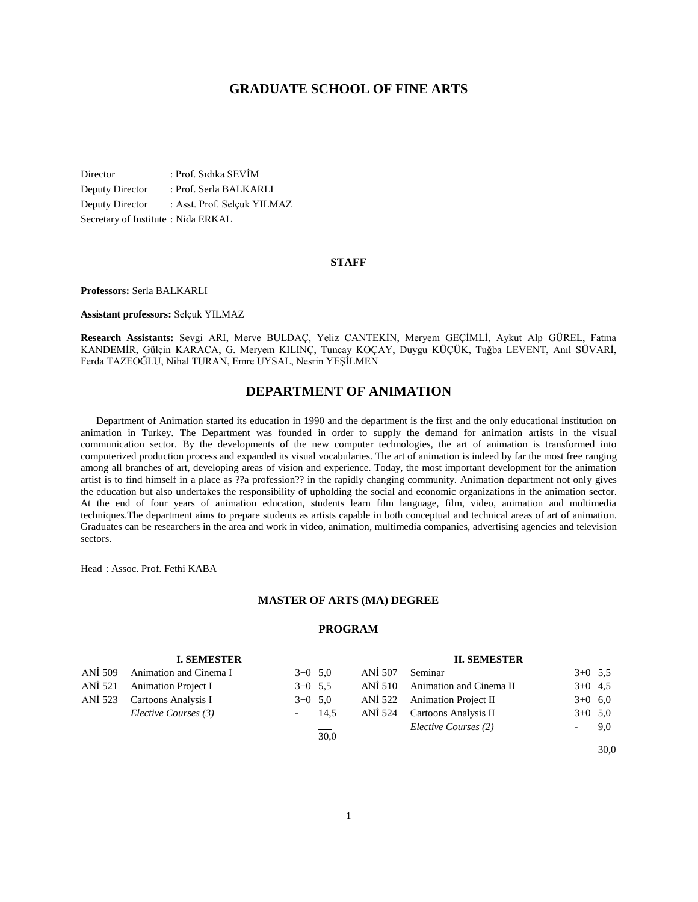// Opus 4.7 transcription of page 1 (doc b90919cc99ce)
# GRADUATE SCHOOL OF FINE ARTS

Director : Prof. Sıdıka SEVİM
Deputy Director : Prof. Serla BALKARLI
Deputy Director : Asst. Prof. Selçuk YILMAZ
Secretary of Institute : Nida ERKAL

### STAFF

**Professors:** Serla BALKARLI

**Assistant professors:** Selçuk YILMAZ

**Research Assistants:** Sevgi ARI, Merve BULDAÇ, Yeliz CANTEKİN, Meryem GEÇİMLİ, Aykut Alp GÜREL, Fatma KANDEMİR, Gülçin KARACA, G. Meryem KILINÇ, Tuncay KOÇAY, Duygu KÜÇÜK, Tuğba LEVENT, Anıl SÜVARİ, Ferda TAZEOĞLU, Nihal TURAN, Emre UYSAL, Nesrin YEŞİLMEN

## DEPARTMENT OF ANIMATION

Department of Animation started its education in 1990 and the department is the first and the only educational institution on animation in Turkey. The Department was founded in order to supply the demand for animation artists in the visual communication sector. By the developments of the new computer technologies, the art of animation is transformed into computerized production process and expanded its visual vocabularies. The art of animation is indeed by far the most free ranging among all branches of art, developing areas of vision and experience. Today, the most important development for the animation artist is to find himself in a place as ??a profession?? in the rapidly changing community. Animation department not only gives the education but also undertakes the responsibility of upholding the social and economic organizations in the animation sector. At the end of four years of animation education, students learn film language, film, video, animation and multimedia techniques.The department aims to prepare students as artists capable in both conceptual and technical areas of art of animation. Graduates can be researchers in the area and work in video, animation, multimedia companies, advertising agencies and television sectors.

Head : Assoc. Prof. Fethi KABA

### MASTER OF ARTS (MA) DEGREE

### PROGRAM

**I. SEMESTER**

| Code | Course | Hours | Credits |
|---|---|---|---|
| ANİ 509 | Animation and Cinema I | 3+0 | 5,0 |
| ANİ 521 | Animation Project I | 3+0 | 5,5 |
| ANİ 523 | Cartoons Analysis I | 3+0 | 5,0 |
| | *Elective Courses (3)* | - | 14,5 |
| | | | 30,0 |

**II. SEMESTER**

| Code | Course | Hours | Credits |
|---|---|---|---|
| ANİ 507 | Seminar | 3+0 | 5,5 |
| ANİ 510 | Animation and Cinema II | 3+0 | 4,5 |
| ANİ 522 | Animation Project II | 3+0 | 6,0 |
| ANİ 524 | Cartoons Analysis II | 3+0 | 5,0 |
| | *Elective Courses (2)* | - | 9,0 |
| | | | 30,0 |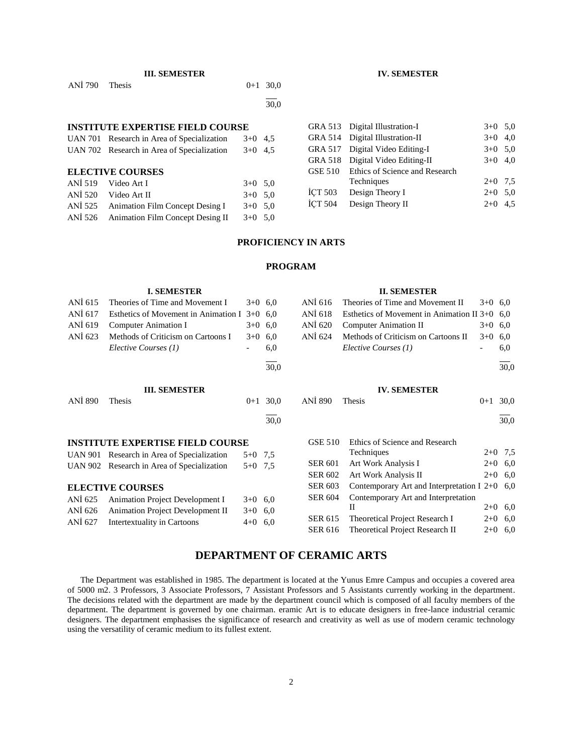**III. SEMESTER**

| | | | |
|---|---|---|---|
| ANİ 790 | Thesis | 0+1 | 30,0 |
| | | | 30,0 |

**IV. SEMESTER**

**INSTITUTE EXPERTISE FIELD COURSE**

| | | | |
|---|---|---|---|
| UAN 701 | Research in Area of Specialization | 3+0 | 4,5 |
| UAN 702 | Research in Area of Specialization | 3+0 | 4,5 |

**ELECTIVE COURSES**

| | | | |
|---|---|---|---|
| ANİ 519 | Video Art I | 3+0 | 5,0 |
| ANİ 520 | Video Art II | 3+0 | 5,0 |
| ANİ 525 | Animation Film Concept Desing I | 3+0 | 5,0 |
| ANİ 526 | Animation Film Concept Desing II | 3+0 | 5,0 |
| GRA 513 | Digital Illustration-I | 3+0 | 5,0 |
| GRA 514 | Digital Illustration-II | 3+0 | 4,0 |
| GRA 517 | Digital Video Editing-I | 3+0 | 5,0 |
| GRA 518 | Digital Video Editing-II | 3+0 | 4,0 |
| GSE 510 | Ethics of Science and Research Techniques | 2+0 | 7,5 |
| İÇT 503 | Design Theory I | 2+0 | 5,0 |
| İÇT 504 | Design Theory II | 2+0 | 4,5 |

## PROFICIENCY IN ARTS

### PROGRAM

**I. SEMESTER**

| | | | |
|---|---|---|---|
| ANİ 615 | Theories of Time and Movement I | 3+0 | 6,0 |
| ANİ 617 | Esthetics of Movement in Animation I | 3+0 | 6,0 |
| ANİ 619 | Computer Animation I | 3+0 | 6,0 |
| ANİ 623 | Methods of Criticism on Cartoons I | 3+0 | 6,0 |
| | *Elective Courses (1)* | - | 6,0 |
| | | | 30,0 |

**II. SEMESTER**

| | | | |
|---|---|---|---|
| ANİ 616 | Theories of Time and Movement II | 3+0 | 6,0 |
| ANİ 618 | Esthetics of Movement in Animation II | 3+0 | 6,0 |
| ANİ 620 | Computer Animation II | 3+0 | 6,0 |
| ANİ 624 | Methods of Criticism on Cartoons II | 3+0 | 6,0 |
| | *Elective Courses (1)* | - | 6,0 |
| | | | 30,0 |

**III. SEMESTER**

| | | | |
|---|---|---|---|
| ANİ 890 | Thesis | 0+1 | 30,0 |
| | | | 30,0 |

**IV. SEMESTER**

| | | | |
|---|---|---|---|
| ANİ 890 | Thesis | 0+1 | 30,0 |
| | | | 30,0 |

**INSTITUTE EXPERTISE FIELD COURSE**

| | | | |
|---|---|---|---|
| UAN 901 | Research in Area of Specialization | 5+0 | 7,5 |
| UAN 902 | Research in Area of Specialization | 5+0 | 7,5 |

**ELECTIVE COURSES**

| | | | |
|---|---|---|---|
| ANİ 625 | Animation Project Development I | 3+0 | 6,0 |
| ANİ 626 | Animation Project Development II | 3+0 | 6,0 |
| ANİ 627 | Intertextuality in Cartoons | 4+0 | 6,0 |
| GSE 510 | Ethics of Science and Research Techniques | 2+0 | 7,5 |
| SER 601 | Art Work Analysis I | 2+0 | 6,0 |
| SER 602 | Art Work Analysis II | 2+0 | 6,0 |
| SER 603 | Contemporary Art and Interpretation I | 2+0 | 6,0 |
| SER 604 | Contemporary Art and Interpretation II | 2+0 | 6,0 |
| SER 615 | Theoretical Project Research I | 2+0 | 6,0 |
| SER 616 | Theoretical Project Research II | 2+0 | 6,0 |

# DEPARTMENT OF CERAMIC ARTS

The Department was established in 1985. The department is located at the Yunus Emre Campus and occupies a covered area of 5000 m2. 3 Professors, 3 Associate Professors, 7 Assistant Professors and 5 Assistants currently working in the department. The decisions related with the department are made by the department council which is composed of all faculty members of the department. The department is governed by one chairman. eramic Art is to educate designers in free-lance industrial ceramic designers. The department emphasises the significance of research and creativity as well as use of modern ceramic technology using the versatility of ceramic medium to its fullest extent.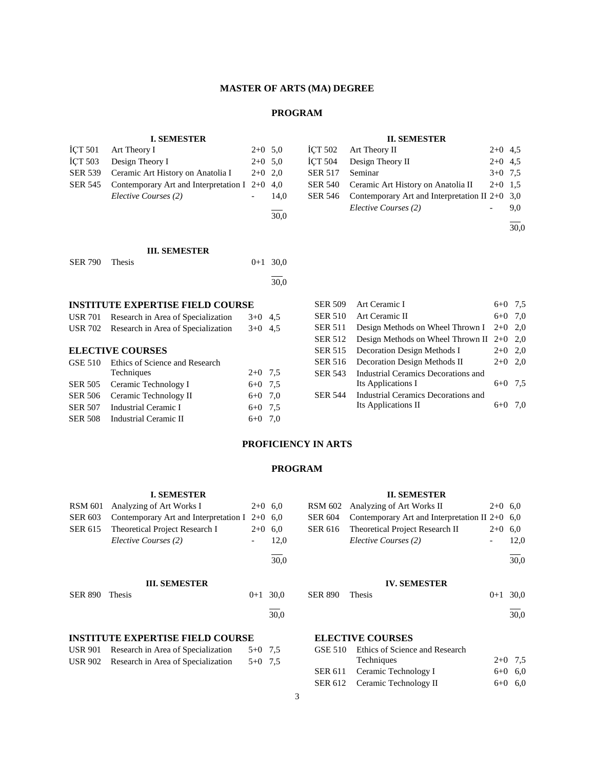# MASTER OF ARTS (MA) DEGREE

## PROGRAM

### I. SEMESTER

| Code | Course | Hours | ECTS |
|---|---|---|---|
| İÇT 501 | Art Theory I | 2+0 | 5,0 |
| İÇT 503 | Design Theory I | 2+0 | 5,0 |
| SER 539 | Ceramic Art History on Anatolia I | 2+0 | 2,0 |
| SER 545 | Contemporary Art and Interpretation I | 2+0 | 4,0 |
| | *Elective Courses (2)* | - | 14,0 |
| | | | 30,0 |

### II. SEMESTER

| Code | Course | Hours | ECTS |
|---|---|---|---|
| İÇT 502 | Art Theory II | 2+0 | 4,5 |
| İÇT 504 | Design Theory II | 2+0 | 4,5 |
| SER 517 | Seminar | 3+0 | 7,5 |
| SER 540 | Ceramic Art History on Anatolia II | 2+0 | 1,5 |
| SER 546 | Contemporary Art and Interpretation II | 2+0 | 3,0 |
| | *Elective Courses (2)* | - | 9,0 |
| | | | 30,0 |

### III. SEMESTER

| Code | Course | Hours | ECTS |
|---|---|---|---|
| SER 790 | Thesis | 0+1 | 30,0 |
| | | | 30,0 |

### INSTITUTE EXPERTISE FIELD COURSE

| Code | Course | Hours | ECTS |
|---|---|---|---|
| USR 701 | Research in Area of Specialization | 3+0 | 4,5 |
| USR 702 | Research in Area of Specialization | 3+0 | 4,5 |

### ELECTIVE COURSES

| Code | Course | Hours | ECTS |
|---|---|---|---|
| GSE 510 | Ethics of Science and Research Techniques | 2+0 | 7,5 |
| SER 505 | Ceramic Technology I | 6+0 | 7,5 |
| SER 506 | Ceramic Technology II | 6+0 | 7,0 |
| SER 507 | Industrial Ceramic I | 6+0 | 7,5 |
| SER 508 | Industrial Ceramic II | 6+0 | 7,0 |
| SER 509 | Art Ceramic I | 6+0 | 7,5 |
| SER 510 | Art Ceramic II | 6+0 | 7,0 |
| SER 511 | Design Methods on Wheel Thrown I | 2+0 | 2,0 |
| SER 512 | Design Methods on Wheel Thrown II | 2+0 | 2,0 |
| SER 515 | Decoration Design Methods I | 2+0 | 2,0 |
| SER 516 | Decoration Design Methods II | 2+0 | 2,0 |
| SER 543 | Industrial Ceramics Decorations and Its Applications I | 6+0 | 7,5 |
| SER 544 | Industrial Ceramics Decorations and Its Applications II | 6+0 | 7,0 |

# PROFICIENCY IN ARTS

## PROGRAM

### I. SEMESTER

| Code | Course | Hours | ECTS |
|---|---|---|---|
| RSM 601 | Analyzing of Art Works I | 2+0 | 6,0 |
| SER 603 | Contemporary Art and Interpretation I | 2+0 | 6,0 |
| SER 615 | Theoretical Project Research I | 2+0 | 6,0 |
| | *Elective Courses (2)* | - | 12,0 |
| | | | 30,0 |

### II. SEMESTER

| Code | Course | Hours | ECTS |
|---|---|---|---|
| RSM 602 | Analyzing of Art Works II | 2+0 | 6,0 |
| SER 604 | Contemporary Art and Interpretation II | 2+0 | 6,0 |
| SER 616 | Theoretical Project Research II | 2+0 | 6,0 |
| | *Elective Courses (2)* | - | 12,0 |
| | | | 30,0 |

### III. SEMESTER

| Code | Course | Hours | ECTS |
|---|---|---|---|
| SER 890 | Thesis | 0+1 | 30,0 |
| | | | 30,0 |

### IV. SEMESTER

| Code | Course | Hours | ECTS |
|---|---|---|---|
| SER 890 | Thesis | 0+1 | 30,0 |
| | | | 30,0 |

### INSTITUTE EXPERTISE FIELD COURSE

| Code | Course | Hours | ECTS |
|---|---|---|---|
| USR 901 | Research in Area of Specialization | 5+0 | 7,5 |
| USR 902 | Research in Area of Specialization | 5+0 | 7,5 |

### ELECTIVE COURSES

| Code | Course | Hours | ECTS |
|---|---|---|---|
| GSE 510 | Ethics of Science and Research Techniques | 2+0 | 7,5 |
| SER 611 | Ceramic Technology I | 6+0 | 6,0 |
| SER 612 | Ceramic Technology II | 6+0 | 6,0 |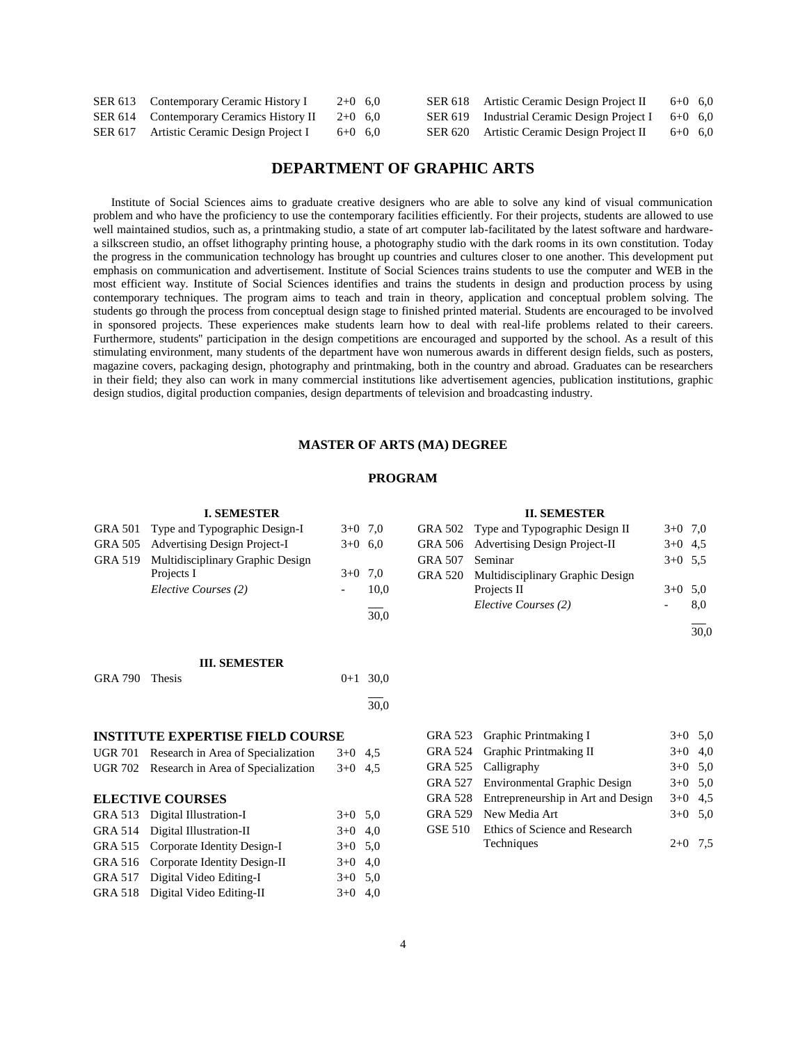| | | | |
|---|---|---|---|
| SER 613 | Contemporary Ceramic History I | 2+0 | 6,0 |
| SER 614 | Contemporary Ceramics History II | 2+0 | 6,0 |
| SER 617 | Artistic Ceramic Design Project I | 6+0 | 6,0 |
| SER 618 | Artistic Ceramic Design Project II | 6+0 | 6,0 |
| SER 619 | Industrial Ceramic Design Project I | 6+0 | 6,0 |
| SER 620 | Artistic Ceramic Design Project II | 6+0 | 6,0 |

# DEPARTMENT OF GRAPHIC ARTS

Institute of Social Sciences aims to graduate creative designers who are able to solve any kind of visual communication problem and who have the proficiency to use the contemporary facilities efficiently. For their projects, students are allowed to use well maintained studios, such as, a printmaking studio, a state of art computer lab-facilitated by the latest software and hardware-a silkscreen studio, an offset lithography printing house, a photography studio with the dark rooms in its own constitution. Today the progress in the communication technology has brought up countries and cultures closer to one another. This development put emphasis on communication and advertisement. Institute of Social Sciences trains students to use the computer and WEB in the most efficient way. Institute of Social Sciences identifies and trains the students in design and production process by using contemporary techniques. The program aims to teach and train in theory, application and conceptual problem solving. The students go through the process from conceptual design stage to finished printed material. Students are encouraged to be involved in sponsored projects. These experiences make students learn how to deal with real-life problems related to their careers. Furthermore, students'' participation in the design competitions are encouraged and supported by the school. As a result of this stimulating environment, many students of the department have won numerous awards in different design fields, such as posters, magazine covers, packaging design, photography and printmaking, both in the country and abroad. Graduates can be researchers in their field; they also can work in many commercial institutions like advertisement agencies, publication institutions, graphic design studios, digital production companies, design departments of television and broadcasting industry.

### MASTER OF ARTS (MA) DEGREE

### PROGRAM

**I. SEMESTER**

| | | | |
|---|---|---|---|
| GRA 501 | Type and Typographic Design-I | 3+0 | 7,0 |
| GRA 505 | Advertising Design Project-I | 3+0 | 6,0 |
| GRA 519 | Multidisciplinary Graphic Design Projects I | 3+0 | 7,0 |
| | *Elective Courses (2)* | - | 10,0 |
| | | | 30,0 |

**II. SEMESTER**

| | | | |
|---|---|---|---|
| GRA 502 | Type and Typographic Design II | 3+0 | 7,0 |
| GRA 506 | Advertising Design Project-II | 3+0 | 4,5 |
| GRA 507 | Seminar | 3+0 | 5,5 |
| GRA 520 | Multidisciplinary Graphic Design Projects II | 3+0 | 5,0 |
| | *Elective Courses (2)* | - | 8,0 |
| | | | 30,0 |

**III. SEMESTER**

| | | | |
|---|---|---|---|
| GRA 790 | Thesis | 0+1 | 30,0 |
| | | | 30,0 |

**INSTITUTE EXPERTISE FIELD COURSE**

| | | | |
|---|---|---|---|
| UGR 701 | Research in Area of Specialization | 3+0 | 4,5 |
| UGR 702 | Research in Area of Specialization | 3+0 | 4,5 |

**ELECTIVE COURSES**

| | | | |
|---|---|---|---|
| GRA 513 | Digital Illustration-I | 3+0 | 5,0 |
| GRA 514 | Digital Illustration-II | 3+0 | 4,0 |
| GRA 515 | Corporate Identity Design-I | 3+0 | 5,0 |
| GRA 516 | Corporate Identity Design-II | 3+0 | 4,0 |
| GRA 517 | Digital Video Editing-I | 3+0 | 5,0 |
| GRA 518 | Digital Video Editing-II | 3+0 | 4,0 |
| GRA 523 | Graphic Printmaking I | 3+0 | 5,0 |
| GRA 524 | Graphic Printmaking II | 3+0 | 4,0 |
| GRA 525 | Calligraphy | 3+0 | 5,0 |
| GRA 527 | Environmental Graphic Design | 3+0 | 5,0 |
| GRA 528 | Entrepreneurship in Art and Design | 3+0 | 4,5 |
| GRA 529 | New Media Art | 3+0 | 5,0 |
| GSE 510 | Ethics of Science and Research Techniques | 2+0 | 7,5 |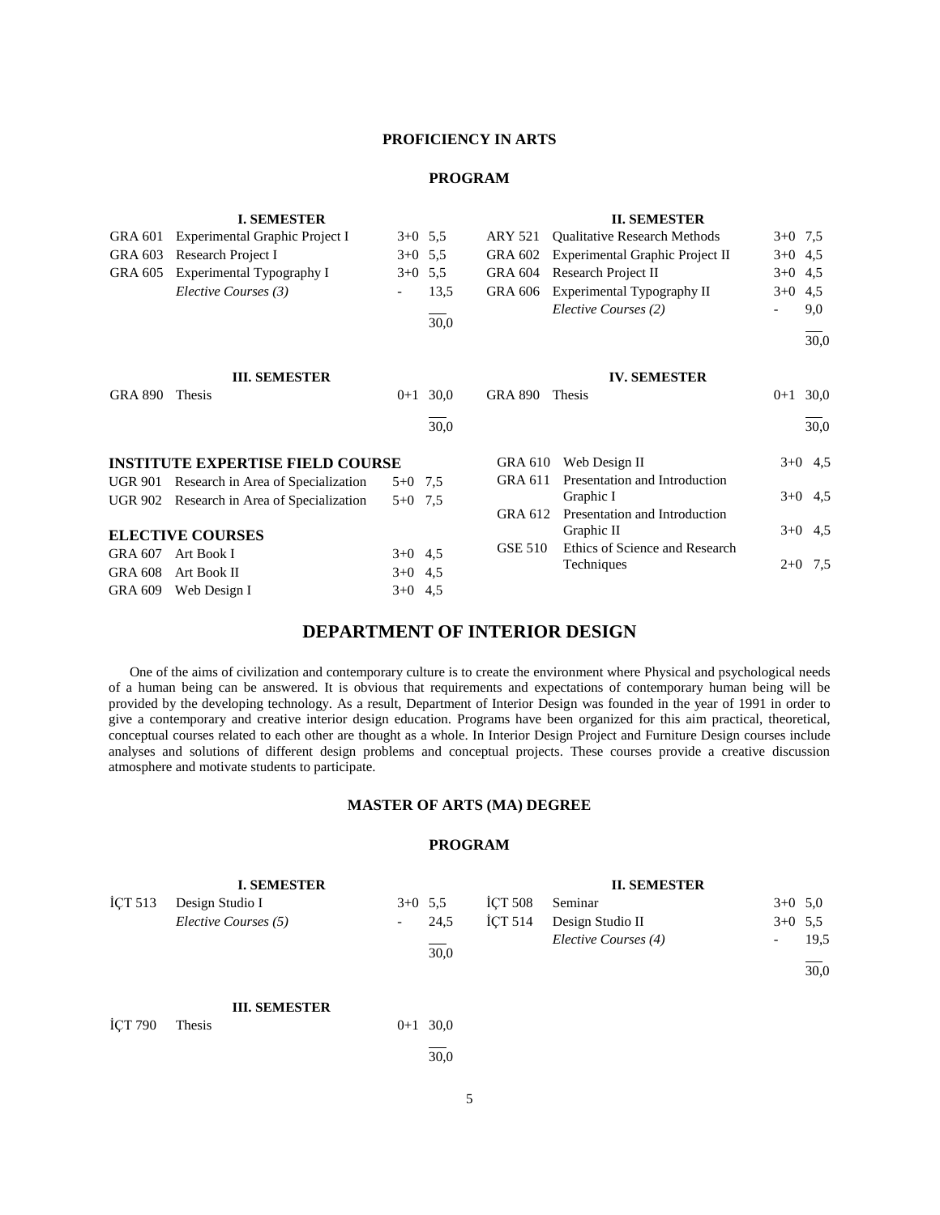## PROFICIENCY IN ARTS

### PROGRAM

**I. SEMESTER**

| Code | Course | Hours | ECTS |
|---|---|---|---|
| GRA 601 | Experimental Graphic Project I | 3+0 | 5,5 |
| GRA 603 | Research Project I | 3+0 | 5,5 |
| GRA 605 | Experimental Typography I | 3+0 | 5,5 |
| | *Elective Courses (3)* | - | 13,5 |
| | | | 30,0 |

**II. SEMESTER**

| Code | Course | Hours | ECTS |
|---|---|---|---|
| ARY 521 | Qualitative Research Methods | 3+0 | 7,5 |
| GRA 602 | Experimental Graphic Project II | 3+0 | 4,5 |
| GRA 604 | Research Project II | 3+0 | 4,5 |
| GRA 606 | Experimental Typography II | 3+0 | 4,5 |
| | *Elective Courses (2)* | - | 9,0 |
| | | | 30,0 |

**III. SEMESTER**

| Code | Course | Hours | ECTS |
|---|---|---|---|
| GRA 890 | Thesis | 0+1 | 30,0 |
| | | | 30,0 |

**IV. SEMESTER**

| Code | Course | Hours | ECTS |
|---|---|---|---|
| GRA 890 | Thesis | 0+1 | 30,0 |
| | | | 30,0 |

**INSTITUTE EXPERTISE FIELD COURSE**

| Code | Course | Hours | ECTS |
|---|---|---|---|
| UGR 901 | Research in Area of Specialization | 5+0 | 7,5 |
| UGR 902 | Research in Area of Specialization | 5+0 | 7,5 |

**ELECTIVE COURSES**

| Code | Course | Hours | ECTS |
|---|---|---|---|
| GRA 607 | Art Book I | 3+0 | 4,5 |
| GRA 608 | Art Book II | 3+0 | 4,5 |
| GRA 609 | Web Design I | 3+0 | 4,5 |
| GRA 610 | Web Design II | 3+0 | 4,5 |
| GRA 611 | Presentation and Introduction Graphic I | 3+0 | 4,5 |
| GRA 612 | Presentation and Introduction Graphic II | 3+0 | 4,5 |
| GSE 510 | Ethics of Science and Research Techniques | 2+0 | 7,5 |

# DEPARTMENT OF INTERIOR DESIGN

One of the aims of civilization and contemporary culture is to create the environment where Physical and psychological needs of a human being can be answered. It is obvious that requirements and expectations of contemporary human being will be provided by the developing technology. As a result, Department of Interior Design was founded in the year of 1991 in order to give a contemporary and creative interior design education. Programs have been organized for this aim practical, theoretical, conceptual courses related to each other are thought as a whole. In Interior Design Project and Furniture Design courses include analyses and solutions of different design problems and conceptual projects. These courses provide a creative discussion atmosphere and motivate students to participate.

## MASTER OF ARTS (MA) DEGREE

### PROGRAM

**I. SEMESTER**

| Code | Course | Hours | ECTS |
|---|---|---|---|
| İÇT 513 | Design Studio I | 3+0 | 5,5 |
| | *Elective Courses (5)* | - | 24,5 |
| | | | 30,0 |

**II. SEMESTER**

| Code | Course | Hours | ECTS |
|---|---|---|---|
| İÇT 508 | Seminar | 3+0 | 5,0 |
| İÇT 514 | Design Studio II | 3+0 | 5,5 |
| | *Elective Courses (4)* | - | 19,5 |
| | | | 30,0 |

**III. SEMESTER**

| Code | Course | Hours | ECTS |
|---|---|---|---|
| İÇT 790 | Thesis | 0+1 | 30,0 |
| | | | 30,0 |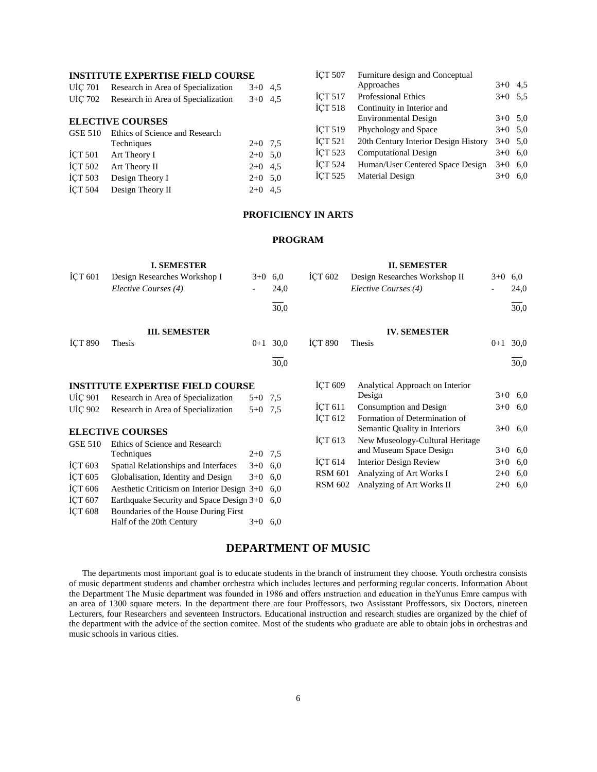### INSTITUTE EXPERTISE FIELD COURSE

| | | | |
|---|---|---|---|
| UİÇ 701 | Research in Area of Specialization | 3+0 | 4,5 |
| UİÇ 702 | Research in Area of Specialization | 3+0 | 4,5 |

### ELECTIVE COURSES

| | | | |
|---|---|---|---|
| GSE 510 | Ethics of Science and Research Techniques | 2+0 | 7,5 |
| İÇT 501 | Art Theory I | 2+0 | 5,0 |
| İÇT 502 | Art Theory II | 2+0 | 4,5 |
| İÇT 503 | Design Theory I | 2+0 | 5,0 |
| İÇT 504 | Design Theory II | 2+0 | 4,5 |
| İÇT 507 | Furniture design and Conceptual Approaches | 3+0 | 4,5 |
| İÇT 517 | Professional Ethics | 3+0 | 5,5 |
| İÇT 518 | Continuity in Interior and Environmental Design | 3+0 | 5,0 |
| İÇT 519 | Phychology and Space | 3+0 | 5,0 |
| İÇT 521 | 20th Century Interior Design History | 3+0 | 5,0 |
| İÇT 523 | Computational Design | 3+0 | 6,0 |
| İÇT 524 | Human/User Centered Space Design | 3+0 | 6,0 |
| İÇT 525 | Material Design | 3+0 | 6,0 |

## PROFICIENCY IN ARTS

## PROGRAM

### I. SEMESTER

| | | | |
|---|---|---|---|
| İÇT 601 | Design Researches Workshop I | 3+0 | 6,0 |
| | *Elective Courses (4)* | - | 24,0 |
| | | | 30,0 |

### II. SEMESTER

| | | | |
|---|---|---|---|
| İÇT 602 | Design Researches Workshop II | 3+0 | 6,0 |
| | *Elective Courses (4)* | - | 24,0 |
| | | | 30,0 |

### III. SEMESTER

| | | | |
|---|---|---|---|
| İÇT 890 | Thesis | 0+1 | 30,0 |
| | | | 30,0 |

### IV. SEMESTER

| | | | |
|---|---|---|---|
| İÇT 890 | Thesis | 0+1 | 30,0 |
| | | | 30,0 |

### INSTITUTE EXPERTISE FIELD COURSE

| | | | |
|---|---|---|---|
| UİÇ 901 | Research in Area of Specialization | 5+0 | 7,5 |
| UİÇ 902 | Research in Area of Specialization | 5+0 | 7,5 |

### ELECTIVE COURSES

| | | | |
|---|---|---|---|
| GSE 510 | Ethics of Science and Research Techniques | 2+0 | 7,5 |
| İÇT 603 | Spatial Relationships and Interfaces | 3+0 | 6,0 |
| İÇT 605 | Globalisation, Identity and Design | 3+0 | 6,0 |
| İÇT 606 | Aesthetic Criticism on Interior Design | 3+0 | 6,0 |
| İÇT 607 | Earthquake Security and Space Design | 3+0 | 6,0 |
| İÇT 608 | Boundaries of the House During First Half of the 20th Century | 3+0 | 6,0 |
| İÇT 609 | Analytical Approach on Interior Design | 3+0 | 6,0 |
| İÇT 611 | Consumption and Design | 3+0 | 6,0 |
| İÇT 612 | Formation of Determination of Semantic Quality in Interiors | 3+0 | 6,0 |
| İÇT 613 | New Museology-Cultural Heritage and Museum Space Design | 3+0 | 6,0 |
| İÇT 614 | Interior Design Review | 3+0 | 6,0 |
| RSM 601 | Analyzing of Art Works I | 2+0 | 6,0 |
| RSM 602 | Analyzing of Art Works II | 2+0 | 6,0 |

# DEPARTMENT OF MUSIC

The departments most important goal is to educate students in the branch of instrument they choose. Youth orchestra consists of music department students and chamber orchestra which includes lectures and performing regular concerts. Information About the Department The Music department was founded in 1986 and offers ınstruction and education in theYunus Emre campus with an area of 1300 square meters. In the department there are four Proffessors, two Assisstant Proffessors, six Doctors, nineteen Lecturers, four Researchers and seventeen Instructors. Educational instruction and research studies are organized by the chief of the department with the advice of the section comitee. Most of the students who graduate are able to obtain jobs in orchestras and music schools in various cities.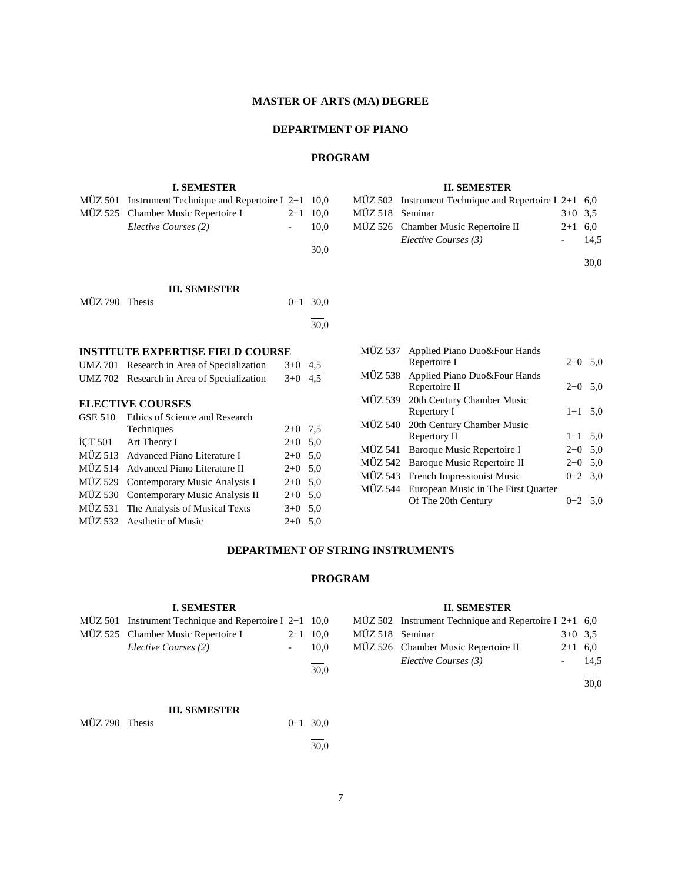## MASTER OF ARTS (MA) DEGREE

## DEPARTMENT OF PIANO

### PROGRAM

#### I. SEMESTER

| Code | Course | Hours | ECTS |
|---|---|---|---|
| MÜZ 501 | Instrument Technique and Repertoire I | 2+1 | 10,0 |
| MÜZ 525 | Chamber Music Repertoire I | 2+1 | 10,0 |
| | *Elective Courses (2)* | - | 10,0 |
| | | | 30,0 |

#### II. SEMESTER

| Code | Course | Hours | ECTS |
|---|---|---|---|
| MÜZ 502 | Instrument Technique and Repertoire I | 2+1 | 6,0 |
| MÜZ 518 | Seminar | 3+0 | 3,5 |
| MÜZ 526 | Chamber Music Repertoire II | 2+1 | 6,0 |
| | *Elective Courses (3)* | - | 14,5 |
| | | | 30,0 |

#### III. SEMESTER

| Code | Course | Hours | ECTS |
|---|---|---|---|
| MÜZ 790 | Thesis | 0+1 | 30,0 |
| | | | 30,0 |

### INSTITUTE EXPERTISE FIELD COURSE

| Code | Course | Hours | ECTS |
|---|---|---|---|
| UMZ 701 | Research in Area of Specialization | 3+0 | 4,5 |
| UMZ 702 | Research in Area of Specialization | 3+0 | 4,5 |

### ELECTIVE COURSES

| Code | Course | Hours | ECTS |
|---|---|---|---|
| GSE 510 | Ethics of Science and Research Techniques | 2+0 | 7,5 |
| İÇT 501 | Art Theory I | 2+0 | 5,0 |
| MÜZ 513 | Advanced Piano Literature I | 2+0 | 5,0 |
| MÜZ 514 | Advanced Piano Literature II | 2+0 | 5,0 |
| MÜZ 529 | Contemporary Music Analysis I | 2+0 | 5,0 |
| MÜZ 530 | Contemporary Music Analysis II | 2+0 | 5,0 |
| MÜZ 531 | The Analysis of Musical Texts | 3+0 | 5,0 |
| MÜZ 532 | Aesthetic of Music | 2+0 | 5,0 |
| MÜZ 537 | Applied Piano Duo&Four Hands Repertoire I | 2+0 | 5,0 |
| MÜZ 538 | Applied Piano Duo&Four Hands Repertoire II | 2+0 | 5,0 |
| MÜZ 539 | 20th Century Chamber Music Repertory I | 1+1 | 5,0 |
| MÜZ 540 | 20th Century Chamber Music Repertory II | 1+1 | 5,0 |
| MÜZ 541 | Baroque Music Repertoire I | 2+0 | 5,0 |
| MÜZ 542 | Baroque Music Repertoire II | 2+0 | 5,0 |
| MÜZ 543 | French Impressionist Music | 0+2 | 3,0 |
| MÜZ 544 | European Music in The First Quarter Of The 20th Century | 0+2 | 5,0 |

## DEPARTMENT OF STRING INSTRUMENTS

### PROGRAM

#### I. SEMESTER

| Code | Course | Hours | ECTS |
|---|---|---|---|
| MÜZ 501 | Instrument Technique and Repertoire I | 2+1 | 10,0 |
| MÜZ 525 | Chamber Music Repertoire I | 2+1 | 10,0 |
| | *Elective Courses (2)* | - | 10,0 |
| | | | 30,0 |

#### II. SEMESTER

| Code | Course | Hours | ECTS |
|---|---|---|---|
| MÜZ 502 | Instrument Technique and Repertoire I | 2+1 | 6,0 |
| MÜZ 518 | Seminar | 3+0 | 3,5 |
| MÜZ 526 | Chamber Music Repertoire II | 2+1 | 6,0 |
| | *Elective Courses (3)* | - | 14,5 |
| | | | 30,0 |

#### III. SEMESTER

| Code | Course | Hours | ECTS |
|---|---|---|---|
| MÜZ 790 | Thesis | 0+1 | 30,0 |
| | | | 30,0 |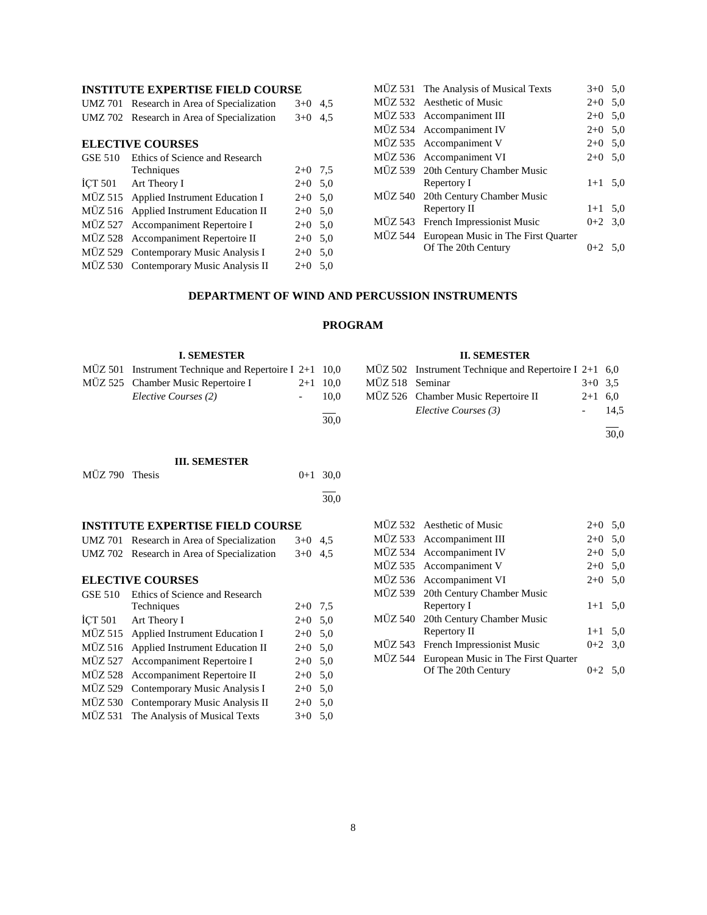### INSTITUTE EXPERTISE FIELD COURSE

| | | | |
|---|---|---|---|
| UMZ 701 | Research in Area of Specialization | 3+0 | 4,5 |
| UMZ 702 | Research in Area of Specialization | 3+0 | 4,5 |

### ELECTIVE COURSES

| | | | |
|---|---|---|---|
| GSE 510 | Ethics of Science and Research Techniques | 2+0 | 7,5 |
| İÇT 501 | Art Theory I | 2+0 | 5,0 |
| MÜZ 515 | Applied Instrument Education I | 2+0 | 5,0 |
| MÜZ 516 | Applied Instrument Education II | 2+0 | 5,0 |
| MÜZ 527 | Accompaniment Repertoire I | 2+0 | 5,0 |
| MÜZ 528 | Accompaniment Repertoire II | 2+0 | 5,0 |
| MÜZ 529 | Contemporary Music Analysis I | 2+0 | 5,0 |
| MÜZ 530 | Contemporary Music Analysis II | 2+0 | 5,0 |
| MÜZ 531 | The Analysis of Musical Texts | 3+0 | 5,0 |
| MÜZ 532 | Aesthetic of Music | 2+0 | 5,0 |
| MÜZ 533 | Accompaniment III | 2+0 | 5,0 |
| MÜZ 534 | Accompaniment IV | 2+0 | 5,0 |
| MÜZ 535 | Accompaniment V | 2+0 | 5,0 |
| MÜZ 536 | Accompaniment VI | 2+0 | 5,0 |
| MÜZ 539 | 20th Century Chamber Music Repertory I | 1+1 | 5,0 |
| MÜZ 540 | 20th Century Chamber Music Repertory II | 1+1 | 5,0 |
| MÜZ 543 | French Impressionist Music | 0+2 | 3,0 |
| MÜZ 544 | European Music in The First Quarter Of The 20th Century | 0+2 | 5,0 |

## DEPARTMENT OF WIND AND PERCUSSION INSTRUMENTS

## PROGRAM

### I. SEMESTER

| | | | |
|---|---|---|---|
| MÜZ 501 | Instrument Technique and Repertoire I | 2+1 | 10,0 |
| MÜZ 525 | Chamber Music Repertoire I | 2+1 | 10,0 |
| | *Elective Courses (2)* | - | 10,0 |
| | | | 30,0 |

### II. SEMESTER

| | | | |
|---|---|---|---|
| MÜZ 502 | Instrument Technique and Repertoire I | 2+1 | 6,0 |
| MÜZ 518 | Seminar | 3+0 | 3,5 |
| MÜZ 526 | Chamber Music Repertoire II | 2+1 | 6,0 |
| | *Elective Courses (3)* | - | 14,5 |
| | | | 30,0 |

### III. SEMESTER

| | | | |
|---|---|---|---|
| MÜZ 790 | Thesis | 0+1 | 30,0 |
| | | | 30,0 |

### INSTITUTE EXPERTISE FIELD COURSE

| | | | |
|---|---|---|---|
| UMZ 701 | Research in Area of Specialization | 3+0 | 4,5 |
| UMZ 702 | Research in Area of Specialization | 3+0 | 4,5 |

### ELECTIVE COURSES

| | | | |
|---|---|---|---|
| GSE 510 | Ethics of Science and Research Techniques | 2+0 | 7,5 |
| İÇT 501 | Art Theory I | 2+0 | 5,0 |
| MÜZ 515 | Applied Instrument Education I | 2+0 | 5,0 |
| MÜZ 516 | Applied Instrument Education II | 2+0 | 5,0 |
| MÜZ 527 | Accompaniment Repertoire I | 2+0 | 5,0 |
| MÜZ 528 | Accompaniment Repertoire II | 2+0 | 5,0 |
| MÜZ 529 | Contemporary Music Analysis I | 2+0 | 5,0 |
| MÜZ 530 | Contemporary Music Analysis II | 2+0 | 5,0 |
| MÜZ 531 | The Analysis of Musical Texts | 3+0 | 5,0 |
| MÜZ 532 | Aesthetic of Music | 2+0 | 5,0 |
| MÜZ 533 | Accompaniment III | 2+0 | 5,0 |
| MÜZ 534 | Accompaniment IV | 2+0 | 5,0 |
| MÜZ 535 | Accompaniment V | 2+0 | 5,0 |
| MÜZ 536 | Accompaniment VI | 2+0 | 5,0 |
| MÜZ 539 | 20th Century Chamber Music Repertory I | 1+1 | 5,0 |
| MÜZ 540 | 20th Century Chamber Music Repertory II | 1+1 | 5,0 |
| MÜZ 543 | French Impressionist Music | 0+2 | 3,0 |
| MÜZ 544 | European Music in The First Quarter Of The 20th Century | 0+2 | 5,0 |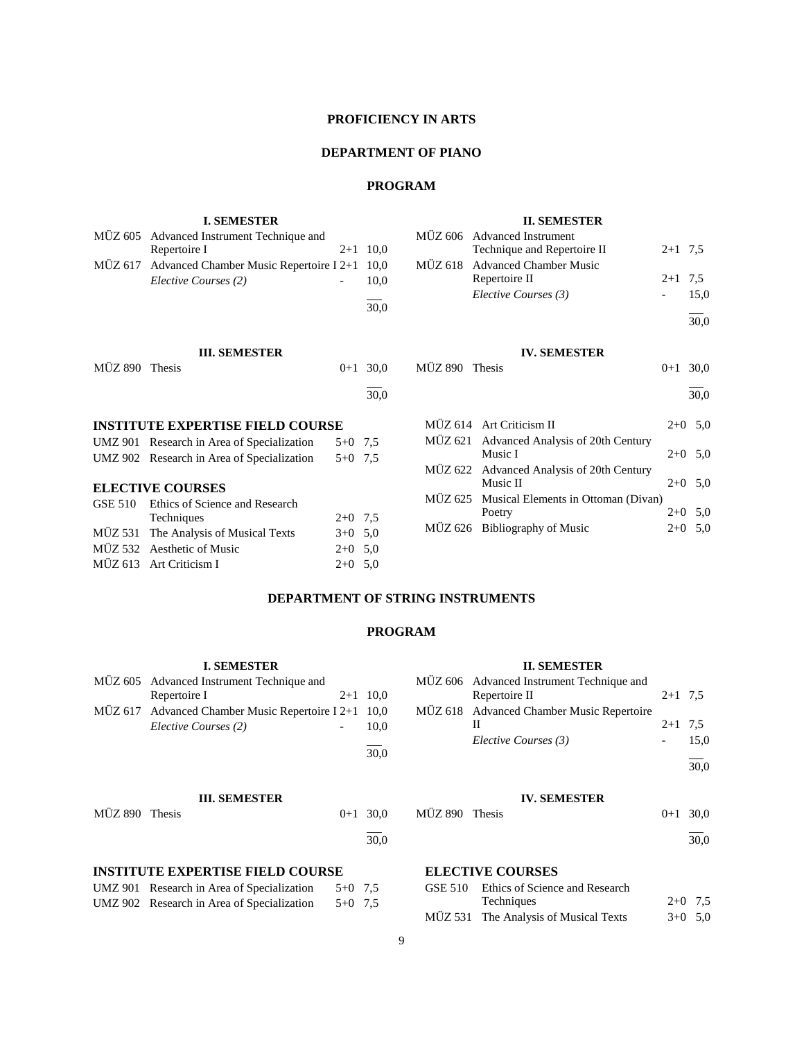# PROFICIENCY IN ARTS

## DEPARTMENT OF PIANO

### PROGRAM

**I. SEMESTER**

| Code | Course | Hours | ECTS |
|---|---|---|---|
| MÜZ 605 | Advanced Instrument Technique and Repertoire I | 2+1 | 10,0 |
| MÜZ 617 | Advanced Chamber Music Repertoire I | 2+1 | 10,0 |
| | *Elective Courses (2)* | - | 10,0 |
| | | | 30,0 |

**II. SEMESTER**

| Code | Course | Hours | ECTS |
|---|---|---|---|
| MÜZ 606 | Advanced Instrument Technique and Repertoire II | 2+1 | 7,5 |
| MÜZ 618 | Advanced Chamber Music Repertoire II | 2+1 | 7,5 |
| | *Elective Courses (3)* | - | 15,0 |
| | | | 30,0 |

**III. SEMESTER**

| Code | Course | Hours | ECTS |
|---|---|---|---|
| MÜZ 890 | Thesis | 0+1 | 30,0 |
| | | | 30,0 |

**IV. SEMESTER**

| Code | Course | Hours | ECTS |
|---|---|---|---|
| MÜZ 890 | Thesis | 0+1 | 30,0 |
| | | | 30,0 |

**INSTITUTE EXPERTISE FIELD COURSE**

| Code | Course | Hours | ECTS |
|---|---|---|---|
| UMZ 901 | Research in Area of Specialization | 5+0 | 7,5 |
| UMZ 902 | Research in Area of Specialization | 5+0 | 7,5 |

**ELECTIVE COURSES**

| Code | Course | Hours | ECTS |
|---|---|---|---|
| GSE 510 | Ethics of Science and Research Techniques | 2+0 | 7,5 |
| MÜZ 531 | The Analysis of Musical Texts | 3+0 | 5,0 |
| MÜZ 532 | Aesthetic of Music | 2+0 | 5,0 |
| MÜZ 613 | Art Criticism I | 2+0 | 5,0 |
| MÜZ 614 | Art Criticism II | 2+0 | 5,0 |
| MÜZ 621 | Advanced Analysis of 20th Century Music I | 2+0 | 5,0 |
| MÜZ 622 | Advanced Analysis of 20th Century Music II | 2+0 | 5,0 |
| MÜZ 625 | Musical Elements in Ottoman (Divan) Poetry | 2+0 | 5,0 |
| MÜZ 626 | Bibliography of Music | 2+0 | 5,0 |

## DEPARTMENT OF STRING INSTRUMENTS

### PROGRAM

**I. SEMESTER**

| Code | Course | Hours | ECTS |
|---|---|---|---|
| MÜZ 605 | Advanced Instrument Technique and Repertoire I | 2+1 | 10,0 |
| MÜZ 617 | Advanced Chamber Music Repertoire I | 2+1 | 10,0 |
| | *Elective Courses (2)* | - | 10,0 |
| | | | 30,0 |

**II. SEMESTER**

| Code | Course | Hours | ECTS |
|---|---|---|---|
| MÜZ 606 | Advanced Instrument Technique and Repertoire II | 2+1 | 7,5 |
| MÜZ 618 | Advanced Chamber Music Repertoire II | 2+1 | 7,5 |
| | *Elective Courses (3)* | - | 15,0 |
| | | | 30,0 |

**III. SEMESTER**

| Code | Course | Hours | ECTS |
|---|---|---|---|
| MÜZ 890 | Thesis | 0+1 | 30,0 |
| | | | 30,0 |

**IV. SEMESTER**

| Code | Course | Hours | ECTS |
|---|---|---|---|
| MÜZ 890 | Thesis | 0+1 | 30,0 |
| | | | 30,0 |

**INSTITUTE EXPERTISE FIELD COURSE**

| Code | Course | Hours | ECTS |
|---|---|---|---|
| UMZ 901 | Research in Area of Specialization | 5+0 | 7,5 |
| UMZ 902 | Research in Area of Specialization | 5+0 | 7,5 |

**ELECTIVE COURSES**

| Code | Course | Hours | ECTS |
|---|---|---|---|
| GSE 510 | Ethics of Science and Research Techniques | 2+0 | 7,5 |
| MÜZ 531 | The Analysis of Musical Texts | 3+0 | 5,0 |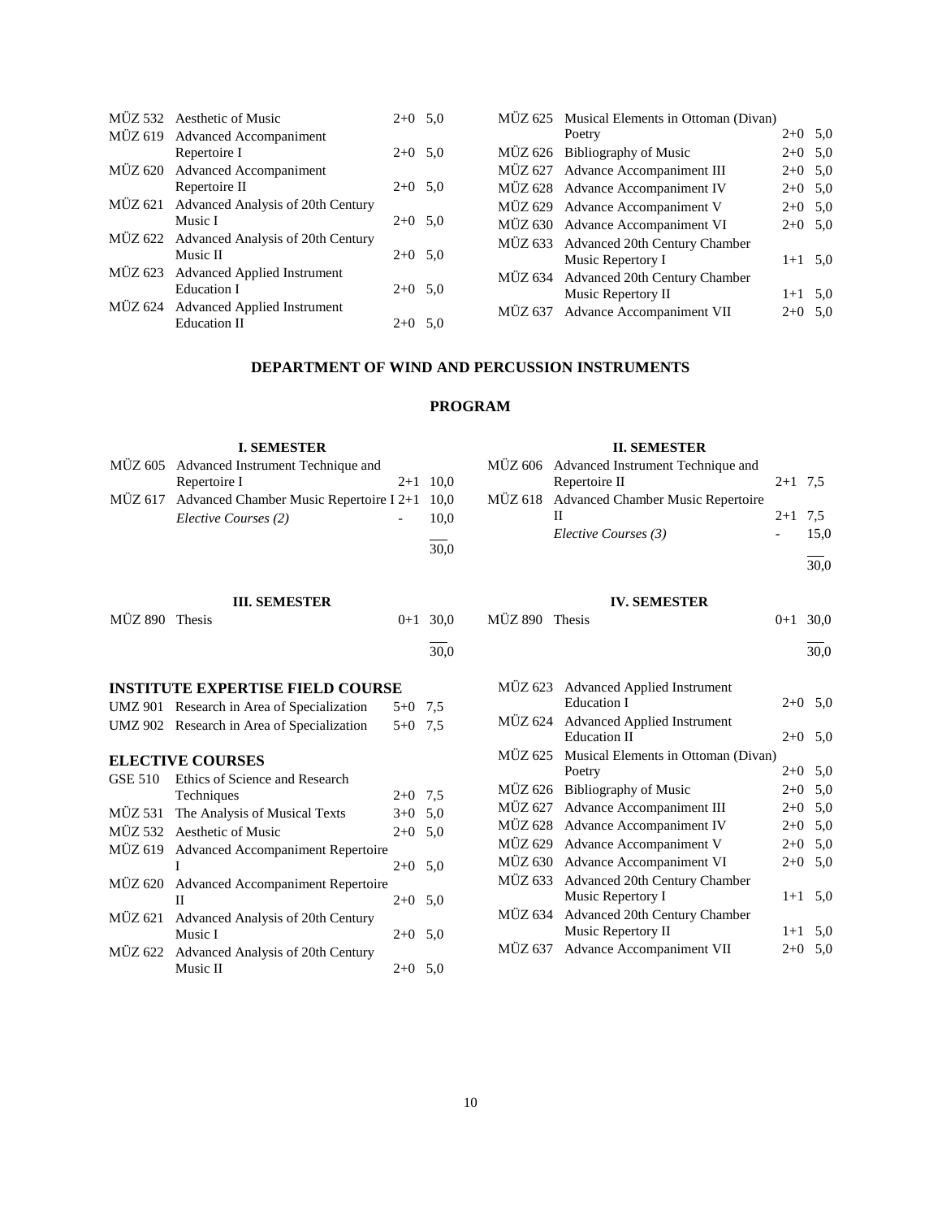| | | | |
|---|---|---|---|
| MÜZ 532 | Aesthetic of Music | 2+0 | 5,0 |
| MÜZ 619 | Advanced Accompaniment Repertoire I | 2+0 | 5,0 |
| MÜZ 620 | Advanced Accompaniment Repertoire II | 2+0 | 5,0 |
| MÜZ 621 | Advanced Analysis of 20th Century Music I | 2+0 | 5,0 |
| MÜZ 622 | Advanced Analysis of 20th Century Music II | 2+0 | 5,0 |
| MÜZ 623 | Advanced Applied Instrument Education I | 2+0 | 5,0 |
| MÜZ 624 | Advanced Applied Instrument Education II | 2+0 | 5,0 |
| MÜZ 625 | Musical Elements in Ottoman (Divan) Poetry | 2+0 | 5,0 |
| MÜZ 626 | Bibliography of Music | 2+0 | 5,0 |
| MÜZ 627 | Advance Accompaniment III | 2+0 | 5,0 |
| MÜZ 628 | Advance Accompaniment IV | 2+0 | 5,0 |
| MÜZ 629 | Advance Accompaniment V | 2+0 | 5,0 |
| MÜZ 630 | Advance Accompaniment VI | 2+0 | 5,0 |
| MÜZ 633 | Advanced 20th Century Chamber Music Repertory I | 1+1 | 5,0 |
| MÜZ 634 | Advanced 20th Century Chamber Music Repertory II | 1+1 | 5,0 |
| MÜZ 637 | Advance Accompaniment VII | 2+0 | 5,0 |

## DEPARTMENT OF WIND AND PERCUSSION INSTRUMENTS

### PROGRAM

**I. SEMESTER**

| | | | |
|---|---|---|---|
| MÜZ 605 | Advanced Instrument Technique and Repertoire I | 2+1 | 10,0 |
| MÜZ 617 | Advanced Chamber Music Repertoire I | 2+1 | 10,0 |
| | *Elective Courses (2)* | - | 10,0 |
| | | | 30,0 |

**II. SEMESTER**

| | | | |
|---|---|---|---|
| MÜZ 606 | Advanced Instrument Technique and Repertoire II | 2+1 | 7,5 |
| MÜZ 618 | Advanced Chamber Music Repertoire II | 2+1 | 7,5 |
| | *Elective Courses (3)* | - | 15,0 |
| | | | 30,0 |

**III. SEMESTER**

| | | | |
|---|---|---|---|
| MÜZ 890 | Thesis | 0+1 | 30,0 |
| | | | 30,0 |

**IV. SEMESTER**

| | | | |
|---|---|---|---|
| MÜZ 890 | Thesis | 0+1 | 30,0 |
| | | | 30,0 |

**INSTITUTE EXPERTISE FIELD COURSE**

| | | | |
|---|---|---|---|
| UMZ 901 | Research in Area of Specialization | 5+0 | 7,5 |
| UMZ 902 | Research in Area of Specialization | 5+0 | 7,5 |

**ELECTIVE COURSES**

| | | | |
|---|---|---|---|
| GSE 510 | Ethics of Science and Research Techniques | 2+0 | 7,5 |
| MÜZ 531 | The Analysis of Musical Texts | 3+0 | 5,0 |
| MÜZ 532 | Aesthetic of Music | 2+0 | 5,0 |
| MÜZ 619 | Advanced Accompaniment Repertoire I | 2+0 | 5,0 |
| MÜZ 620 | Advanced Accompaniment Repertoire II | 2+0 | 5,0 |
| MÜZ 621 | Advanced Analysis of 20th Century Music I | 2+0 | 5,0 |
| MÜZ 622 | Advanced Analysis of 20th Century Music II | 2+0 | 5,0 |
| MÜZ 623 | Advanced Applied Instrument Education I | 2+0 | 5,0 |
| MÜZ 624 | Advanced Applied Instrument Education II | 2+0 | 5,0 |
| MÜZ 625 | Musical Elements in Ottoman (Divan) Poetry | 2+0 | 5,0 |
| MÜZ 626 | Bibliography of Music | 2+0 | 5,0 |
| MÜZ 627 | Advance Accompaniment III | 2+0 | 5,0 |
| MÜZ 628 | Advance Accompaniment IV | 2+0 | 5,0 |
| MÜZ 629 | Advance Accompaniment V | 2+0 | 5,0 |
| MÜZ 630 | Advance Accompaniment VI | 2+0 | 5,0 |
| MÜZ 633 | Advanced 20th Century Chamber Music Repertory I | 1+1 | 5,0 |
| MÜZ 634 | Advanced 20th Century Chamber Music Repertory II | 1+1 | 5,0 |
| MÜZ 637 | Advance Accompaniment VII | 2+0 | 5,0 |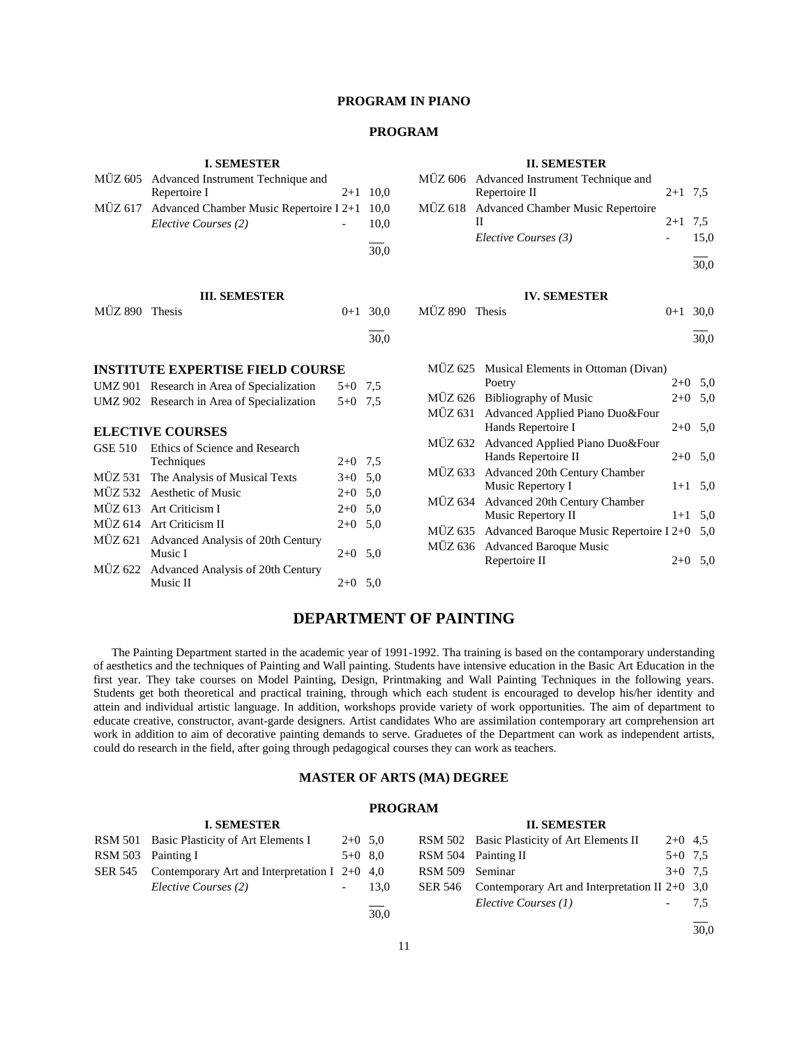### PROGRAM IN PIANO

#### PROGRAM

**I. SEMESTER**

| | | | |
|---|---|---|---|
| MÜZ 605 | Advanced Instrument Technique and Repertoire I | 2+1 | 10,0 |
| MÜZ 617 | Advanced Chamber Music Repertoire I | 2+1 | 10,0 |
| | *Elective Courses (2)* | - | 10,0 |
| | | | 30,0 |

**II. SEMESTER**

| | | | |
|---|---|---|---|
| MÜZ 606 | Advanced Instrument Technique and Repertoire II | 2+1 | 7,5 |
| MÜZ 618 | Advanced Chamber Music Repertoire II | 2+1 | 7,5 |
| | *Elective Courses (3)* | - | 15,0 |
| | | | 30,0 |

**III. SEMESTER**

| | | | |
|---|---|---|---|
| MÜZ 890 | Thesis | 0+1 | 30,0 |
| | | | 30,0 |

**IV. SEMESTER**

| | | | |
|---|---|---|---|
| MÜZ 890 | Thesis | 0+1 | 30,0 |
| | | | 30,0 |

**INSTITUTE EXPERTISE FIELD COURSE**

| | | | |
|---|---|---|---|
| UMZ 901 | Research in Area of Specialization | 5+0 | 7,5 |
| UMZ 902 | Research in Area of Specialization | 5+0 | 7,5 |

**ELECTIVE COURSES**

| | | | |
|---|---|---|---|
| GSE 510 | Ethics of Science and Research Techniques | 2+0 | 7,5 |
| MÜZ 531 | The Analysis of Musical Texts | 3+0 | 5,0 |
| MÜZ 532 | Aesthetic of Music | 2+0 | 5,0 |
| MÜZ 613 | Art Criticism I | 2+0 | 5,0 |
| MÜZ 614 | Art Criticism II | 2+0 | 5,0 |
| MÜZ 621 | Advanced Analysis of 20th Century Music I | 2+0 | 5,0 |
| MÜZ 622 | Advanced Analysis of 20th Century Music II | 2+0 | 5,0 |
| MÜZ 625 | Musical Elements in Ottoman (Divan) Poetry | 2+0 | 5,0 |
| MÜZ 626 | Bibliography of Music | 2+0 | 5,0 |
| MÜZ 631 | Advanced Applied Piano Duo&Four Hands Repertoire I | 2+0 | 5,0 |
| MÜZ 632 | Advanced Applied Piano Duo&Four Hands Repertoire II | 2+0 | 5,0 |
| MÜZ 633 | Advanced 20th Century Chamber Music Repertory I | 1+1 | 5,0 |
| MÜZ 634 | Advanced 20th Century Chamber Music Repertory II | 1+1 | 5,0 |
| MÜZ 635 | Advanced Baroque Music Repertoire I | 2+0 | 5,0 |
| MÜZ 636 | Advanced Baroque Music Repertoire II | 2+0 | 5,0 |

## DEPARTMENT OF PAINTING

The Painting Department started in the academic year of 1991-1992. Tha training is based on the contamporary understanding of aesthetics and the techniques of Painting and Wall painting. Students have intensive education in the Basic Art Education in the first year. They take courses on Model Painting, Design, Printmaking and Wall Painting Techniques in the following years. Students get both theoretical and practical training, through which each student is encouraged to develop his/her identity and attein and individual artistic language. In addition, workshops provide variety of work opportunities. The aim of department to educate creative, constructor, avant-garde designers. Artist candidates Who are assimilation contemporary art comprehension art work in addition to aim of decorative painting demands to serve. Graduetes of the Department can work as independent artists, could do research in the field, after going through pedagogical courses they can work as teachers.

### MASTER OF ARTS (MA) DEGREE

#### PROGRAM

**I. SEMESTER**

| | | | |
|---|---|---|---|
| RSM 501 | Basic Plasticity of Art Elements I | 2+0 | 5,0 |
| RSM 503 | Painting I | 5+0 | 8,0 |
| SER 545 | Contemporary Art and Interpretation I | 2+0 | 4,0 |
| | *Elective Courses (2)* | - | 13,0 |
| | | | 30,0 |

**II. SEMESTER**

| | | | |
|---|---|---|---|
| RSM 502 | Basic Plasticity of Art Elements II | 2+0 | 4,5 |
| RSM 504 | Painting II | 5+0 | 7,5 |
| RSM 509 | Seminar | 3+0 | 7,5 |
| SER 546 | Contemporary Art and Interpretation II | 2+0 | 3,0 |
| | *Elective Courses (1)* | - | 7,5 |
| | | | 30,0 |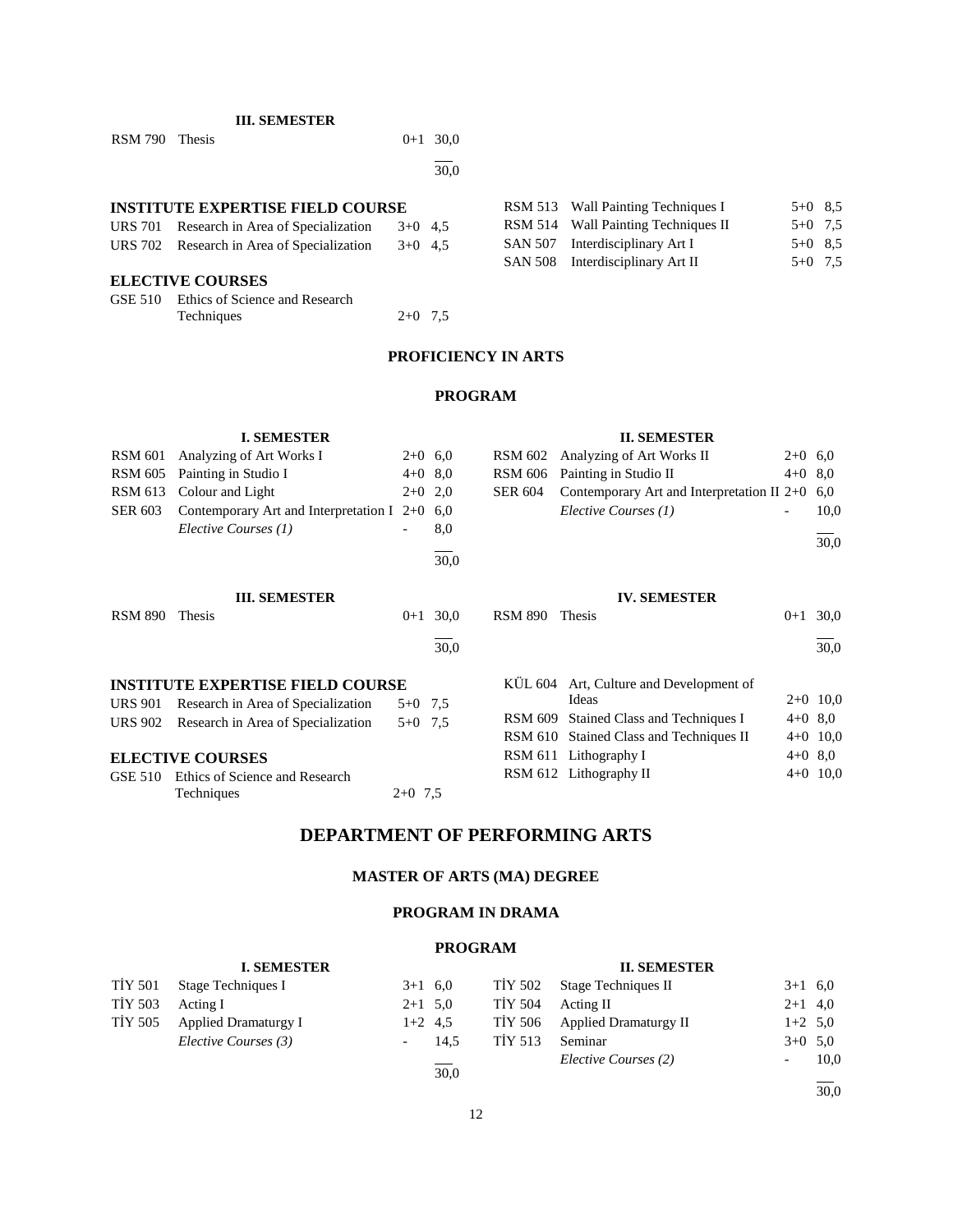**III. SEMESTER**

| | | | |
|---|---|---|---|
| RSM 790 | Thesis | 0+1 | 30,0 |
| | | | 30,0 |

**INSTITUTE EXPERTISE FIELD COURSE**

| | | | |
|---|---|---|---|
| URS 701 | Research in Area of Specialization | 3+0 | 4,5 |
| URS 702 | Research in Area of Specialization | 3+0 | 4,5 |

**ELECTIVE COURSES**

| | | | |
|---|---|---|---|
| GSE 510 | Ethics of Science and Research Techniques | 2+0 | 7,5 |
| RSM 513 | Wall Painting Techniques I | 5+0 | 8,5 |
| RSM 514 | Wall Painting Techniques II | 5+0 | 7,5 |
| SAN 507 | Interdisciplinary Art I | 5+0 | 8,5 |
| SAN 508 | Interdisciplinary Art II | 5+0 | 7,5 |

## PROFICIENCY IN ARTS

### PROGRAM

**I. SEMESTER**

| | | | |
|---|---|---|---|
| RSM 601 | Analyzing of Art Works I | 2+0 | 6,0 |
| RSM 605 | Painting in Studio I | 4+0 | 8,0 |
| RSM 613 | Colour and Light | 2+0 | 2,0 |
| SER 603 | Contemporary Art and Interpretation I | 2+0 | 6,0 |
| | *Elective Courses (1)* | - | 8,0 |
| | | | 30,0 |

**II. SEMESTER**

| | | | |
|---|---|---|---|
| RSM 602 | Analyzing of Art Works II | 2+0 | 6,0 |
| RSM 606 | Painting in Studio II | 4+0 | 8,0 |
| SER 604 | Contemporary Art and Interpretation II | 2+0 | 6,0 |
| | *Elective Courses (1)* | - | 10,0 |
| | | | 30,0 |

**III. SEMESTER**

| | | | |
|---|---|---|---|
| RSM 890 | Thesis | 0+1 | 30,0 |
| | | | 30,0 |

**IV. SEMESTER**

| | | | |
|---|---|---|---|
| RSM 890 | Thesis | 0+1 | 30,0 |
| | | | 30,0 |

**INSTITUTE EXPERTISE FIELD COURSE**

| | | | |
|---|---|---|---|
| URS 901 | Research in Area of Specialization | 5+0 | 7,5 |
| URS 902 | Research in Area of Specialization | 5+0 | 7,5 |

**ELECTIVE COURSES**

| | | | |
|---|---|---|---|
| GSE 510 | Ethics of Science and Research Techniques | 2+0 | 7,5 |
| KÜL 604 | Art, Culture and Development of Ideas | 2+0 | 10,0 |
| RSM 609 | Stained Class and Techniques I | 4+0 | 8,0 |
| RSM 610 | Stained Class and Techniques II | 4+0 | 10,0 |
| RSM 611 | Lithography I | 4+0 | 8,0 |
| RSM 612 | Lithography II | 4+0 | 10,0 |

# DEPARTMENT OF PERFORMING ARTS

## MASTER OF ARTS (MA) DEGREE

### PROGRAM IN DRAMA

### PROGRAM

**I. SEMESTER**

| | | | |
|---|---|---|---|
| TİY 501 | Stage Techniques I | 3+1 | 6,0 |
| TİY 503 | Acting I | 2+1 | 5,0 |
| TİY 505 | Applied Dramaturgy I | 1+2 | 4,5 |
| | *Elective Courses (3)* | - | 14,5 |
| | | | 30,0 |

**II. SEMESTER**

| | | | |
|---|---|---|---|
| TİY 502 | Stage Techniques II | 3+1 | 6,0 |
| TİY 504 | Acting II | 2+1 | 4,0 |
| TİY 506 | Applied Dramaturgy II | 1+2 | 5,0 |
| TİY 513 | Seminar | 3+0 | 5,0 |
| | *Elective Courses (2)* | - | 10,0 |
| | | | 30,0 |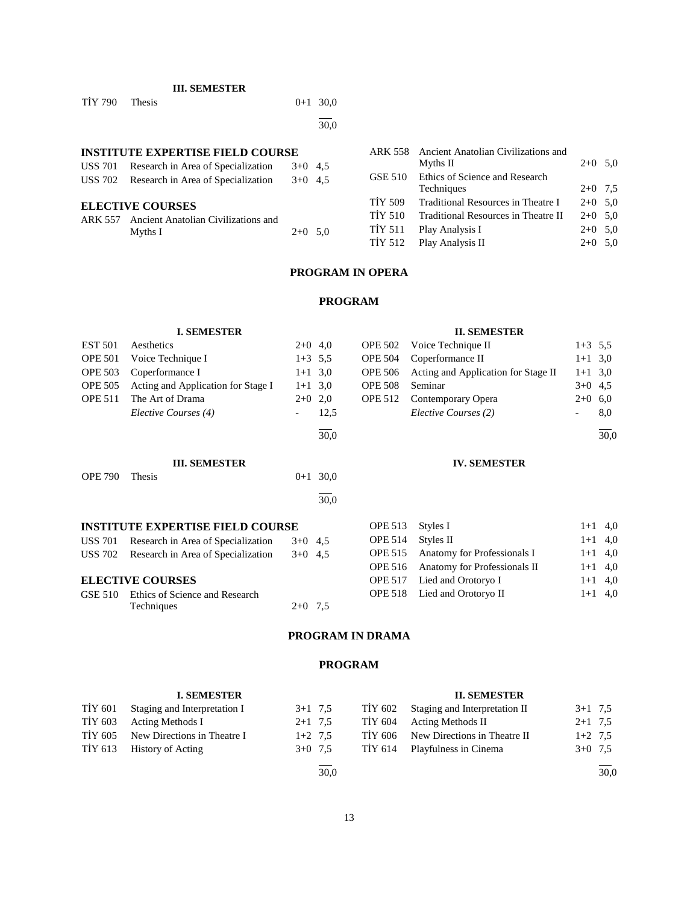**III. SEMESTER**

| | | | |
|---|---|---|---|
| TİY 790 | Thesis | 0+1 | 30,0 |
| | | | 30,0 |

**INSTITUTE EXPERTISE FIELD COURSE**

| | | | |
|---|---|---|---|
| USS 701 | Research in Area of Specialization | 3+0 | 4,5 |
| USS 702 | Research in Area of Specialization | 3+0 | 4,5 |

**ELECTIVE COURSES**

| | | | |
|---|---|---|---|
| ARK 557 | Ancient Anatolian Civilizations and Myths I | 2+0 | 5,0 |
| ARK 558 | Ancient Anatolian Civilizations and Myths II | 2+0 | 5,0 |
| GSE 510 | Ethics of Science and Research Techniques | 2+0 | 7,5 |
| TİY 509 | Traditional Resources in Theatre I | 2+0 | 5,0 |
| TİY 510 | Traditional Resources in Theatre II | 2+0 | 5,0 |
| TİY 511 | Play Analysis I | 2+0 | 5,0 |
| TİY 512 | Play Analysis II | 2+0 | 5,0 |

## PROGRAM IN OPERA

### PROGRAM

**I. SEMESTER**

| | | | |
|---|---|---|---|
| EST 501 | Aesthetics | 2+0 | 4,0 |
| OPE 501 | Voice Technique I | 1+3 | 5,5 |
| OPE 503 | Coperformance I | 1+1 | 3,0 |
| OPE 505 | Acting and Application for Stage I | 1+1 | 3,0 |
| OPE 511 | The Art of Drama | 2+0 | 2,0 |
| | *Elective Courses (4)* | - | 12,5 |
| | | | 30,0 |

**II. SEMESTER**

| | | | |
|---|---|---|---|
| OPE 502 | Voice Technique II | 1+3 | 5,5 |
| OPE 504 | Coperformance II | 1+1 | 3,0 |
| OPE 506 | Acting and Application for Stage II | 1+1 | 3,0 |
| OPE 508 | Seminar | 3+0 | 4,5 |
| OPE 512 | Contemporary Opera | 2+0 | 6,0 |
| | *Elective Courses (2)* | - | 8,0 |
| | | | 30,0 |

**III. SEMESTER**

| | | | |
|---|---|---|---|
| OPE 790 | Thesis | 0+1 | 30,0 |
| | | | 30,0 |

**IV. SEMESTER**

**INSTITUTE EXPERTISE FIELD COURSE**

| | | | |
|---|---|---|---|
| USS 701 | Research in Area of Specialization | 3+0 | 4,5 |
| USS 702 | Research in Area of Specialization | 3+0 | 4,5 |

**ELECTIVE COURSES**

| | | | |
|---|---|---|---|
| GSE 510 | Ethics of Science and Research Techniques | 2+0 | 7,5 |
| OPE 513 | Styles I | 1+1 | 4,0 |
| OPE 514 | Styles II | 1+1 | 4,0 |
| OPE 515 | Anatomy for Professionals I | 1+1 | 4,0 |
| OPE 516 | Anatomy for Professionals II | 1+1 | 4,0 |
| OPE 517 | Lied and Orotoryo I | 1+1 | 4,0 |
| OPE 518 | Lied and Orotoryo II | 1+1 | 4,0 |

## PROGRAM IN DRAMA

### PROGRAM

**I. SEMESTER**

| | | | |
|---|---|---|---|
| TİY 601 | Staging and Interpretation I | 3+1 | 7,5 |
| TİY 603 | Acting Methods I | 2+1 | 7,5 |
| TİY 605 | New Directions in Theatre I | 1+2 | 7,5 |
| TİY 613 | History of Acting | 3+0 | 7,5 |
| | | | 30,0 |

**II. SEMESTER**

| | | | |
|---|---|---|---|
| TİY 602 | Staging and Interpretation II | 3+1 | 7,5 |
| TİY 604 | Acting Methods II | 2+1 | 7,5 |
| TİY 606 | New Directions in Theatre II | 1+2 | 7,5 |
| TİY 614 | Playfulness in Cinema | 3+0 | 7,5 |
| | | | 30,0 |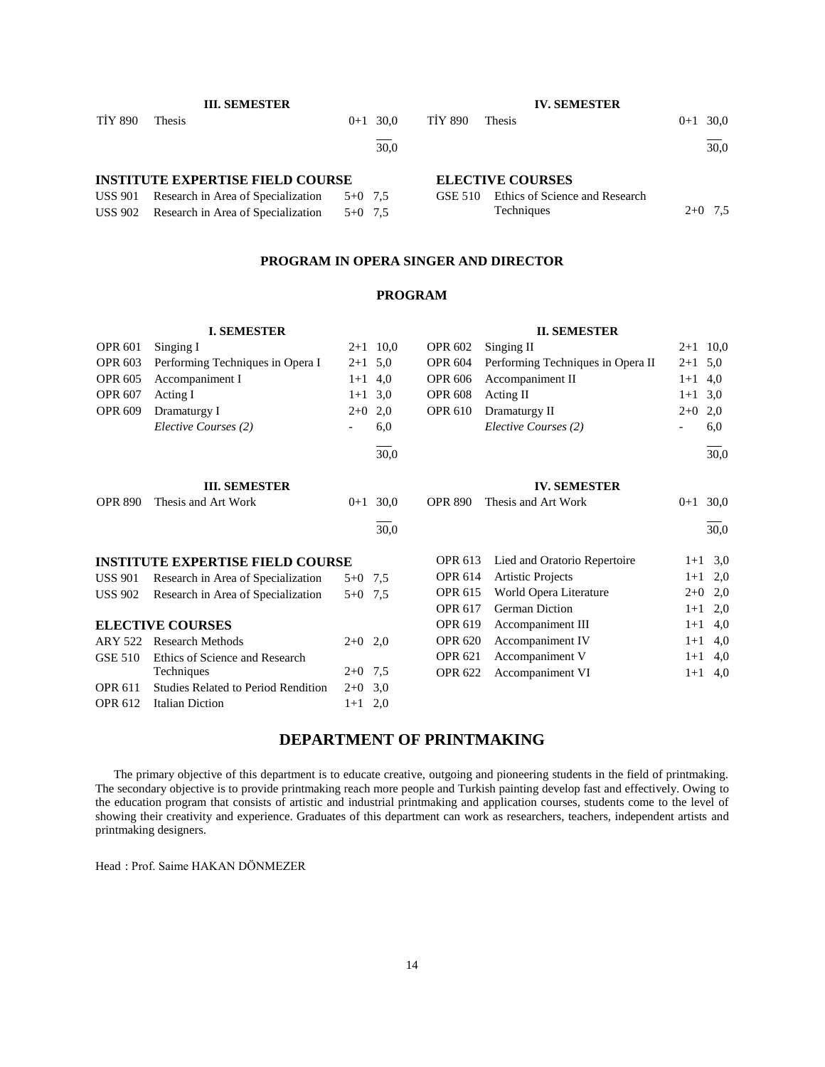**III. SEMESTER**

| | | | |
|---|---|---|---|
| TİY 890 | Thesis | 0+1 | 30,0 |
| | | | 30,0 |

**IV. SEMESTER**

| | | | |
|---|---|---|---|
| TİY 890 | Thesis | 0+1 | 30,0 |
| | | | 30,0 |

**INSTITUTE EXPERTISE FIELD COURSE**

| | | | |
|---|---|---|---|
| USS 901 | Research in Area of Specialization | 5+0 | 7,5 |
| USS 902 | Research in Area of Specialization | 5+0 | 7,5 |

**ELECTIVE COURSES**

| | | | |
|---|---|---|---|
| GSE 510 | Ethics of Science and Research Techniques | 2+0 | 7,5 |

## PROGRAM IN OPERA SINGER AND DIRECTOR

### PROGRAM

**I. SEMESTER**

| | | | |
|---|---|---|---|
| OPR 601 | Singing I | 2+1 | 10,0 |
| OPR 603 | Performing Techniques in Opera I | 2+1 | 5,0 |
| OPR 605 | Accompaniment I | 1+1 | 4,0 |
| OPR 607 | Acting I | 1+1 | 3,0 |
| OPR 609 | Dramaturgy I | 2+0 | 2,0 |
| | *Elective Courses (2)* | - | 6,0 |
| | | | 30,0 |

**II. SEMESTER**

| | | | |
|---|---|---|---|
| OPR 602 | Singing II | 2+1 | 10,0 |
| OPR 604 | Performing Techniques in Opera II | 2+1 | 5,0 |
| OPR 606 | Accompaniment II | 1+1 | 4,0 |
| OPR 608 | Acting II | 1+1 | 3,0 |
| OPR 610 | Dramaturgy II | 2+0 | 2,0 |
| | *Elective Courses (2)* | - | 6,0 |
| | | | 30,0 |

**III. SEMESTER**

| | | | |
|---|---|---|---|
| OPR 890 | Thesis and Art Work | 0+1 | 30,0 |
| | | | 30,0 |

**IV. SEMESTER**

| | | | |
|---|---|---|---|
| OPR 890 | Thesis and Art Work | 0+1 | 30,0 |
| | | | 30,0 |

**INSTITUTE EXPERTISE FIELD COURSE**

| | | | |
|---|---|---|---|
| USS 901 | Research in Area of Specialization | 5+0 | 7,5 |
| USS 902 | Research in Area of Specialization | 5+0 | 7,5 |

**ELECTIVE COURSES**

| | | | |
|---|---|---|---|
| ARY 522 | Research Methods | 2+0 | 2,0 |
| GSE 510 | Ethics of Science and Research Techniques | 2+0 | 7,5 |
| OPR 611 | Studies Related to Period Rendition | 2+0 | 3,0 |
| OPR 612 | Italian Diction | 1+1 | 2,0 |
| OPR 613 | Lied and Oratorio Repertoire | 1+1 | 3,0 |
| OPR 614 | Artistic Projects | 1+1 | 2,0 |
| OPR 615 | World Opera Literature | 2+0 | 2,0 |
| OPR 617 | German Diction | 1+1 | 2,0 |
| OPR 619 | Accompaniment III | 1+1 | 4,0 |
| OPR 620 | Accompaniment IV | 1+1 | 4,0 |
| OPR 621 | Accompaniment V | 1+1 | 4,0 |
| OPR 622 | Accompaniment VI | 1+1 | 4,0 |

# DEPARTMENT OF PRINTMAKING

The primary objective of this department is to educate creative, outgoing and pioneering students in the field of printmaking. The secondary objective is to provide printmaking reach more people and Turkish painting develop fast and effectively. Owing to the education program that consists of artistic and industrial printmaking and application courses, students come to the level of showing their creativity and experience. Graduates of this department can work as researchers, teachers, independent artists and printmaking designers.

Head : Prof. Saime HAKAN DÖNMEZER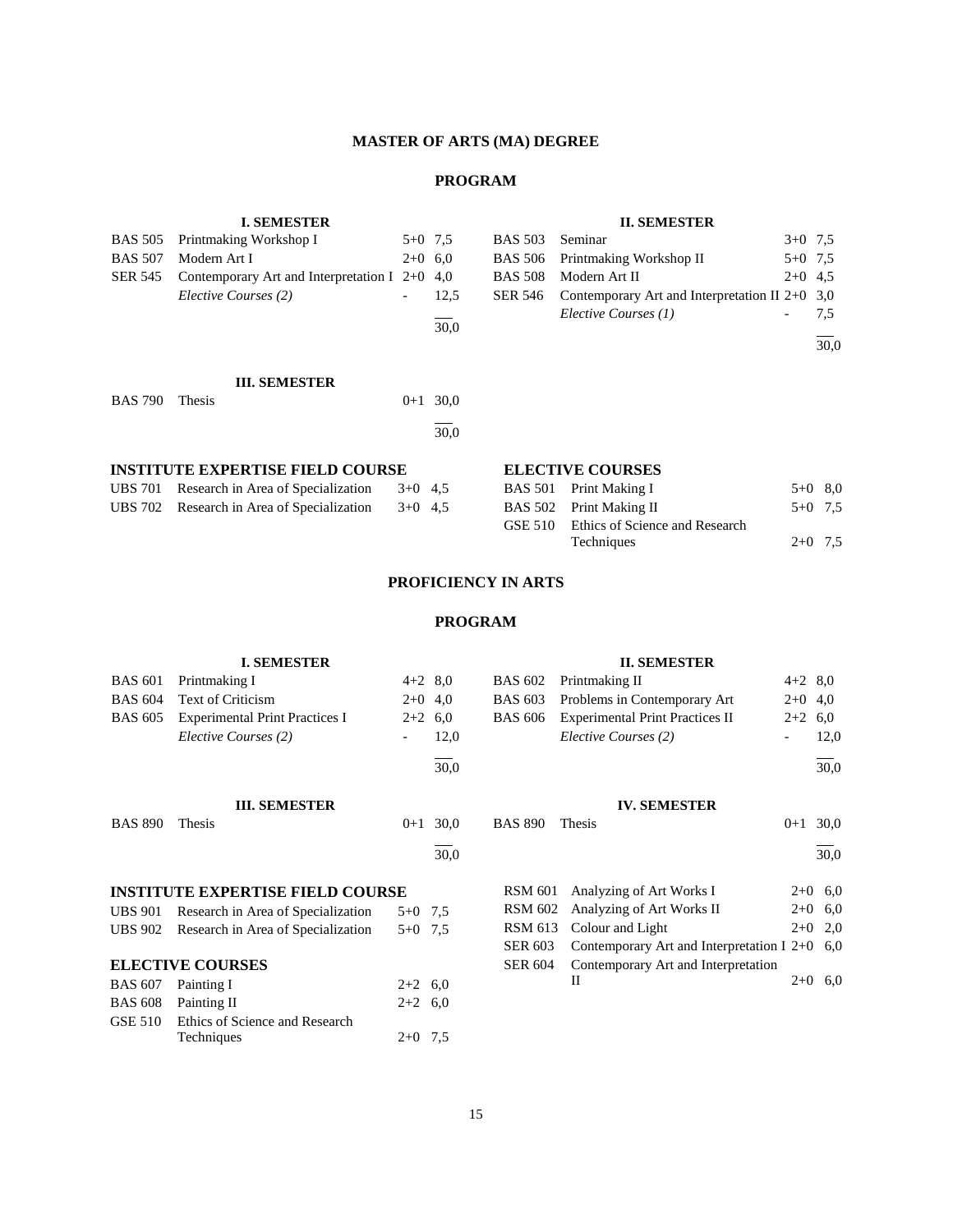# MASTER OF ARTS (MA) DEGREE

## PROGRAM

### I. SEMESTER

| Code | Course | Hours | Credits |
|---|---|---|---|
| BAS 505 | Printmaking Workshop I | 5+0 | 7,5 |
| BAS 507 | Modern Art I | 2+0 | 6,0 |
| SER 545 | Contemporary Art and Interpretation I | 2+0 | 4,0 |
| | *Elective Courses (2)* | - | 12,5 |
| | | | 30,0 |

### II. SEMESTER

| Code | Course | Hours | Credits |
|---|---|---|---|
| BAS 503 | Seminar | 3+0 | 7,5 |
| BAS 506 | Printmaking Workshop II | 5+0 | 7,5 |
| BAS 508 | Modern Art II | 2+0 | 4,5 |
| SER 546 | Contemporary Art and Interpretation II | 2+0 | 3,0 |
| | *Elective Courses (1)* | - | 7,5 |
| | | | 30,0 |

### III. SEMESTER

| Code | Course | Hours | Credits |
|---|---|---|---|
| BAS 790 | Thesis | 0+1 | 30,0 |
| | | | 30,0 |

### INSTITUTE EXPERTISE FIELD COURSE

| Code | Course | Hours | Credits |
|---|---|---|---|
| UBS 701 | Research in Area of Specialization | 3+0 | 4,5 |
| UBS 702 | Research in Area of Specialization | 3+0 | 4,5 |

### ELECTIVE COURSES

| Code | Course | Hours | Credits |
|---|---|---|---|
| BAS 501 | Print Making I | 5+0 | 8,0 |
| BAS 502 | Print Making II | 5+0 | 7,5 |
| GSE 510 | Ethics of Science and Research Techniques | 2+0 | 7,5 |

# PROFICIENCY IN ARTS

## PROGRAM

### I. SEMESTER

| Code | Course | Hours | Credits |
|---|---|---|---|
| BAS 601 | Printmaking I | 4+2 | 8,0 |
| BAS 604 | Text of Criticism | 2+0 | 4,0 |
| BAS 605 | Experimental Print Practices I | 2+2 | 6,0 |
| | *Elective Courses (2)* | - | 12,0 |
| | | | 30,0 |

### II. SEMESTER

| Code | Course | Hours | Credits |
|---|---|---|---|
| BAS 602 | Printmaking II | 4+2 | 8,0 |
| BAS 603 | Problems in Contemporary Art | 2+0 | 4,0 |
| BAS 606 | Experimental Print Practices II | 2+2 | 6,0 |
| | *Elective Courses (2)* | - | 12,0 |
| | | | 30,0 |

### III. SEMESTER

| Code | Course | Hours | Credits |
|---|---|---|---|
| BAS 890 | Thesis | 0+1 | 30,0 |
| | | | 30,0 |

### IV. SEMESTER

| Code | Course | Hours | Credits |
|---|---|---|---|
| BAS 890 | Thesis | 0+1 | 30,0 |
| | | | 30,0 |

### INSTITUTE EXPERTISE FIELD COURSE

| Code | Course | Hours | Credits |
|---|---|---|---|
| UBS 901 | Research in Area of Specialization | 5+0 | 7,5 |
| UBS 902 | Research in Area of Specialization | 5+0 | 7,5 |

### ELECTIVE COURSES

| Code | Course | Hours | Credits |
|---|---|---|---|
| BAS 607 | Painting I | 2+2 | 6,0 |
| BAS 608 | Painting II | 2+2 | 6,0 |
| GSE 510 | Ethics of Science and Research Techniques | 2+0 | 7,5 |
| RSM 601 | Analyzing of Art Works I | 2+0 | 6,0 |
| RSM 602 | Analyzing of Art Works II | 2+0 | 6,0 |
| RSM 613 | Colour and Light | 2+0 | 2,0 |
| SER 603 | Contemporary Art and Interpretation I | 2+0 | 6,0 |
| SER 604 | Contemporary Art and Interpretation II | 2+0 | 6,0 |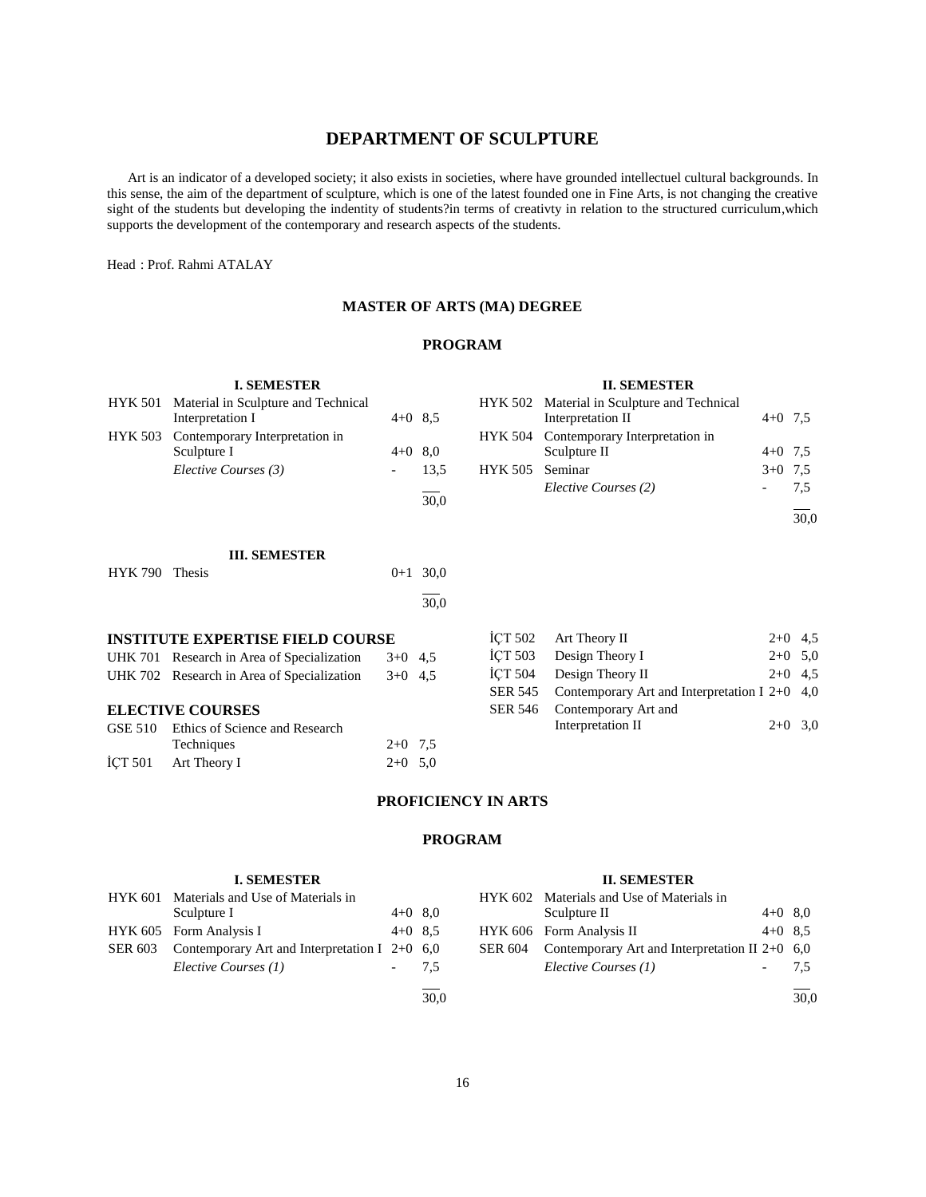# DEPARTMENT OF SCULPTURE

Art is an indicator of a developed society; it also exists in societies, where have grounded intellectuel cultural backgrounds. In this sense, the aim of the department of sculpture, which is one of the latest founded one in Fine Arts, is not changing the creative sight of the students but developing the indentity of students?in terms of creativty in relation to the structured curriculum,which supports the development of the contemporary and research aspects of the students.

Head : Prof. Rahmi ATALAY

## MASTER OF ARTS (MA) DEGREE

### PROGRAM

**I. SEMESTER**

| Code | Course | Hours | Credits |
|---|---|---|---|
| HYK 501 | Material in Sculpture and Technical Interpretation I | 4+0 | 8,5 |
| HYK 503 | Contemporary Interpretation in Sculpture I | 4+0 | 8,0 |
| | *Elective Courses (3)* | - | 13,5 |
| | | | 30,0 |

**II. SEMESTER**

| Code | Course | Hours | Credits |
|---|---|---|---|
| HYK 502 | Material in Sculpture and Technical Interpretation II | 4+0 | 7,5 |
| HYK 504 | Contemporary Interpretation in Sculpture II | 4+0 | 7,5 |
| HYK 505 | Seminar | 3+0 | 7,5 |
| | *Elective Courses (2)* | - | 7,5 |
| | | | 30,0 |

**III. SEMESTER**

| Code | Course | Hours | Credits |
|---|---|---|---|
| HYK 790 | Thesis | 0+1 | 30,0 |
| | | | 30,0 |

**INSTITUTE EXPERTISE FIELD COURSE**

| Code | Course | Hours | Credits |
|---|---|---|---|
| UHK 701 | Research in Area of Specialization | 3+0 | 4,5 |
| UHK 702 | Research in Area of Specialization | 3+0 | 4,5 |

**ELECTIVE COURSES**

| Code | Course | Hours | Credits |
|---|---|---|---|
| GSE 510 | Ethics of Science and Research Techniques | 2+0 | 7,5 |
| İÇT 501 | Art Theory I | 2+0 | 5,0 |
| İÇT 502 | Art Theory II | 2+0 | 4,5 |
| İÇT 503 | Design Theory I | 2+0 | 5,0 |
| İÇT 504 | Design Theory II | 2+0 | 4,5 |
| SER 545 | Contemporary Art and Interpretation I | 2+0 | 4,0 |
| SER 546 | Contemporary Art and Interpretation II | 2+0 | 3,0 |

## PROFICIENCY IN ARTS

### PROGRAM

**I. SEMESTER**

| Code | Course | Hours | Credits |
|---|---|---|---|
| HYK 601 | Materials and Use of Materials in Sculpture I | 4+0 | 8,0 |
| HYK 605 | Form Analysis I | 4+0 | 8,5 |
| SER 603 | Contemporary Art and Interpretation I | 2+0 | 6,0 |
| | *Elective Courses (1)* | - | 7,5 |
| | | | 30,0 |

**II. SEMESTER**

| Code | Course | Hours | Credits |
|---|---|---|---|
| HYK 602 | Materials and Use of Materials in Sculpture II | 4+0 | 8,0 |
| HYK 606 | Form Analysis II | 4+0 | 8,5 |
| SER 604 | Contemporary Art and Interpretation II | 2+0 | 6,0 |
| | *Elective Courses (1)* | - | 7,5 |
| | | | 30,0 |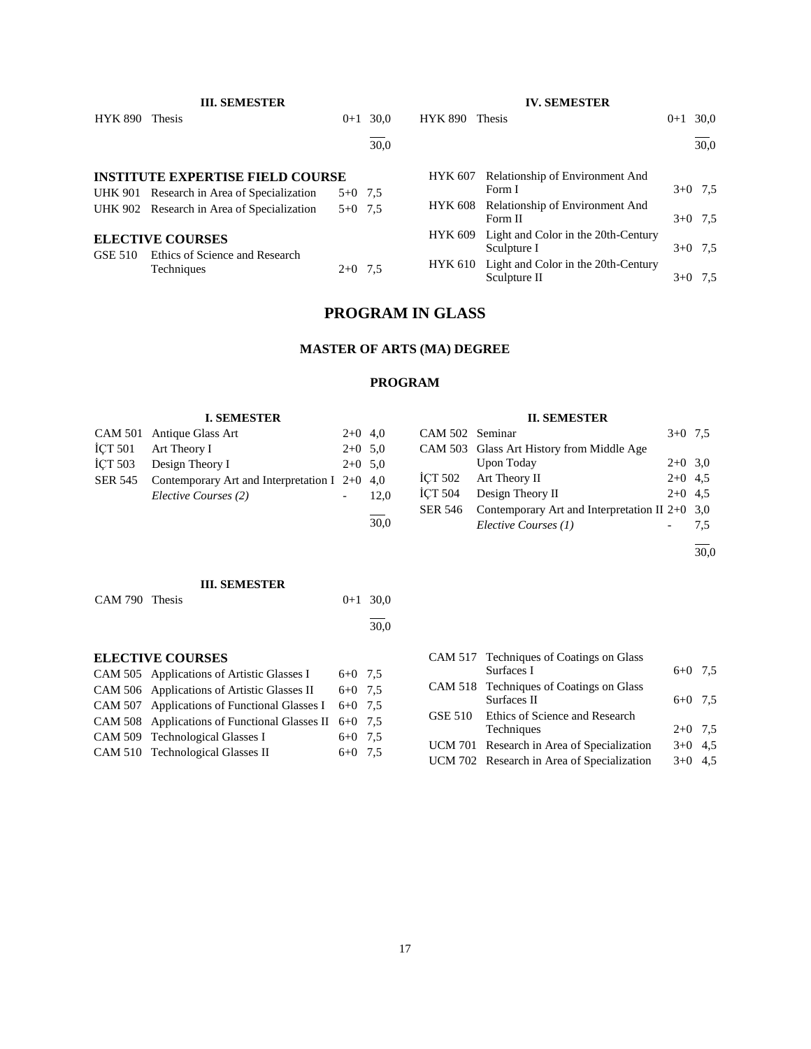**III. SEMESTER**

| | | | |
|---|---|---|---|
| HYK 890 | Thesis | 0+1 | 30,0 |
| | | | 30,0 |

**INSTITUTE EXPERTISE FIELD COURSE**

| | | | |
|---|---|---|---|
| UHK 901 | Research in Area of Specialization | 5+0 | 7,5 |
| UHK 902 | Research in Area of Specialization | 5+0 | 7,5 |

**ELECTIVE COURSES**

| | | | |
|---|---|---|---|
| GSE 510 | Ethics of Science and Research Techniques | 2+0 | 7,5 |

**IV. SEMESTER**

| | | | |
|---|---|---|---|
| HYK 890 | Thesis | 0+1 | 30,0 |
| | | | 30,0 |

| | | | |
|---|---|---|---|
| HYK 607 | Relationship of Environment And Form I | 3+0 | 7,5 |
| HYK 608 | Relationship of Environment And Form II | 3+0 | 7,5 |
| HYK 609 | Light and Color in the 20th-Century Sculpture I | 3+0 | 7,5 |
| HYK 610 | Light and Color in the 20th-Century Sculpture II | 3+0 | 7,5 |

# PROGRAM IN GLASS

## MASTER OF ARTS (MA) DEGREE

### PROGRAM

**I. SEMESTER**

| | | | |
|---|---|---|---|
| CAM 501 | Antique Glass Art | 2+0 | 4,0 |
| İÇT 501 | Art Theory I | 2+0 | 5,0 |
| İÇT 503 | Design Theory I | 2+0 | 5,0 |
| SER 545 | Contemporary Art and Interpretation I | 2+0 | 4,0 |
| | *Elective Courses (2)* | - | 12,0 |
| | | | 30,0 |

**II. SEMESTER**

| | | | |
|---|---|---|---|
| CAM 502 | Seminar | 3+0 | 7,5 |
| CAM 503 | Glass Art History from Middle Age Upon Today | 2+0 | 3,0 |
| İÇT 502 | Art Theory II | 2+0 | 4,5 |
| İÇT 504 | Design Theory II | 2+0 | 4,5 |
| SER 546 | Contemporary Art and Interpretation II | 2+0 | 3,0 |
| | *Elective Courses (1)* | - | 7,5 |
| | | | 30,0 |

**III. SEMESTER**

| | | | |
|---|---|---|---|
| CAM 790 | Thesis | 0+1 | 30,0 |
| | | | 30,0 |

**ELECTIVE COURSES**

| | | | |
|---|---|---|---|
| CAM 505 | Applications of Artistic Glasses I | 6+0 | 7,5 |
| CAM 506 | Applications of Artistic Glasses II | 6+0 | 7,5 |
| CAM 507 | Applications of Functional Glasses I | 6+0 | 7,5 |
| CAM 508 | Applications of Functional Glasses II | 6+0 | 7,5 |
| CAM 509 | Technological Glasses I | 6+0 | 7,5 |
| CAM 510 | Technological Glasses II | 6+0 | 7,5 |
| CAM 517 | Techniques of Coatings on Glass Surfaces I | 6+0 | 7,5 |
| CAM 518 | Techniques of Coatings on Glass Surfaces II | 6+0 | 7,5 |
| GSE 510 | Ethics of Science and Research Techniques | 2+0 | 7,5 |
| UCM 701 | Research in Area of Specialization | 3+0 | 4,5 |
| UCM 702 | Research in Area of Specialization | 3+0 | 4,5 |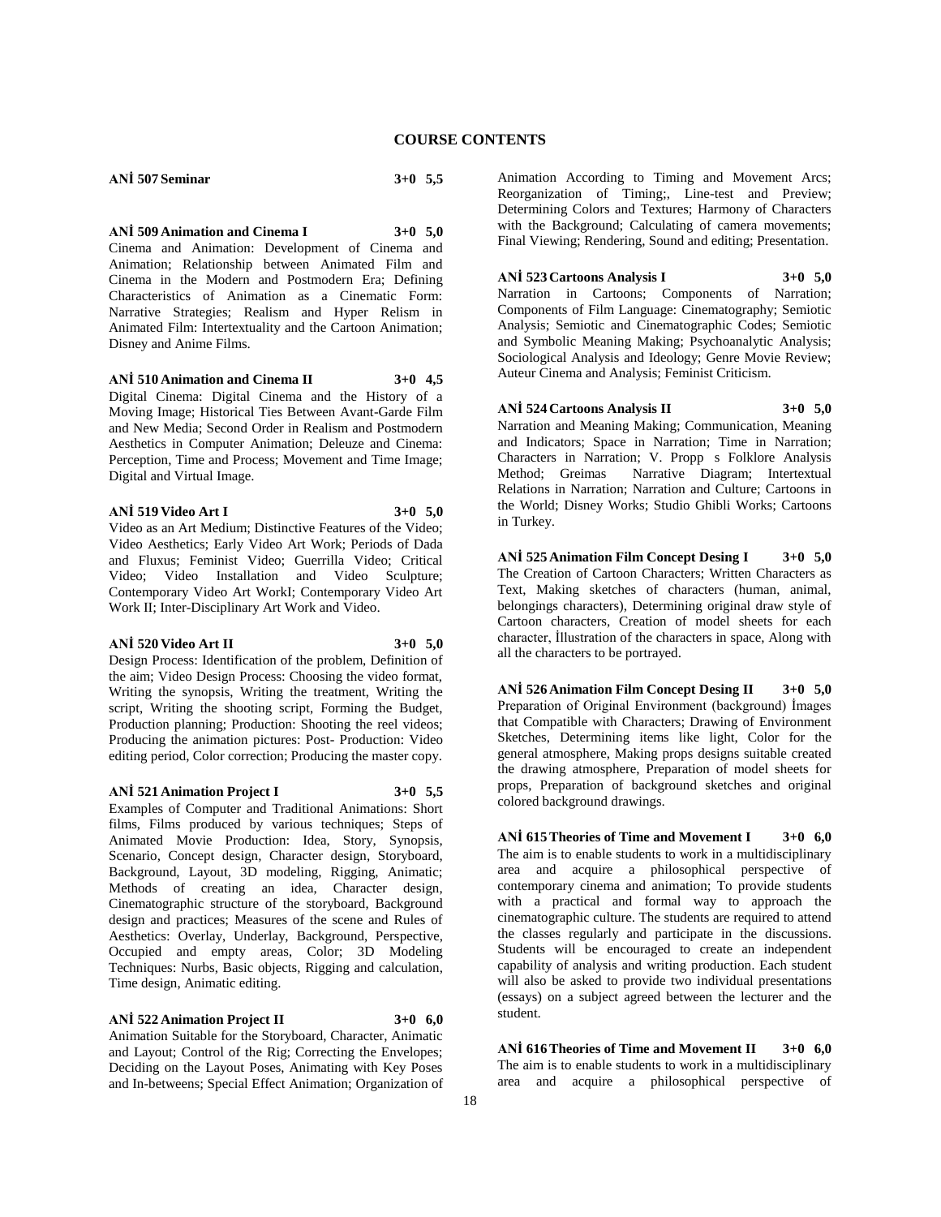# COURSE CONTENTS

**ANİ 507 Seminar 3+0 5,5**

**ANİ 509 Animation and Cinema I 3+0 5,0**
Cinema and Animation: Development of Cinema and Animation; Relationship between Animated Film and Cinema in the Modern and Postmodern Era; Defining Characteristics of Animation as a Cinematic Form: Narrative Strategies; Realism and Hyper Relism in Animated Film: Intertextuality and the Cartoon Animation; Disney and Anime Films.

**ANİ 510 Animation and Cinema II 3+0 4,5**
Digital Cinema: Digital Cinema and the History of a Moving Image; Historical Ties Between Avant-Garde Film and New Media; Second Order in Realism and Postmodern Aesthetics in Computer Animation; Deleuze and Cinema: Perception, Time and Process; Movement and Time Image; Digital and Virtual Image.

**ANİ 519 Video Art I 3+0 5,0**
Video as an Art Medium; Distinctive Features of the Video; Video Aesthetics; Early Video Art Work; Periods of Dada and Fluxus; Feminist Video; Guerrilla Video; Critical Video; Video Installation and Video Sculpture; Contemporary Video Art WorkI; Contemporary Video Art Work II; Inter-Disciplinary Art Work and Video.

**ANİ 520 Video Art II 3+0 5,0**
Design Process: Identification of the problem, Definition of the aim; Video Design Process: Choosing the video format, Writing the synopsis, Writing the treatment, Writing the script, Writing the shooting script, Forming the Budget, Production planning; Production: Shooting the reel videos; Producing the animation pictures: Post- Production: Video editing period, Color correction; Producing the master copy.

**ANİ 521 Animation Project I 3+0 5,5**
Examples of Computer and Traditional Animations: Short films, Films produced by various techniques; Steps of Animated Movie Production: Idea, Story, Synopsis, Scenario, Concept design, Character design, Storyboard, Background, Layout, 3D modeling, Rigging, Animatic; Methods of creating an idea, Character design, Cinematographic structure of the storyboard, Background design and practices; Measures of the scene and Rules of Aesthetics: Overlay, Underlay, Background, Perspective, Occupied and empty areas, Color; 3D Modeling Techniques: Nurbs, Basic objects, Rigging and calculation, Time design, Animatic editing.

**ANİ 522 Animation Project II 3+0 6,0**
Animation Suitable for the Storyboard, Character, Animatic and Layout; Control of the Rig; Correcting the Envelopes; Deciding on the Layout Poses, Animating with Key Poses and In-betweens; Special Effect Animation; Organization of Animation According to Timing and Movement Arcs; Reorganization of Timing;, Line-test and Preview; Determining Colors and Textures; Harmony of Characters with the Background; Calculating of camera movements; Final Viewing; Rendering, Sound and editing; Presentation.

**ANİ 523 Cartoons Analysis I 3+0 5,0**
Narration in Cartoons; Components of Narration; Components of Film Language: Cinematography; Semiotic Analysis; Semiotic and Cinematographic Codes; Semiotic and Symbolic Meaning Making; Psychoanalytic Analysis; Sociological Analysis and Ideology; Genre Movie Review; Auteur Cinema and Analysis; Feminist Criticism.

**ANİ 524 Cartoons Analysis II 3+0 5,0**
Narration and Meaning Making; Communication, Meaning and Indicators; Space in Narration; Time in Narration; Characters in Narration; V. Propp s Folklore Analysis Method; Greimas Narrative Diagram; Intertextual Relations in Narration; Narration and Culture; Cartoons in the World; Disney Works; Studio Ghibli Works; Cartoons in Turkey.

**ANİ 525 Animation Film Concept Desing I 3+0 5,0**
The Creation of Cartoon Characters; Written Characters as Text, Making sketches of characters (human, animal, belongings characters), Determining original draw style of Cartoon characters, Creation of model sheets for each character, İllustration of the characters in space, Along with all the characters to be portrayed.

**ANİ 526 Animation Film Concept Desing II 3+0 5,0**
Preparation of Original Environment (background) İmages that Compatible with Characters; Drawing of Environment Sketches, Determining items like light, Color for the general atmosphere, Making props designs suitable created the drawing atmosphere, Preparation of model sheets for props, Preparation of background sketches and original colored background drawings.

**ANİ 615 Theories of Time and Movement I 3+0 6,0**
The aim is to enable students to work in a multidisciplinary area and acquire a philosophical perspective of contemporary cinema and animation; To provide students with a practical and formal way to approach the cinematographic culture. The students are required to attend the classes regularly and participate in the discussions. Students will be encouraged to create an independent capability of analysis and writing production. Each student will also be asked to provide two individual presentations (essays) on a subject agreed between the lecturer and the student.

**ANİ 616 Theories of Time and Movement II 3+0 6,0**
The aim is to enable students to work in a multidisciplinary area and acquire a philosophical perspective of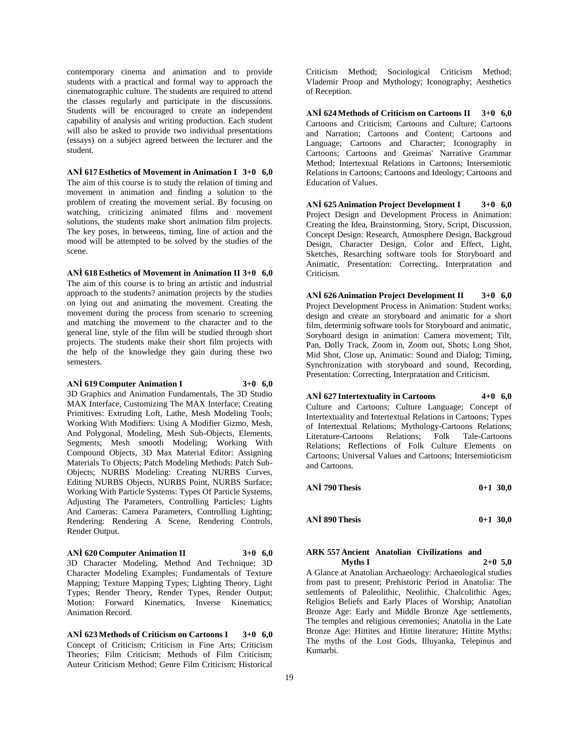contemporary cinema and animation and to provide students with a practical and formal way to approach the cinematographic culture. The students are required to attend the classes regularly and participate in the discussions. Students will be encouraged to create an independent capability of analysis and writing production. Each student will also be asked to provide two individual presentations (essays) on a subject agreed between the lecturer and the student.

**ANİ 617 Esthetics of Movement in Animation I 3+0 6,0**
The aim of this course is to study the relation of timing and movement in animation and finding a solution to the problem of creating the movement serial. By focusing on watching, criticizing animated films and movement solutions, the students make short animation film projects. The key poses, in betweens, timing, line of action and the mood will be attempted to be solved by the studies of the scene.

**ANİ 618 Esthetics of Movement in Animation II 3+0 6,0**
The aim of this course is to bring an artistic and industrial approach to the students? animation projects by the studies on lying out and animating the movement. Creating the movement during the process from scenario to screening and matching the movement to the character and to the general line, style of the film will be studied through short projects. The students make their short film projects with the help of the knowledge they gain during these two semesters.

**ANİ 619 Computer Animation I 3+0 6,0**
3D Graphics and Animation Fundamentals, The 3D Studio MAX Interface, Customizing The MAX Interface; Creating Primitives: Extruding Loft, Lathe, Mesh Modeling Tools; Working With Modifiers: Using A Modifier Gizmo, Mesh, And Polygonal, Modeling, Mesh Sub-Objects, Elements, Segments; Mesh smooth Modeling; Working With Compound Objects, 3D Max Material Editor: Assigning Materials To Objects; Patch Modeling Methods: Patch Sub-Objects; NURBS Modeling: Creating NURBS Curves, Editing NURBS Objects, NURBS Point, NURBS Surface; Working With Particle Systems: Types Of Particle Systems, Adjusting The Parameters, Controlling Particles; Lights And Cameras: Camera Parameters, Controlling Lighting; Rendering: Rendering A Scene, Rendering Controls, Render Output.

**ANİ 620 Computer Animation II 3+0 6,0**
3D Character Modeling, Method And Technique; 3D Character Modeling Examples; Fundamentals of Texture Mapping; Texture Mapping Types; Lighting Theory, Light Types; Render Theory, Render Types, Render Output; Motion: Forward Kinematics, Inverse Kinematics; Animation Record.

**ANİ 623 Methods of Criticism on Cartoons I 3+0 6,0**
Concept of Criticism; Criticism in Fine Arts; Criticism Theories; Film Criticism; Methods of Film Criticism; Auteur Criticism Method; Genre Film Criticism; Historical Criticism Method; Sociological Criticism Method; Vlademir Proop and Mythology; Iconography; Aesthetics of Reception.

**ANİ 624 Methods of Criticism on Cartoons II 3+0 6,0**
Cartoons and Criticism; Cartoons and Culture; Cartoons and Narration; Cartoons and Content; Cartoons and Language; Cartoons and Character; Iconography in Cartoons; Cartoons and Greimas' Narrative Grammar Method; Intertextual Relations in Cartoons; Intersemiotic Relations in Cartoons; Cartoons and Ideology; Cartoons and Education of Values.

**ANİ 625 Animation Project Development I 3+0 6,0**
Project Design and Development Process in Animation: Creating the Idea, Brainstorming, Story, Script, Discussion, Concept Design: Research, Atmosphere Design, Backgroud Design, Character Design, Color and Effect, Light, Sketches, Resarching software tools for Storyboard and Animatic, Presentation: Correcting, Interpratation and Criticism.

**ANİ 626 Animation Project Development II 3+0 6,0**
Project Development Process in Animation: Student works; design and create an storyboard and animatic for a short film, determinig software tools for Storyboard and animatic, Soryboard design in animation: Camera movement; Tilt, Pan, Dolly Track, Zoom in, Zoom out, Shots; Long Shot, Mid Shot, Close up, Animatic: Sound and Dialog; Timing, Synchronization with storyboard and sound, Recording, Presentation: Correcting, Interpratation and Criticism.

**ANİ 627 Intertextuality in Cartoons 4+0 6,0**
Culture and Cartoons; Culture Language; Concept of Intertextuality and Intertextual Relations in Cartoons; Types of Intertextual Relations; Mythology-Cartoons Relations; Literature-Cartoons Relations; Folk Tale-Cartoons Relations; Reflections of Folk Culture Elements on Cartoons; Universal Values and Cartoons; Intersemioticism and Cartoons.

**ANİ 790 Thesis 0+1 30,0**

**ANİ 890 Thesis 0+1 30,0**

**ARK 557 Ancient Anatolian Civilizations and Myths I 2+0 5,0**
A Glance at Anatolian Archaeology: Archaeological studies from past to present; Prehistoric Period in Anatolia: The settlements of Paleolithic, Neolithic, Chalcolithic Ages; Religios Beliefs and Early Places of Worship; Anatolian Bronze Age: Early and Middle Bronze Age settlements, The temples and religious ceremonies; Anatolia in the Late Bronze Age: Hittites and Hittite literature; Hittite Myths: The myths of the Lost Gods, Illuyanka, Telepinus and Kumarbi.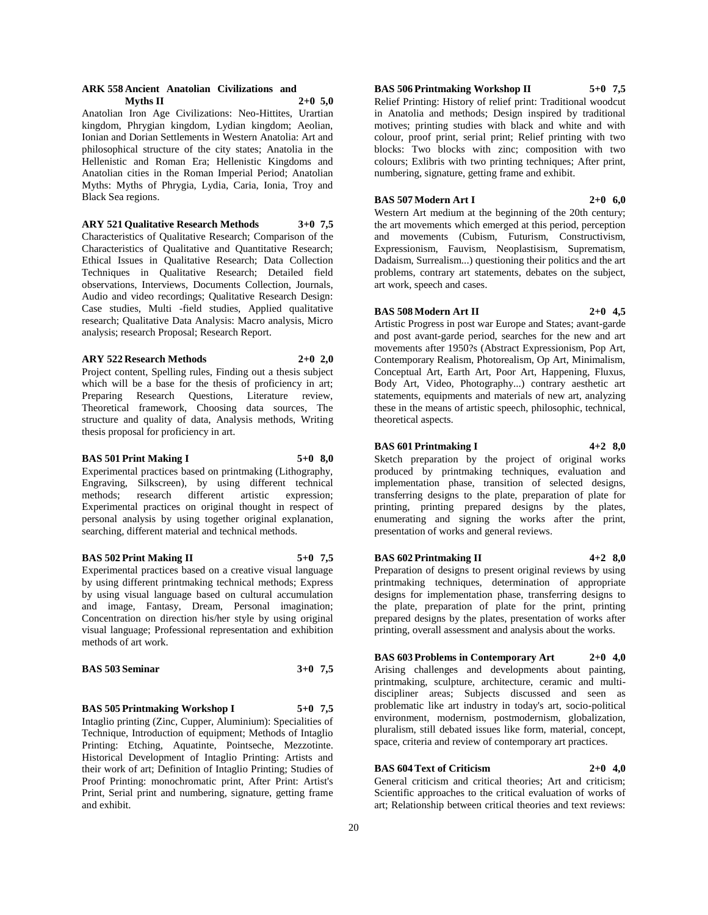**ARK 558 Ancient Anatolian Civilizations and Myths II** **2+0 5,0**

Anatolian Iron Age Civilizations: Neo-Hittites, Urartian kingdom, Phrygian kingdom, Lydian kingdom; Aeolian, Ionian and Dorian Settlements in Western Anatolia: Art and philosophical structure of the city states; Anatolia in the Hellenistic and Roman Era; Hellenistic Kingdoms and Anatolian cities in the Roman Imperial Period; Anatolian Myths: Myths of Phrygia, Lydia, Caria, Ionia, Troy and Black Sea regions.

**ARY 521 Qualitative Research Methods** **3+0 7,5**

Characteristics of Qualitative Research; Comparison of the Characteristics of Qualitative and Quantitative Research; Ethical Issues in Qualitative Research; Data Collection Techniques in Qualitative Research; Detailed field observations, Interviews, Documents Collection, Journals, Audio and video recordings; Qualitative Research Design: Case studies, Multi -field studies, Applied qualitative research; Qualitative Data Analysis: Macro analysis, Micro analysis; research Proposal; Research Report.

**ARY 522 Research Methods** **2+0 2,0**

Project content, Spelling rules, Finding out a thesis subject which will be a base for the thesis of proficiency in art; Preparing Research Questions, Literature review, Theoretical framework, Choosing data sources, The structure and quality of data, Analysis methods, Writing thesis proposal for proficiency in art.

**BAS 501 Print Making I** **5+0 8,0**

Experimental practices based on printmaking (Lithography, Engraving, Silkscreen), by using different technical methods; research different artistic expression; Experimental practices on original thought in respect of personal analysis by using together original explanation, searching, different material and technical methods.

**BAS 502 Print Making II** **5+0 7,5**

Experimental practices based on a creative visual language by using different printmaking technical methods; Express by using visual language based on cultural accumulation and image, Fantasy, Dream, Personal imagination; Concentration on direction his/her style by using original visual language; Professional representation and exhibition methods of art work.

**BAS 503 Seminar** **3+0 7,5**

**BAS 505 Printmaking Workshop I** **5+0 7,5**

Intaglio printing (Zinc, Cupper, Aluminium): Specialities of Technique, Introduction of equipment; Methods of Intaglio Printing: Etching, Aquatinte, Pointseche, Mezzotinte. Historical Development of Intaglio Printing: Artists and their work of art; Definition of Intaglio Printing; Studies of Proof Printing: monochromatic print, After Print: Artist's Print, Serial print and numbering, signature, getting frame and exhibit.

**BAS 506 Printmaking Workshop II** **5+0 7,5**

Relief Printing: History of relief print: Traditional woodcut in Anatolia and methods; Design inspired by traditional motives; printing studies with black and white and with colour, proof print, serial print; Relief printing with two blocks: Two blocks with zinc; composition with two colours; Exlibris with two printing techniques; After print, numbering, signature, getting frame and exhibit.

**BAS 507 Modern Art I** **2+0 6,0**

Western Art medium at the beginning of the 20th century; the art movements which emerged at this period, perception and movements (Cubism, Futurism, Constructivism, Expressionism, Fauvism, Neoplastisism, Suprematism, Dadaism, Surrealism...) questioning their politics and the art problems, contrary art statements, debates on the subject, art work, speech and cases.

**BAS 508 Modern Art II** **2+0 4,5**

Artistic Progress in post war Europe and States; avant-garde and post avant-garde period, searches for the new and art movements after 1950?s (Abstract Expressionism, Pop Art, Contemporary Realism, Photorealism, Op Art, Minimalism, Conceptual Art, Earth Art, Poor Art, Happening, Fluxus, Body Art, Video, Photography...) contrary aesthetic art statements, equipments and materials of new art, analyzing these in the means of artistic speech, philosophic, technical, theoretical aspects.

**BAS 601 Printmaking I** **4+2 8,0**

Sketch preparation by the project of original works produced by printmaking techniques, evaluation and implementation phase, transition of selected designs, transferring designs to the plate, preparation of plate for printing, printing prepared designs by the plates, enumerating and signing the works after the print, presentation of works and general reviews.

**BAS 602 Printmaking II** **4+2 8,0**

Preparation of designs to present original reviews by using printmaking techniques, determination of appropriate designs for implementation phase, transferring designs to the plate, preparation of plate for the print, printing prepared designs by the plates, presentation of works after printing, overall assessment and analysis about the works.

**BAS 603 Problems in Contemporary Art** **2+0 4,0**

Arising challenges and developments about painting, printmaking, sculpture, architecture, ceramic and multi-discipliner areas; Subjects discussed and seen as problematic like art industry in today's art, socio-political environment, modernism, postmodernism, globalization, pluralism, still debated issues like form, material, concept, space, criteria and review of contemporary art practices.

**BAS 604 Text of Criticism** **2+0 4,0**

General criticism and critical theories; Art and criticism; Scientific approaches to the critical evaluation of works of art; Relationship between critical theories and text reviews: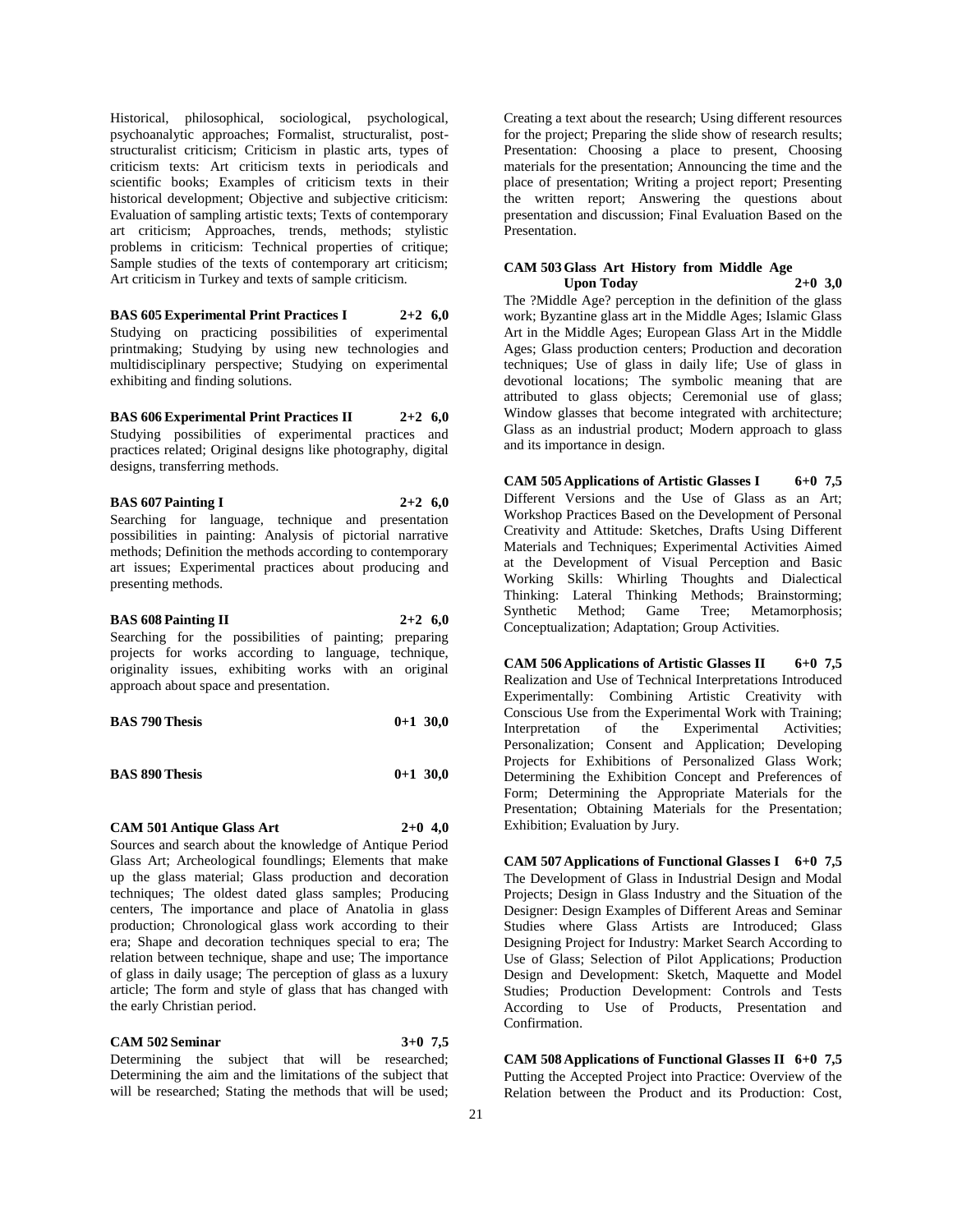Historical, philosophical, sociological, psychological, psychoanalytic approaches; Formalist, structuralist, post-structuralist criticism; Criticism in plastic arts, types of criticism texts: Art criticism texts in periodicals and scientific books; Examples of criticism texts in their historical development; Objective and subjective criticism: Evaluation of sampling artistic texts; Texts of contemporary art criticism; Approaches, trends, methods; stylistic problems in criticism: Technical properties of critique; Sample studies of the texts of contemporary art criticism; Art criticism in Turkey and texts of sample criticism.

**BAS 605 Experimental Print Practices I 2+2 6,0**
Studying on practicing possibilities of experimental printmaking; Studying by using new technologies and multidisciplinary perspective; Studying on experimental exhibiting and finding solutions.

**BAS 606 Experimental Print Practices II 2+2 6,0**
Studying possibilities of experimental practices and practices related; Original designs like photography, digital designs, transferring methods.

**BAS 607 Painting I 2+2 6,0**
Searching for language, technique and presentation possibilities in painting: Analysis of pictorial narrative methods; Definition the methods according to contemporary art issues; Experimental practices about producing and presenting methods.

**BAS 608 Painting II 2+2 6,0**
Searching for the possibilities of painting; preparing projects for works according to language, technique, originality issues, exhibiting works with an original approach about space and presentation.

**BAS 790 Thesis 0+1 30,0**

**BAS 890 Thesis 0+1 30,0**

**CAM 501 Antique Glass Art 2+0 4,0**
Sources and search about the knowledge of Antique Period Glass Art; Archeological foundlings; Elements that make up the glass material; Glass production and decoration techniques; The oldest dated glass samples; Producing centers, The importance and place of Anatolia in glass production; Chronological glass work according to their era; Shape and decoration techniques special to era; The relation between technique, shape and use; The importance of glass in daily usage; The perception of glass as a luxury article; The form and style of glass that has changed with the early Christian period.

**CAM 502 Seminar 3+0 7,5**
Determining the subject that will be researched; Determining the aim and the limitations of the subject that will be researched; Stating the methods that will be used; Creating a text about the research; Using different resources for the project; Preparing the slide show of research results; Presentation: Choosing a place to present, Choosing materials for the presentation; Announcing the time and the place of presentation; Writing a project report; Presenting the written report; Answering the questions about presentation and discussion; Final Evaluation Based on the Presentation.

**CAM 503 Glass Art History from Middle Age Upon Today 2+0 3,0**
The ?Middle Age? perception in the definition of the glass work; Byzantine glass art in the Middle Ages; Islamic Glass Art in the Middle Ages; European Glass Art in the Middle Ages; Glass production centers; Production and decoration techniques; Use of glass in daily life; Use of glass in devotional locations; The symbolic meaning that are attributed to glass objects; Ceremonial use of glass; Window glasses that become integrated with architecture; Glass as an industrial product; Modern approach to glass and its importance in design.

**CAM 505 Applications of Artistic Glasses I 6+0 7,5**
Different Versions and the Use of Glass as an Art; Workshop Practices Based on the Development of Personal Creativity and Attitude: Sketches, Drafts Using Different Materials and Techniques; Experimental Activities Aimed at the Development of Visual Perception and Basic Working Skills: Whirling Thoughts and Dialectical Thinking: Lateral Thinking Methods; Brainstorming; Synthetic Method; Game Tree; Metamorphosis; Conceptualization; Adaptation; Group Activities.

**CAM 506 Applications of Artistic Glasses II 6+0 7,5**
Realization and Use of Technical Interpretations Introduced Experimentally: Combining Artistic Creativity with Conscious Use from the Experimental Work with Training; Interpretation of the Experimental Activities; Personalization; Consent and Application; Developing Projects for Exhibitions of Personalized Glass Work; Determining the Exhibition Concept and Preferences of Form; Determining the Appropriate Materials for the Presentation; Obtaining Materials for the Presentation; Exhibition; Evaluation by Jury.

**CAM 507 Applications of Functional Glasses I 6+0 7,5**
The Development of Glass in Industrial Design and Modal Projects; Design in Glass Industry and the Situation of the Designer: Design Examples of Different Areas and Seminar Studies where Glass Artists are Introduced; Glass Designing Project for Industry: Market Search According to Use of Glass; Selection of Pilot Applications; Production Design and Development: Sketch, Maquette and Model Studies; Production Development: Controls and Tests According to Use of Products, Presentation and Confirmation.

**CAM 508 Applications of Functional Glasses II 6+0 7,5**
Putting the Accepted Project into Practice: Overview of the Relation between the Product and its Production: Cost,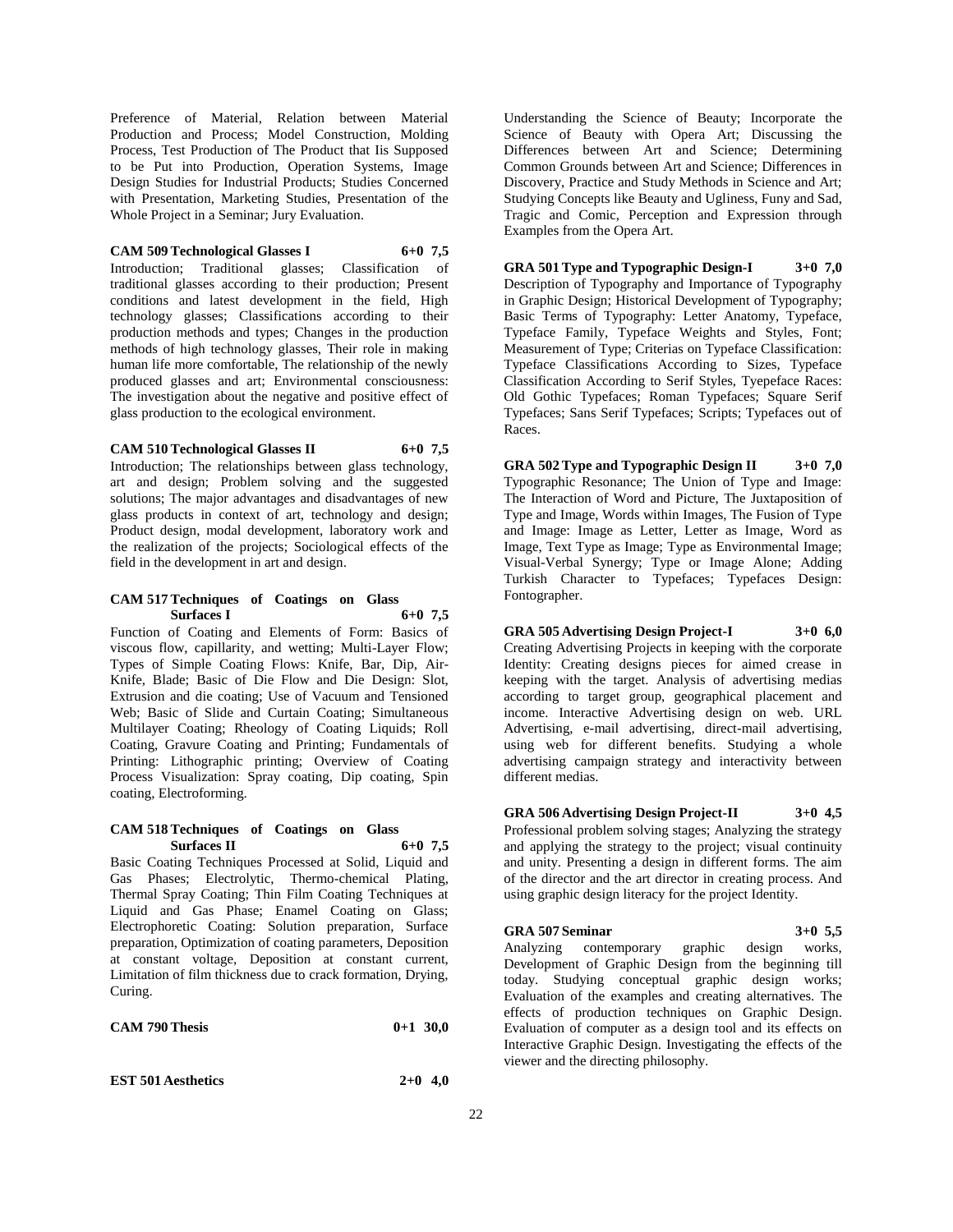Preference of Material, Relation between Material Production and Process; Model Construction, Molding Process, Test Production of The Product that Iis Supposed to be Put into Production, Operation Systems, Image Design Studies for Industrial Products; Studies Concerned with Presentation, Marketing Studies, Presentation of the Whole Project in a Seminar; Jury Evaluation.

**CAM 509 Technological Glasses I 6+0 7,5**

Introduction; Traditional glasses; Classification of traditional glasses according to their production; Present conditions and latest development in the field, High technology glasses; Classifications according to their production methods and types; Changes in the production methods of high technology glasses, Their role in making human life more comfortable, The relationship of the newly produced glasses and art; Environmental consciousness: The investigation about the negative and positive effect of glass production to the ecological environment.

**CAM 510 Technological Glasses II 6+0 7,5**

Introduction; The relationships between glass technology, art and design; Problem solving and the suggested solutions; The major advantages and disadvantages of new glass products in context of art, technology and design; Product design, modal development, laboratory work and the realization of the projects; Sociological effects of the field in the development in art and design.

**CAM 517 Techniques of Coatings on Glass Surfaces I 6+0 7,5**

Function of Coating and Elements of Form: Basics of viscous flow, capillarity, and wetting; Multi-Layer Flow; Types of Simple Coating Flows: Knife, Bar, Dip, Air-Knife, Blade; Basic of Die Flow and Die Design: Slot, Extrusion and die coating; Use of Vacuum and Tensioned Web; Basic of Slide and Curtain Coating; Simultaneous Multilayer Coating; Rheology of Coating Liquids; Roll Coating, Gravure Coating and Printing; Fundamentals of Printing: Lithographic printing; Overview of Coating Process Visualization: Spray coating, Dip coating, Spin coating, Electroforming.

**CAM 518 Techniques of Coatings on Glass Surfaces II 6+0 7,5**

Basic Coating Techniques Processed at Solid, Liquid and Gas Phases; Electrolytic, Thermo-chemical Plating, Thermal Spray Coating; Thin Film Coating Techniques at Liquid and Gas Phase; Enamel Coating on Glass; Electrophoretic Coating: Solution preparation, Surface preparation, Optimization of coating parameters, Deposition at constant voltage, Deposition at constant current, Limitation of film thickness due to crack formation, Drying, Curing.

**CAM 790 Thesis 0+1 30,0**

**EST 501 Aesthetics 2+0 4,0**

Understanding the Science of Beauty; Incorporate the Science of Beauty with Opera Art; Discussing the Differences between Art and Science; Determining Common Grounds between Art and Science; Differences in Discovery, Practice and Study Methods in Science and Art; Studying Concepts like Beauty and Ugliness, Funy and Sad, Tragic and Comic, Perception and Expression through Examples from the Opera Art.

**GRA 501 Type and Typographic Design-I 3+0 7,0**

Description of Typography and Importance of Typography in Graphic Design; Historical Development of Typography; Basic Terms of Typography: Letter Anatomy, Typeface, Typeface Family, Typeface Weights and Styles, Font; Measurement of Type; Criterias on Typeface Classification: Typeface Classifications According to Sizes, Typeface Classification According to Serif Styles, Tyepeface Races: Old Gothic Typefaces; Roman Typefaces; Square Serif Typefaces; Sans Serif Typefaces; Scripts; Typefaces out of Races.

**GRA 502 Type and Typographic Design II 3+0 7,0**

Typographic Resonance; The Union of Type and Image: The Interaction of Word and Picture, The Juxtaposition of Type and Image, Words within Images, The Fusion of Type and Image: Image as Letter, Letter as Image, Word as Image, Text Type as Image; Type as Environmental Image; Visual-Verbal Synergy; Type or Image Alone; Adding Turkish Character to Typefaces; Typefaces Design: Fontographer.

**GRA 505 Advertising Design Project-I 3+0 6,0**

Creating Advertising Projects in keeping with the corporate Identity: Creating designs pieces for aimed crease in keeping with the target. Analysis of advertising medias according to target group, geographical placement and income. Interactive Advertising design on web. URL Advertising, e-mail advertising, direct-mail advertising, using web for different benefits. Studying a whole advertising campaign strategy and interactivity between different medias.

**GRA 506 Advertising Design Project-II 3+0 4,5**

Professional problem solving stages; Analyzing the strategy and applying the strategy to the project; visual continuity and unity. Presenting a design in different forms. The aim of the director and the art director in creating process. And using graphic design literacy for the project Identity.

**GRA 507 Seminar 3+0 5,5**

Analyzing contemporary graphic design works, Development of Graphic Design from the beginning till today. Studying conceptual graphic design works; Evaluation of the examples and creating alternatives. The effects of production techniques on Graphic Design. Evaluation of computer as a design tool and its effects on Interactive Graphic Design. Investigating the effects of the viewer and the directing philosophy.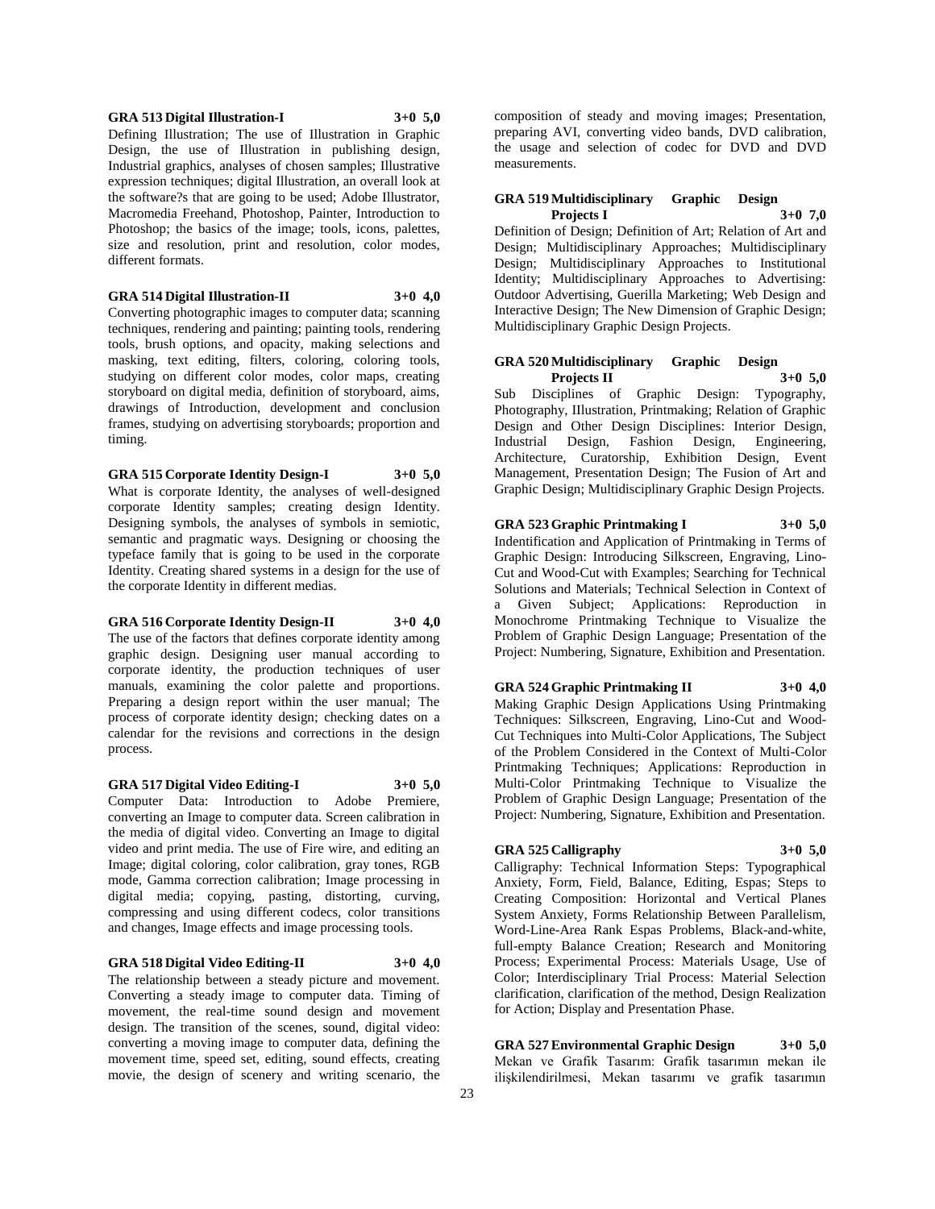**GRA 513 Digital Illustration-I 3+0 5,0**

Defining Illustration; The use of Illustration in Graphic Design, the use of Illustration in publishing design, Industrial graphics, analyses of chosen samples; Illustrative expression techniques; digital Illustration, an overall look at the software?s that are going to be used; Adobe Illustrator, Macromedia Freehand, Photoshop, Painter, Introduction to Photoshop; the basics of the image; tools, icons, palettes, size and resolution, print and resolution, color modes, different formats.

**GRA 514 Digital Illustration-II 3+0 4,0**

Converting photographic images to computer data; scanning techniques, rendering and painting; painting tools, rendering tools, brush options, and opacity, making selections and masking, text editing, filters, coloring, coloring tools, studying on different color modes, color maps, creating storyboard on digital media, definition of storyboard, aims, drawings of Introduction, development and conclusion frames, studying on advertising storyboards; proportion and timing.

**GRA 515 Corporate Identity Design-I 3+0 5,0**

What is corporate Identity, the analyses of well-designed corporate Identity samples; creating design Identity. Designing symbols, the analyses of symbols in semiotic, semantic and pragmatic ways. Designing or choosing the typeface family that is going to be used in the corporate Identity. Creating shared systems in a design for the use of the corporate Identity in different medias.

**GRA 516 Corporate Identity Design-II 3+0 4,0**

The use of the factors that defines corporate identity among graphic design. Designing user manual according to corporate identity, the production techniques of user manuals, examining the color palette and proportions. Preparing a design report within the user manual; The process of corporate identity design; checking dates on a calendar for the revisions and corrections in the design process.

**GRA 517 Digital Video Editing-I 3+0 5,0**

Computer Data: Introduction to Adobe Premiere, converting an Image to computer data. Screen calibration in the media of digital video. Converting an Image to digital video and print media. The use of Fire wire, and editing an Image; digital coloring, color calibration, gray tones, RGB mode, Gamma correction calibration; Image processing in digital media; copying, pasting, distorting, curving, compressing and using different codecs, color transitions and changes, Image effects and image processing tools.

**GRA 518 Digital Video Editing-II 3+0 4,0**

The relationship between a steady picture and movement. Converting a steady image to computer data. Timing of movement, the real-time sound design and movement design. The transition of the scenes, sound, digital video: converting a moving image to computer data, defining the movement time, speed set, editing, sound effects, creating movie, the design of scenery and writing scenario, the composition of steady and moving images; Presentation, preparing AVI, converting video bands, DVD calibration, the usage and selection of codec for DVD and DVD measurements.

**GRA 519 Multidisciplinary Graphic Design Projects I 3+0 7,0**

Definition of Design; Definition of Art; Relation of Art and Design; Multidisciplinary Approaches; Multidisciplinary Design; Multidisciplinary Approaches to Institutional Identity; Multidisciplinary Approaches to Advertising: Outdoor Advertising, Guerilla Marketing; Web Design and Interactive Design; The New Dimension of Graphic Design; Multidisciplinary Graphic Design Projects.

**GRA 520 Multidisciplinary Graphic Design Projects II 3+0 5,0**

Sub Disciplines of Graphic Design: Typography, Photography, Illustration, Printmaking; Relation of Graphic Design and Other Design Disciplines: Interior Design, Industrial Design, Fashion Design, Engineering, Architecture, Curatorship, Exhibition Design, Event Management, Presentation Design; The Fusion of Art and Graphic Design; Multidisciplinary Graphic Design Projects.

**GRA 523 Graphic Printmaking I 3+0 5,0**

Indentification and Application of Printmaking in Terms of Graphic Design: Introducing Silkscreen, Engraving, Lino-Cut and Wood-Cut with Examples; Searching for Technical Solutions and Materials; Technical Selection in Context of a Given Subject; Applications: Reproduction in Monochrome Printmaking Technique to Visualize the Problem of Graphic Design Language; Presentation of the Project: Numbering, Signature, Exhibition and Presentation.

**GRA 524 Graphic Printmaking II 3+0 4,0**

Making Graphic Design Applications Using Printmaking Techniques: Silkscreen, Engraving, Lino-Cut and Wood-Cut Techniques into Multi-Color Applications, The Subject of the Problem Considered in the Context of Multi-Color Printmaking Techniques; Applications: Reproduction in Multi-Color Printmaking Technique to Visualize the Problem of Graphic Design Language; Presentation of the Project: Numbering, Signature, Exhibition and Presentation.

**GRA 525 Calligraphy 3+0 5,0**

Calligraphy: Technical Information Steps: Typographical Anxiety, Form, Field, Balance, Editing, Espas; Steps to Creating Composition: Horizontal and Vertical Planes System Anxiety, Forms Relationship Between Parallelism, Word-Line-Area Rank Espas Problems, Black-and-white, full-empty Balance Creation; Research and Monitoring Process; Experimental Process: Materials Usage, Use of Color; Interdisciplinary Trial Process: Material Selection clarification, clarification of the method, Design Realization for Action; Display and Presentation Phase.

**GRA 527 Environmental Graphic Design 3+0 5,0**

Mekan ve Grafik Tasarım: Grafik tasarımın mekan ile ilişkilendirilmesi, Mekan tasarımı ve grafik tasarımın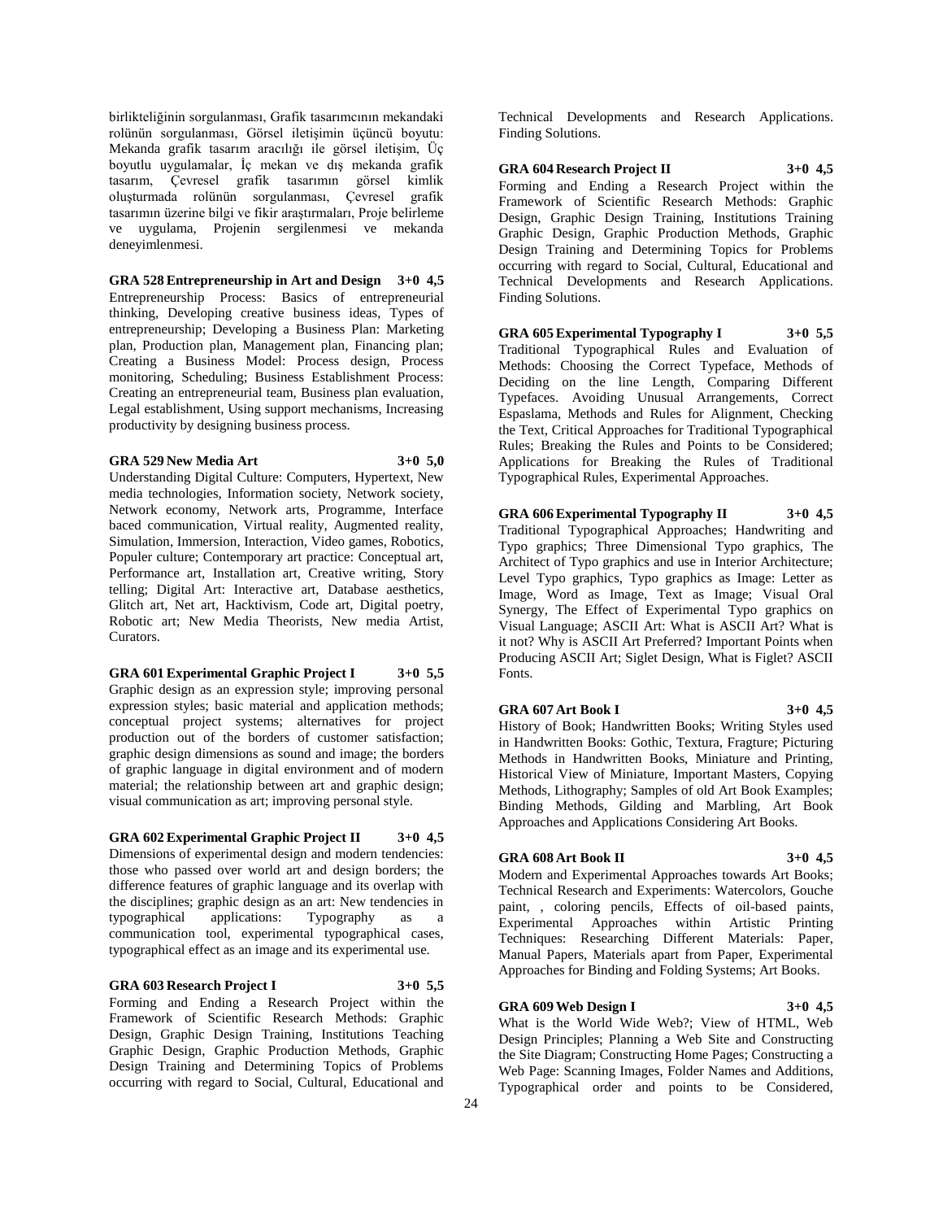birlikteliğinin sorgulanması, Grafik tasarımcının mekandaki rolünün sorgulanması, Görsel iletişimin üçüncü boyutu: Mekanda grafik tasarım aracılığı ile görsel iletişim, Üç boyutlu uygulamalar, İç mekan ve dış mekanda grafik tasarım, Çevresel grafik tasarımın görsel kimlik oluşturmada rolünün sorgulanması, Çevresel grafik tasarımın üzerine bilgi ve fikir araştırmaları, Proje belirleme ve uygulama, Projenin sergilenmesi ve mekanda deneyimlenmesi.

**GRA 528 Entrepreneurship in Art and Design 3+0 4,5**
Entrepreneurship Process: Basics of entrepreneurial thinking, Developing creative business ideas, Types of entrepreneurship; Developing a Business Plan: Marketing plan, Production plan, Management plan, Financing plan; Creating a Business Model: Process design, Process monitoring, Scheduling; Business Establishment Process: Creating an entrepreneurial team, Business plan evaluation, Legal establishment, Using support mechanisms, Increasing productivity by designing business process.

**GRA 529 New Media Art 3+0 5,0**
Understanding Digital Culture: Computers, Hypertext, New media technologies, Information society, Network society, Network economy, Network arts, Programme, Interface baced communication, Virtual reality, Augmented reality, Simulation, Immersion, Interaction, Video games, Robotics, Populer culture; Contemporary art practice: Conceptual art, Performance art, Installation art, Creative writing, Story telling; Digital Art: Interactive art, Database aesthetics, Glitch art, Net art, Hacktivism, Code art, Digital poetry, Robotic art; New Media Theorists, New media Artist, Curators.

**GRA 601 Experimental Graphic Project I 3+0 5,5**
Graphic design as an expression style; improving personal expression styles; basic material and application methods; conceptual project systems; alternatives for project production out of the borders of customer satisfaction; graphic design dimensions as sound and image; the borders of graphic language in digital environment and of modern material; the relationship between art and graphic design; visual communication as art; improving personal style.

**GRA 602 Experimental Graphic Project II 3+0 4,5**
Dimensions of experimental design and modern tendencies: those who passed over world art and design borders; the difference features of graphic language and its overlap with the disciplines; graphic design as an art: New tendencies in typographical applications: Typography as a communication tool, experimental typographical cases, typographical effect as an image and its experimental use.

**GRA 603 Research Project I 3+0 5,5**
Forming and Ending a Research Project within the Framework of Scientific Research Methods: Graphic Design, Graphic Design Training, Institutions Teaching Graphic Design, Graphic Production Methods, Graphic Design Training and Determining Topics of Problems occurring with regard to Social, Cultural, Educational and Technical Developments and Research Applications. Finding Solutions.

**GRA 604 Research Project II 3+0 4,5**
Forming and Ending a Research Project within the Framework of Scientific Research Methods: Graphic Design, Graphic Design Training, Institutions Training Graphic Design, Graphic Production Methods, Graphic Design Training and Determining Topics for Problems occurring with regard to Social, Cultural, Educational and Technical Developments and Research Applications. Finding Solutions.

**GRA 605 Experimental Typography I 3+0 5,5**
Traditional Typographical Rules and Evaluation of Methods: Choosing the Correct Typeface, Methods of Deciding on the line Length, Comparing Different Typefaces. Avoiding Unusual Arrangements, Correct Espaslama, Methods and Rules for Alignment, Checking the Text, Critical Approaches for Traditional Typographical Rules; Breaking the Rules and Points to be Considered; Applications for Breaking the Rules of Traditional Typographical Rules, Experimental Approaches.

**GRA 606 Experimental Typography II 3+0 4,5**
Traditional Typographical Approaches; Handwriting and Typo graphics; Three Dimensional Typo graphics, The Architect of Typo graphics and use in Interior Architecture; Level Typo graphics, Typo graphics as Image: Letter as Image, Word as Image, Text as Image; Visual Oral Synergy, The Effect of Experimental Typo graphics on Visual Language; ASCII Art: What is ASCII Art? What is it not? Why is ASCII Art Preferred? Important Points when Producing ASCII Art; Siglet Design, What is Figlet? ASCII Fonts.

**GRA 607 Art Book I 3+0 4,5**
History of Book; Handwritten Books; Writing Styles used in Handwritten Books: Gothic, Textura, Fragture; Picturing Methods in Handwritten Books, Miniature and Printing, Historical View of Miniature, Important Masters, Copying Methods, Lithography; Samples of old Art Book Examples; Binding Methods, Gilding and Marbling, Art Book Approaches and Applications Considering Art Books.

**GRA 608 Art Book II 3+0 4,5**
Modern and Experimental Approaches towards Art Books; Technical Research and Experiments: Watercolors, Gouche paint, , coloring pencils, Effects of oil-based paints, Experimental Approaches within Artistic Printing Techniques: Researching Different Materials: Paper, Manual Papers, Materials apart from Paper, Experimental Approaches for Binding and Folding Systems; Art Books.

**GRA 609 Web Design I 3+0 4,5**
What is the World Wide Web?; View of HTML, Web Design Principles; Planning a Web Site and Constructing the Site Diagram; Constructing Home Pages; Constructing a Web Page: Scanning Images, Folder Names and Additions, Typographical order and points to be Considered,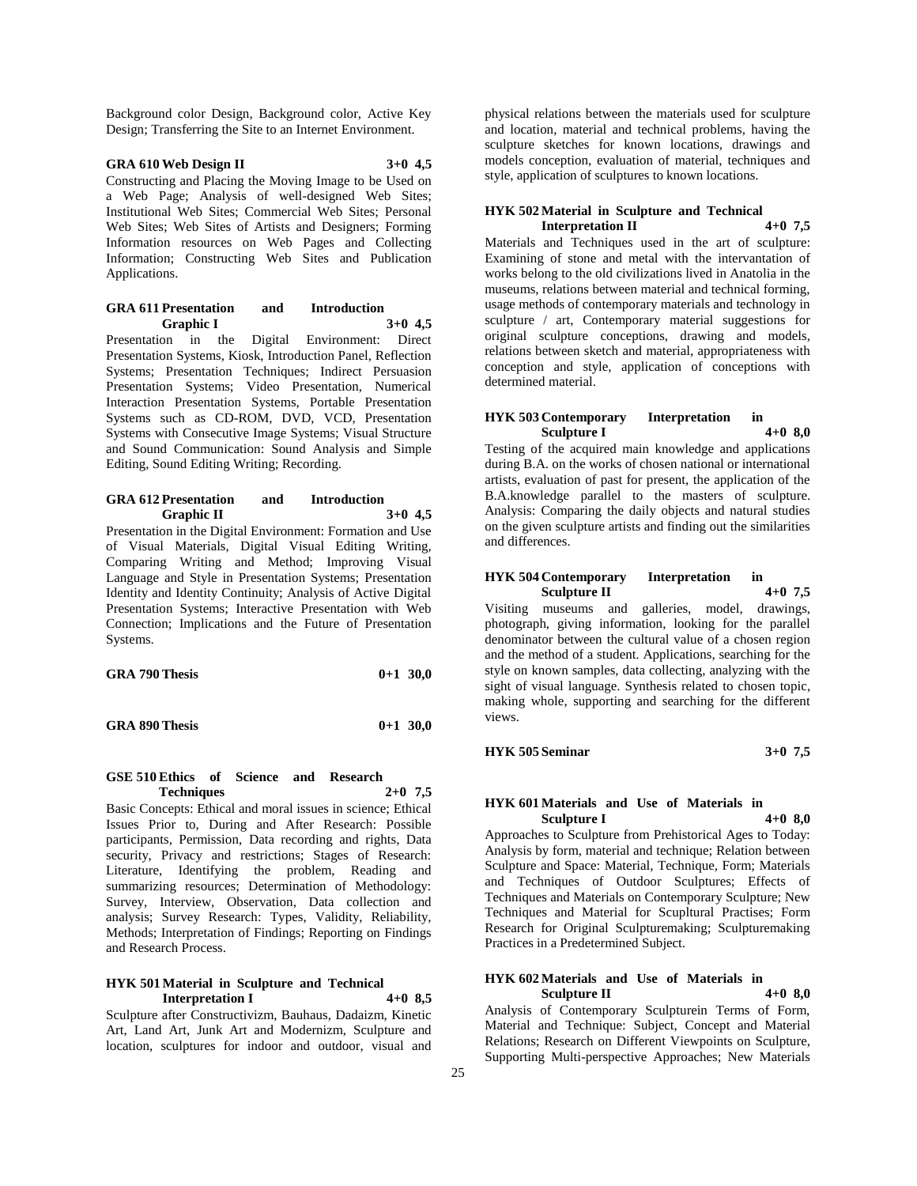Background color Design, Background color, Active Key Design; Transferring the Site to an Internet Environment.

**GRA 610 Web Design II 3+0 4,5**

Constructing and Placing the Moving Image to be Used on a Web Page; Analysis of well-designed Web Sites; Institutional Web Sites; Commercial Web Sites; Personal Web Sites; Web Sites of Artists and Designers; Forming Information resources on Web Pages and Collecting Information; Constructing Web Sites and Publication Applications.

**GRA 611 Presentation and Introduction Graphic I 3+0 4,5**

Presentation in the Digital Environment: Direct Presentation Systems, Kiosk, Introduction Panel, Reflection Systems; Presentation Techniques; Indirect Persuasion Presentation Systems; Video Presentation, Numerical Interaction Presentation Systems, Portable Presentation Systems such as CD-ROM, DVD, VCD, Presentation Systems with Consecutive Image Systems; Visual Structure and Sound Communication: Sound Analysis and Simple Editing, Sound Editing Writing; Recording.

**GRA 612 Presentation and Introduction Graphic II 3+0 4,5**

Presentation in the Digital Environment: Formation and Use of Visual Materials, Digital Visual Editing Writing, Comparing Writing and Method; Improving Visual Language and Style in Presentation Systems; Presentation Identity and Identity Continuity; Analysis of Active Digital Presentation Systems; Interactive Presentation with Web Connection; Implications and the Future of Presentation Systems.

**GRA 790 Thesis 0+1 30,0**

**GRA 890 Thesis 0+1 30,0**

**GSE 510 Ethics of Science and Research Techniques 2+0 7,5**

Basic Concepts: Ethical and moral issues in science; Ethical Issues Prior to, During and After Research: Possible participants, Permission, Data recording and rights, Data security, Privacy and restrictions; Stages of Research: Literature, Identifying the problem, Reading and summarizing resources; Determination of Methodology: Survey, Interview, Observation, Data collection and analysis; Survey Research: Types, Validity, Reliability, Methods; Interpretation of Findings; Reporting on Findings and Research Process.

**HYK 501 Material in Sculpture and Technical Interpretation I 4+0 8,5**

Sculpture after Constructivizm, Bauhaus, Dadaizm, Kinetic Art, Land Art, Junk Art and Modernizm, Sculpture and location, sculptures for indoor and outdoor, visual and physical relations between the materials used for sculpture and location, material and technical problems, having the sculpture sketches for known locations, drawings and models conception, evaluation of material, techniques and style, application of sculptures to known locations.

**HYK 502 Material in Sculpture and Technical Interpretation II 4+0 7,5**

Materials and Techniques used in the art of sculpture: Examining of stone and metal with the intervantation of works belong to the old civilizations lived in Anatolia in the museums, relations between material and technical forming, usage methods of contemporary materials and technology in sculpture / art, Contemporary material suggestions for original sculpture conceptions, drawing and models, relations between sketch and material, appropriateness with conception and style, application of conceptions with determined material.

**HYK 503 Contemporary Interpretation in Sculpture I 4+0 8,0**

Testing of the acquired main knowledge and applications during B.A. on the works of chosen national or international artists, evaluation of past for present, the application of the B.A.knowledge parallel to the masters of sculpture. Analysis: Comparing the daily objects and natural studies on the given sculpture artists and finding out the similarities and differences.

**HYK 504 Contemporary Interpretation in Sculpture II 4+0 7,5**

Visiting museums and galleries, model, drawings, photograph, giving information, looking for the parallel denominator between the cultural value of a chosen region and the method of a student. Applications, searching for the style on known samples, data collecting, analyzing with the sight of visual language. Synthesis related to chosen topic, making whole, supporting and searching for the different views.

**HYK 505 Seminar 3+0 7,5**

**HYK 601 Materials and Use of Materials in Sculpture I 4+0 8,0**

Approaches to Sculpture from Prehistorical Ages to Today: Analysis by form, material and technique; Relation between Sculpture and Space: Material, Technique, Form; Materials and Techniques of Outdoor Sculptures; Effects of Techniques and Materials on Contemporary Sculpture; New Techniques and Material for Scupltural Practises; Form Research for Original Sculpturemaking; Sculpturemaking Practices in a Predetermined Subject.

**HYK 602 Materials and Use of Materials in Sculpture II 4+0 8,0**

Analysis of Contemporary Sculpturein Terms of Form, Material and Technique: Subject, Concept and Material Relations; Research on Different Viewpoints on Sculpture, Supporting Multi-perspective Approaches; New Materials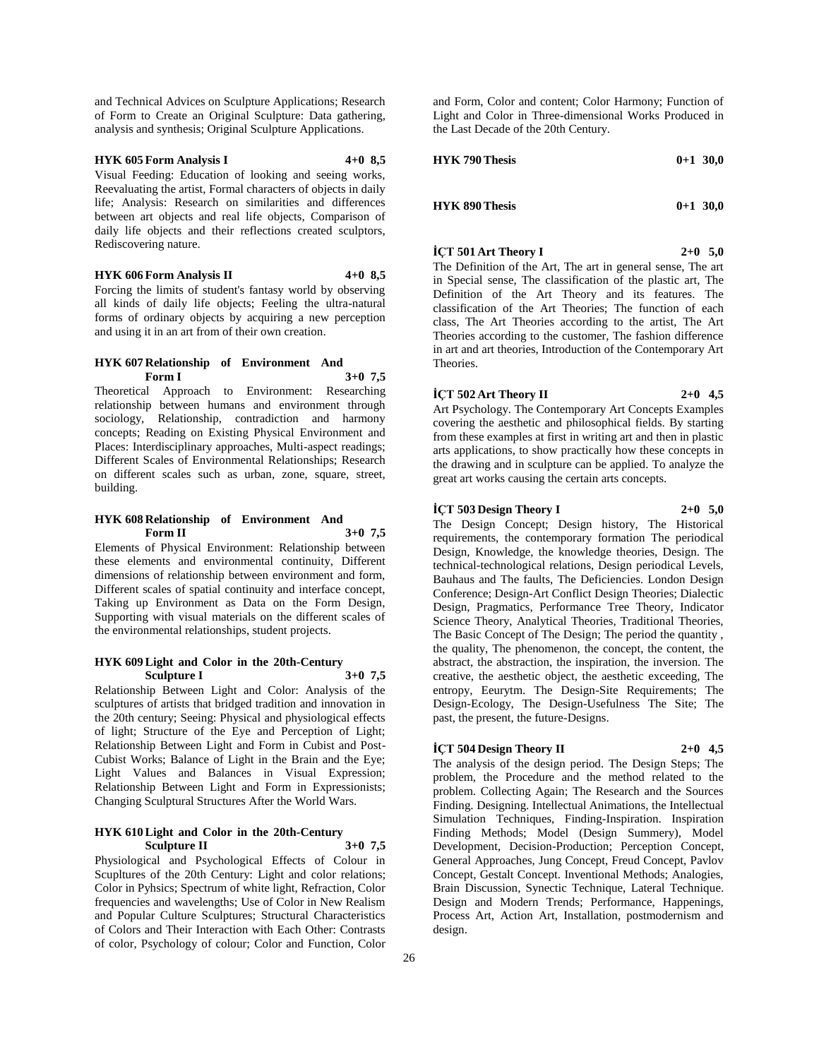and Technical Advices on Sculpture Applications; Research of Form to Create an Original Sculpture: Data gathering, analysis and synthesis; Original Sculpture Applications.

**HYK 605 Form Analysis I 4+0 8,5**

Visual Feeding: Education of looking and seeing works, Reevaluating the artist, Formal characters of objects in daily life; Analysis: Research on similarities and differences between art objects and real life objects, Comparison of daily life objects and their reflections created sculptors, Rediscovering nature.

**HYK 606 Form Analysis II 4+0 8,5**

Forcing the limits of student's fantasy world by observing all kinds of daily life objects; Feeling the ultra-natural forms of ordinary objects by acquiring a new perception and using it in an art from of their own creation.

**HYK 607 Relationship of Environment And Form I 3+0 7,5**

Theoretical Approach to Environment: Researching relationship between humans and environment through sociology, Relationship, contradiction and harmony concepts; Reading on Existing Physical Environment and Places: Interdisciplinary approaches, Multi-aspect readings; Different Scales of Environmental Relationships; Research on different scales such as urban, zone, square, street, building.

**HYK 608 Relationship of Environment And Form II 3+0 7,5**

Elements of Physical Environment: Relationship between these elements and environmental continuity, Different dimensions of relationship between environment and form, Different scales of spatial continuity and interface concept, Taking up Environment as Data on the Form Design, Supporting with visual materials on the different scales of the environmental relationships, student projects.

**HYK 609 Light and Color in the 20th-Century Sculpture I 3+0 7,5**

Relationship Between Light and Color: Analysis of the sculptures of artists that bridged tradition and innovation in the 20th century; Seeing: Physical and physiological effects of light; Structure of the Eye and Perception of Light; Relationship Between Light and Form in Cubist and Post-Cubist Works; Balance of Light in the Brain and the Eye; Light Values and Balances in Visual Expression; Relationship Between Light and Form in Expressionists; Changing Sculptural Structures After the World Wars.

**HYK 610 Light and Color in the 20th-Century Sculpture II 3+0 7,5**

Physiological and Psychological Effects of Colour in Scupltures of the 20th Century: Light and color relations; Color in Pyhsics; Spectrum of white light, Refraction, Color frequencies and wavelengths; Use of Color in New Realism and Popular Culture Sculptures; Structural Characteristics of Colors and Their Interaction with Each Other: Contrasts of color, Psychology of colour; Color and Function, Color and Form, Color and content; Color Harmony; Function of Light and Color in Three-dimensional Works Produced in the Last Decade of the 20th Century.

**HYK 790 Thesis 0+1 30,0**

**HYK 890 Thesis 0+1 30,0**

**İÇT 501 Art Theory I 2+0 5,0**

The Definition of the Art, The art in general sense, The art in Special sense, The classification of the plastic art, The Definition of the Art Theory and its features. The classification of the Art Theories; The function of each class, The Art Theories according to the artist, The Art Theories according to the customer, The fashion difference in art and art theories, Introduction of the Contemporary Art Theories.

**İÇT 502 Art Theory II 2+0 4,5**

Art Psychology. The Contemporary Art Concepts Examples covering the aesthetic and philosophical fields. By starting from these examples at first in writing art and then in plastic arts applications, to show practically how these concepts in the drawing and in sculpture can be applied. To analyze the great art works causing the certain arts concepts.

**İÇT 503 Design Theory I 2+0 5,0**

The Design Concept; Design history, The Historical requirements, the contemporary formation The periodical Design, Knowledge, the knowledge theories, Design. The technical-technological relations, Design periodical Levels, Bauhaus and The faults, The Deficiencies. London Design Conference; Design-Art Conflict Design Theories; Dialectic Design, Pragmatics, Performance Tree Theory, Indicator Science Theory, Analytical Theories, Traditional Theories, The Basic Concept of The Design; The period the quantity , the quality, The phenomenon, the concept, the content, the abstract, the abstraction, the inspiration, the inversion. The creative, the aesthetic object, the aesthetic exceeding, The entropy, Eeurytm. The Design-Site Requirements; The Design-Ecology, The Design-Usefulness The Site; The past, the present, the future-Designs.

**İÇT 504 Design Theory II 2+0 4,5**

The analysis of the design period. The Design Steps; The problem, the Procedure and the method related to the problem. Collecting Again; The Research and the Sources Finding. Designing. Intellectual Animations, the Intellectual Simulation Techniques, Finding-Inspiration. Inspiration Finding Methods; Model (Design Summery), Model Development, Decision-Production; Perception Concept, General Approaches, Jung Concept, Freud Concept, Pavlov Concept, Gestalt Concept. Inventional Methods; Analogies, Brain Discussion, Synectic Technique, Lateral Technique. Design and Modern Trends; Performance, Happenings, Process Art, Action Art, Installation, postmodernism and design.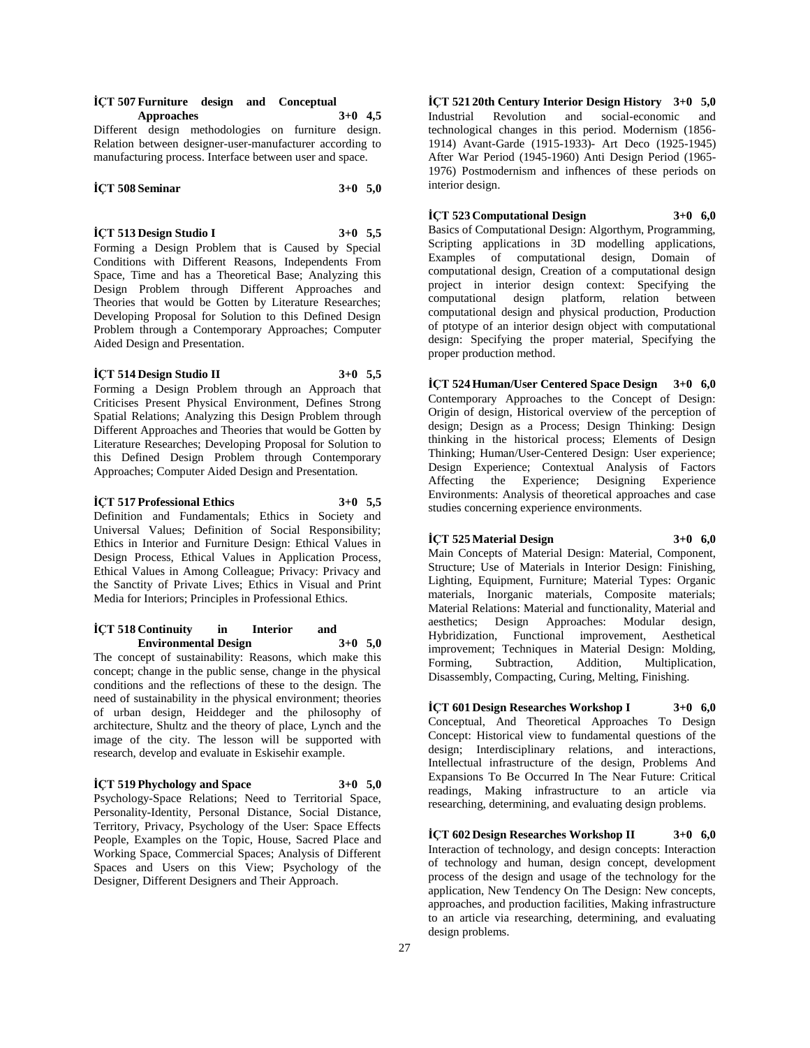**İÇT 507 Furniture design and Conceptual Approaches 3+0 4,5**

Different design methodologies on furniture design. Relation between designer-user-manufacturer according to manufacturing process. Interface between user and space.

**İÇT 508 Seminar 3+0 5,0**

**İÇT 513 Design Studio I 3+0 5,5**

Forming a Design Problem that is Caused by Special Conditions with Different Reasons, Independents From Space, Time and has a Theoretical Base; Analyzing this Design Problem through Different Approaches and Theories that would be Gotten by Literature Researches; Developing Proposal for Solution to this Defined Design Problem through a Contemporary Approaches; Computer Aided Design and Presentation.

**İÇT 514 Design Studio II 3+0 5,5**

Forming a Design Problem through an Approach that Criticises Present Physical Environment, Defines Strong Spatial Relations; Analyzing this Design Problem through Different Approaches and Theories that would be Gotten by Literature Researches; Developing Proposal for Solution to this Defined Design Problem through Contemporary Approaches; Computer Aided Design and Presentation.

**İÇT 517 Professional Ethics 3+0 5,5**

Definition and Fundamentals; Ethics in Society and Universal Values; Definition of Social Responsibility; Ethics in Interior and Furniture Design: Ethical Values in Design Process, Ethical Values in Application Process, Ethical Values in Among Colleague; Privacy: Privacy and the Sanctity of Private Lives; Ethics in Visual and Print Media for Interiors; Principles in Professional Ethics.

**İÇT 518 Continuity in Interior and Environmental Design 3+0 5,0**

The concept of sustainability: Reasons, which make this concept; change in the public sense, change in the physical conditions and the reflections of these to the design. The need of sustainability in the physical environment; theories of urban design, Heiddeger and the philosophy of architecture, Shultz and the theory of place, Lynch and the image of the city. The lesson will be supported with research, develop and evaluate in Eskisehir example.

**İÇT 519 Phychology and Space 3+0 5,0**

Psychology-Space Relations; Need to Territorial Space, Personality-Identity, Personal Distance, Social Distance, Territory, Privacy, Psychology of the User: Space Effects People, Examples on the Topic, House, Sacred Place and Working Space, Commercial Spaces; Analysis of Different Spaces and Users on this View; Psychology of the Designer, Different Designers and Their Approach.

**İÇT 521 20th Century Interior Design History 3+0 5,0**

Industrial Revolution and social-economic and technological changes in this period. Modernism (1856-1914) Avant-Garde (1915-1933)- Art Deco (1925-1945) After War Period (1945-1960) Anti Design Period (1965-1976) Postmodernism and infhences of these periods on interior design.

**İÇT 523 Computational Design 3+0 6,0**

Basics of Computational Design: Algorthym, Programming, Scripting applications in 3D modelling applications, Examples of computational design, Domain of computational design, Creation of a computational design project in interior design context: Specifying the computational design platform, relation between computational design and physical production, Production of ptotype of an interior design object with computational design: Specifying the proper material, Specifying the proper production method.

**İÇT 524 Human/User Centered Space Design 3+0 6,0**

Contemporary Approaches to the Concept of Design: Origin of design, Historical overview of the perception of design; Design as a Process; Design Thinking: Design thinking in the historical process; Elements of Design Thinking; Human/User-Centered Design: User experience; Design Experience; Contextual Analysis of Factors Affecting the Experience; Designing Experience Environments: Analysis of theoretical approaches and case studies concerning experience environments.

**İÇT 525 Material Design 3+0 6,0**

Main Concepts of Material Design: Material, Component, Structure; Use of Materials in Interior Design: Finishing, Lighting, Equipment, Furniture; Material Types: Organic materials, Inorganic materials, Composite materials; Material Relations: Material and functionality, Material and aesthetics; Design Approaches: Modular design, Hybridization, Functional improvement, Aesthetical improvement; Techniques in Material Design: Molding, Forming, Subtraction, Addition, Multiplication, Disassembly, Compacting, Curing, Melting, Finishing.

**İÇT 601 Design Researches Workshop I 3+0 6,0**

Conceptual, And Theoretical Approaches To Design Concept: Historical view to fundamental questions of the design; Interdisciplinary relations, and interactions, Intellectual infrastructure of the design, Problems And Expansions To Be Occurred In The Near Future: Critical readings, Making infrastructure to an article via researching, determining, and evaluating design problems.

**İÇT 602 Design Researches Workshop II 3+0 6,0**

Interaction of technology, and design concepts: Interaction of technology and human, design concept, development process of the design and usage of the technology for the application, New Tendency On The Design: New concepts, approaches, and production facilities, Making infrastructure to an article via researching, determining, and evaluating design problems.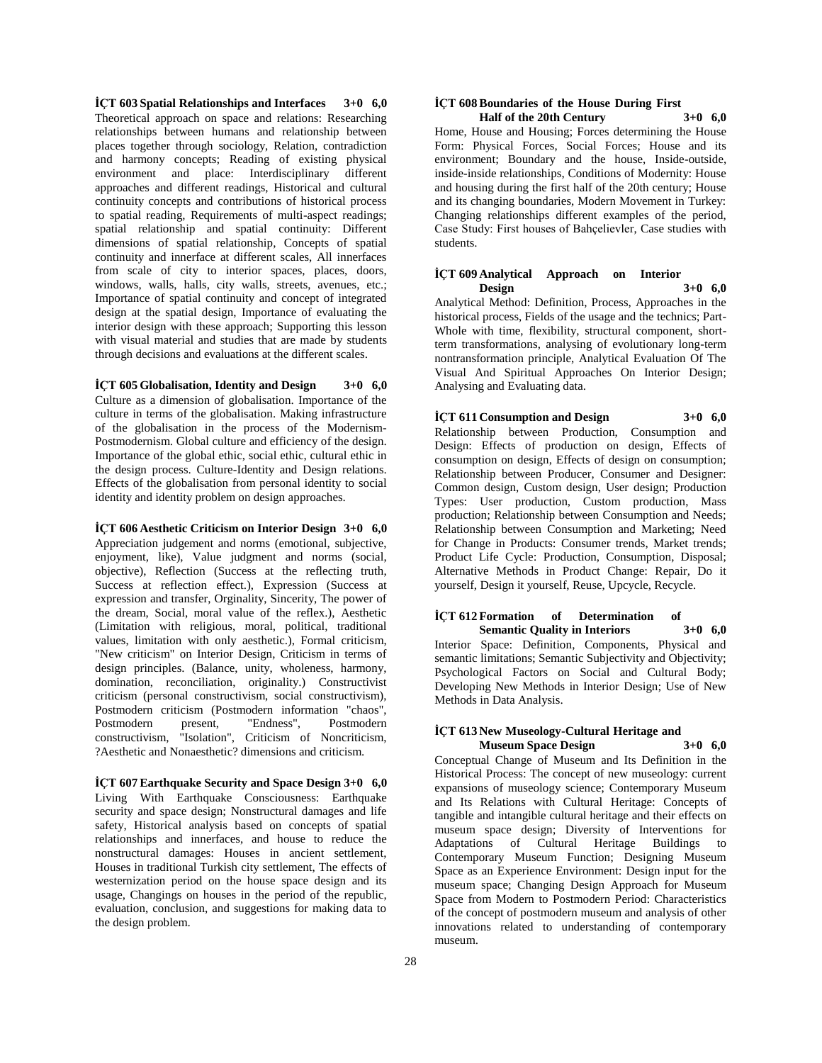**İÇT 603 Spatial Relationships and Interfaces 3+0 6,0**

Theoretical approach on space and relations: Researching relationships between humans and relationship between places together through sociology, Relation, contradiction and harmony concepts; Reading of existing physical environment and place: Interdisciplinary different approaches and different readings, Historical and cultural continuity concepts and contributions of historical process to spatial reading, Requirements of multi-aspect readings; spatial relationship and spatial continuity: Different dimensions of spatial relationship, Concepts of spatial continuity and innerface at different scales, All innerfaces from scale of city to interior spaces, places, doors, windows, walls, halls, city walls, streets, avenues, etc.; Importance of spatial continuity and concept of integrated design at the spatial design, Importance of evaluating the interior design with these approach; Supporting this lesson with visual material and studies that are made by students through decisions and evaluations at the different scales.

**İÇT 605 Globalisation, Identity and Design 3+0 6,0**

Culture as a dimension of globalisation. Importance of the culture in terms of the globalisation. Making infrastructure of the globalisation in the process of the Modernism-Postmodernism. Global culture and efficiency of the design. Importance of the global ethic, social ethic, cultural ethic in the design process. Culture-Identity and Design relations. Effects of the globalisation from personal identity to social identity and identity problem on design approaches.

**İÇT 606 Aesthetic Criticism on Interior Design 3+0 6,0**

Appreciation judgement and norms (emotional, subjective, enjoyment, like), Value judgment and norms (social, objective), Reflection (Success at the reflecting truth, Success at reflection effect.), Expression (Success at expression and transfer, Orginality, Sincerity, The power of the dream, Social, moral value of the reflex.), Aesthetic (Limitation with religious, moral, political, traditional values, limitation with only aesthetic.), Formal criticism, "New criticism" on Interior Design, Criticism in terms of design principles. (Balance, unity, wholeness, harmony, domination, reconciliation, originality.) Constructivist criticism (personal constructivism, social constructivism), Postmodern criticism (Postmodern information "chaos", Postmodern present, "Endness", Postmodern constructivism, "Isolation", Criticism of Noncriticism, ?Aesthetic and Nonaesthetic? dimensions and criticism.

**İÇT 607 Earthquake Security and Space Design 3+0 6,0**

Living With Earthquake Consciousness: Earthquake security and space design; Nonstructural damages and life safety, Historical analysis based on concepts of spatial relationships and innerfaces, and house to reduce the nonstructural damages: Houses in ancient settlement, Houses in traditional Turkish city settlement, The effects of westernization period on the house space design and its usage, Changings on houses in the period of the republic, evaluation, conclusion, and suggestions for making data to the design problem.

**İÇT 608 Boundaries of the House During First Half of the 20th Century 3+0 6,0**

Home, House and Housing; Forces determining the House Form: Physical Forces, Social Forces; House and its environment; Boundary and the house, Inside-outside, inside-inside relationships, Conditions of Modernity: House and housing during the first half of the 20th century; House and its changing boundaries, Modern Movement in Turkey: Changing relationships different examples of the period, Case Study: First houses of Bahçelievler, Case studies with students.

**İÇT 609 Analytical Approach on Interior Design 3+0 6,0**

Analytical Method: Definition, Process, Approaches in the historical process, Fields of the usage and the technics; Part-Whole with time, flexibility, structural component, short-term transformations, analysing of evolutionary long-term nontransformation principle, Analytical Evaluation Of The Visual And Spiritual Approaches On Interior Design; Analysing and Evaluating data.

**İÇT 611 Consumption and Design 3+0 6,0**

Relationship between Production, Consumption and Design: Effects of production on design, Effects of consumption on design, Effects of design on consumption; Relationship between Producer, Consumer and Designer: Common design, Custom design, User design; Production Types: User production, Custom production, Mass production; Relationship between Consumption and Needs; Relationship between Consumption and Marketing; Need for Change in Products: Consumer trends, Market trends; Product Life Cycle: Production, Consumption, Disposal; Alternative Methods in Product Change: Repair, Do it yourself, Design it yourself, Reuse, Upcycle, Recycle.

**İÇT 612 Formation of Determination of Semantic Quality in Interiors 3+0 6,0**

Interior Space: Definition, Components, Physical and semantic limitations; Semantic Subjectivity and Objectivity; Psychological Factors on Social and Cultural Body; Developing New Methods in Interior Design; Use of New Methods in Data Analysis.

**İÇT 613 New Museology-Cultural Heritage and Museum Space Design 3+0 6,0**

Conceptual Change of Museum and Its Definition in the Historical Process: The concept of new museology: current expansions of museology science; Contemporary Museum and Its Relations with Cultural Heritage: Concepts of tangible and intangible cultural heritage and their effects on museum space design; Diversity of Interventions for Adaptations of Cultural Heritage Buildings to Contemporary Museum Function; Designing Museum Space as an Experience Environment: Design input for the museum space; Changing Design Approach for Museum Space from Modern to Postmodern Period: Characteristics of the concept of postmodern museum and analysis of other innovations related to understanding of contemporary museum.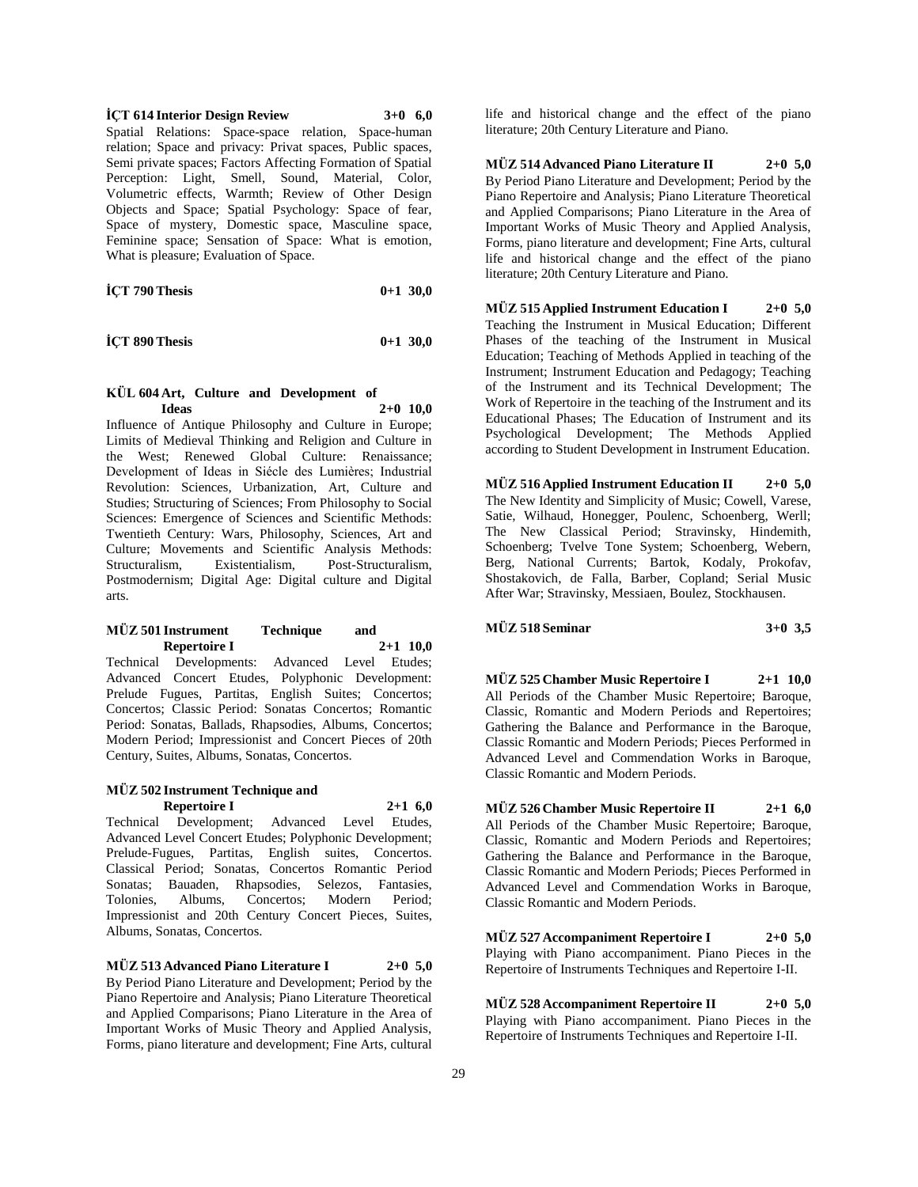**İÇT 614 Interior Design Review 3+0 6,0**

Spatial Relations: Space-space relation, Space-human relation; Space and privacy: Privat spaces, Public spaces, Semi private spaces; Factors Affecting Formation of Spatial Perception: Light, Smell, Sound, Material, Color, Volumetric effects, Warmth; Review of Other Design Objects and Space; Spatial Psychology: Space of fear, Space of mystery, Domestic space, Masculine space, Feminine space; Sensation of Space: What is emotion, What is pleasure; Evaluation of Space.

**İÇT 790 Thesis 0+1 30,0**

**İÇT 890 Thesis 0+1 30,0**

**KÜL 604 Art, Culture and Development of Ideas 2+0 10,0**

Influence of Antique Philosophy and Culture in Europe; Limits of Medieval Thinking and Religion and Culture in the West; Renewed Global Culture: Renaissance; Development of Ideas in Siécle des Lumières; Industrial Revolution: Sciences, Urbanization, Art, Culture and Studies; Structuring of Sciences; From Philosophy to Social Sciences: Emergence of Sciences and Scientific Methods: Twentieth Century: Wars, Philosophy, Sciences, Art and Culture; Movements and Scientific Analysis Methods: Structuralism, Existentialism, Post-Structuralism, Postmodernism; Digital Age: Digital culture and Digital arts.

**MÜZ 501 Instrument Technique and Repertoire I 2+1 10,0**

Technical Developments: Advanced Level Etudes; Advanced Concert Etudes, Polyphonic Development: Prelude Fugues, Partitas, English Suites; Concertos; Concertos; Classic Period: Sonatas Concertos; Romantic Period: Sonatas, Ballads, Rhapsodies, Albums, Concertos; Modern Period; Impressionist and Concert Pieces of 20th Century, Suites, Albums, Sonatas, Concertos.

**MÜZ 502 Instrument Technique and Repertoire I 2+1 6,0**

Technical Development; Advanced Level Etudes, Advanced Level Concert Etudes; Polyphonic Development; Prelude-Fugues, Partitas, English suites, Concertos. Classical Period; Sonatas, Concertos Romantic Period Sonatas; Bauaden, Rhapsodies, Selezos, Fantasies, Tolonies, Albums, Concertos; Modern Period; Impressionist and 20th Century Concert Pieces, Suites, Albums, Sonatas, Concertos.

**MÜZ 513 Advanced Piano Literature I 2+0 5,0**

By Period Piano Literature and Development; Period by the Piano Repertoire and Analysis; Piano Literature Theoretical and Applied Comparisons; Piano Literature in the Area of Important Works of Music Theory and Applied Analysis, Forms, piano literature and development; Fine Arts, cultural life and historical change and the effect of the piano literature; 20th Century Literature and Piano.

**MÜZ 514 Advanced Piano Literature II 2+0 5,0**

By Period Piano Literature and Development; Period by the Piano Repertoire and Analysis; Piano Literature Theoretical and Applied Comparisons; Piano Literature in the Area of Important Works of Music Theory and Applied Analysis, Forms, piano literature and development; Fine Arts, cultural life and historical change and the effect of the piano literature; 20th Century Literature and Piano.

**MÜZ 515 Applied Instrument Education I 2+0 5,0**

Teaching the Instrument in Musical Education; Different Phases of the teaching of the Instrument in Musical Education; Teaching of Methods Applied in teaching of the Instrument; Instrument Education and Pedagogy; Teaching of the Instrument and its Technical Development; The Work of Repertoire in the teaching of the Instrument and its Educational Phases; The Education of Instrument and its Psychological Development; The Methods Applied according to Student Development in Instrument Education.

**MÜZ 516 Applied Instrument Education II 2+0 5,0**

The New Identity and Simplicity of Music; Cowell, Varese, Satie, Wilhaud, Honegger, Poulenc, Schoenberg, Werll; The New Classical Period; Stravinsky, Hindemith, Schoenberg; Tvelve Tone System; Schoenberg, Webern, Berg, National Currents; Bartok, Kodaly, Prokofav, Shostakovich, de Falla, Barber, Copland; Serial Music After War; Stravinsky, Messiaen, Boulez, Stockhausen.

**MÜZ 518 Seminar 3+0 3,5**

**MÜZ 525 Chamber Music Repertoire I 2+1 10,0**

All Periods of the Chamber Music Repertoire; Baroque, Classic, Romantic and Modern Periods and Repertoires; Gathering the Balance and Performance in the Baroque, Classic Romantic and Modern Periods; Pieces Performed in Advanced Level and Commendation Works in Baroque, Classic Romantic and Modern Periods.

**MÜZ 526 Chamber Music Repertoire II 2+1 6,0**

All Periods of the Chamber Music Repertoire; Baroque, Classic, Romantic and Modern Periods and Repertoires; Gathering the Balance and Performance in the Baroque, Classic Romantic and Modern Periods; Pieces Performed in Advanced Level and Commendation Works in Baroque, Classic Romantic and Modern Periods.

**MÜZ 527 Accompaniment Repertoire I 2+0 5,0**

Playing with Piano accompaniment. Piano Pieces in the Repertoire of Instruments Techniques and Repertoire I-II.

**MÜZ 528 Accompaniment Repertoire II 2+0 5,0**

Playing with Piano accompaniment. Piano Pieces in the Repertoire of Instruments Techniques and Repertoire I-II.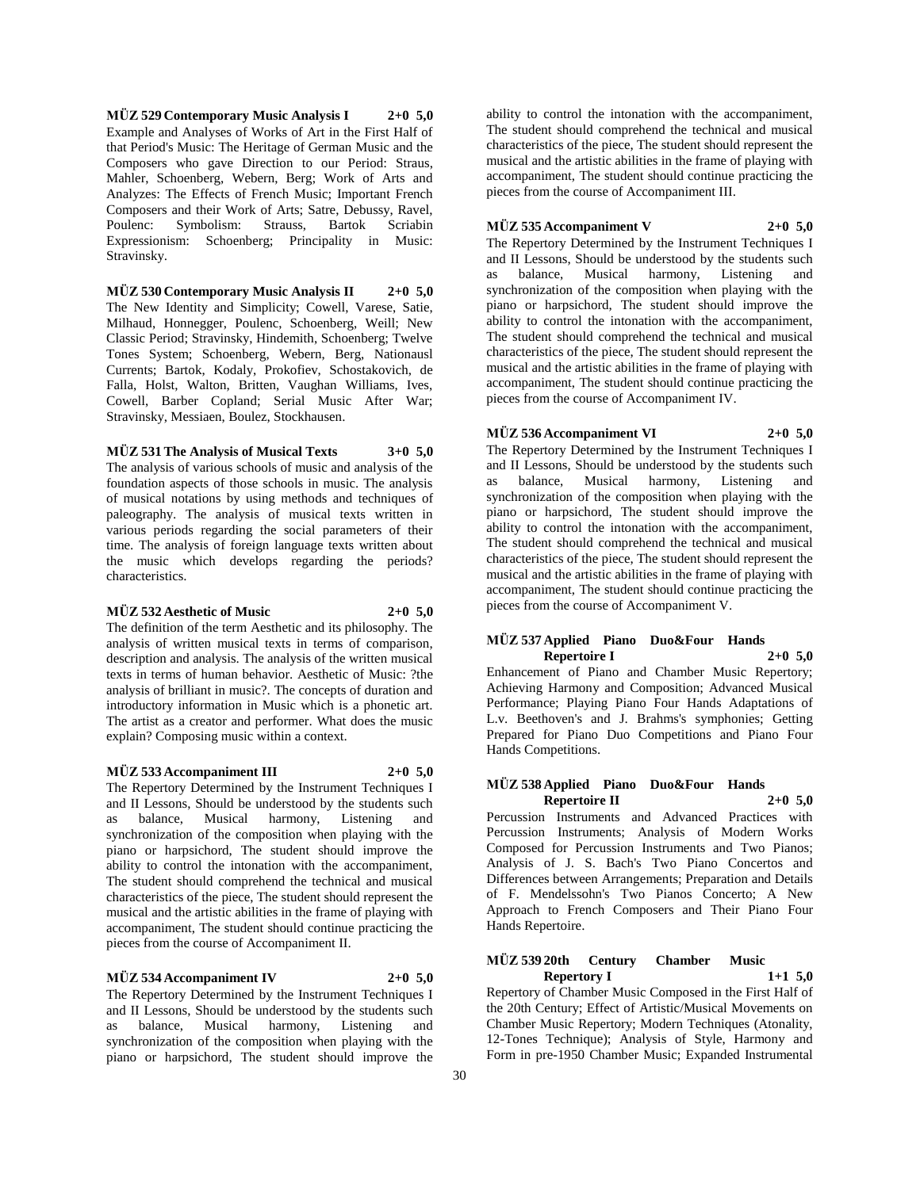**MÜZ 529 Contemporary Music Analysis I 2+0 5,0**

Example and Analyses of Works of Art in the First Half of that Period's Music: The Heritage of German Music and the Composers who gave Direction to our Period: Straus, Mahler, Schoenberg, Webern, Berg; Work of Arts and Analyzes: The Effects of French Music; Important French Composers and their Work of Arts; Satre, Debussy, Ravel, Poulenc: Symbolism: Strauss, Bartok Scriabin Expressionism: Schoenberg; Principality in Music: Stravinsky.

**MÜZ 530 Contemporary Music Analysis II 2+0 5,0**

The New Identity and Simplicity; Cowell, Varese, Satie, Milhaud, Honnegger, Poulenc, Schoenberg, Weill; New Classic Period; Stravinsky, Hindemith, Schoenberg; Twelve Tones System; Schoenberg, Webern, Berg, Nationausl Currents; Bartok, Kodaly, Prokofiev, Schostakovich, de Falla, Holst, Walton, Britten, Vaughan Williams, Ives, Cowell, Barber Copland; Serial Music After War; Stravinsky, Messiaen, Boulez, Stockhausen.

**MÜZ 531 The Analysis of Musical Texts 3+0 5,0**

The analysis of various schools of music and analysis of the foundation aspects of those schools in music. The analysis of musical notations by using methods and techniques of paleography. The analysis of musical texts written in various periods regarding the social parameters of their time. The analysis of foreign language texts written about the music which develops regarding the periods? characteristics.

**MÜZ 532 Aesthetic of Music 2+0 5,0**

The definition of the term Aesthetic and its philosophy. The analysis of written musical texts in terms of comparison, description and analysis. The analysis of the written musical texts in terms of human behavior. Aesthetic of Music: ?the analysis of brilliant in music?. The concepts of duration and introductory information in Music which is a phonetic art. The artist as a creator and performer. What does the music explain? Composing music within a context.

**MÜZ 533 Accompaniment III 2+0 5,0**

The Repertory Determined by the Instrument Techniques I and II Lessons, Should be understood by the students such as balance, Musical harmony, Listening and synchronization of the composition when playing with the piano or harpsichord, The student should improve the ability to control the intonation with the accompaniment, The student should comprehend the technical and musical characteristics of the piece, The student should represent the musical and the artistic abilities in the frame of playing with accompaniment, The student should continue practicing the pieces from the course of Accompaniment II.

**MÜZ 534 Accompaniment IV 2+0 5,0**

The Repertory Determined by the Instrument Techniques I and II Lessons, Should be understood by the students such as balance, Musical harmony, Listening and synchronization of the composition when playing with the piano or harpsichord, The student should improve the ability to control the intonation with the accompaniment, The student should comprehend the technical and musical characteristics of the piece, The student should represent the musical and the artistic abilities in the frame of playing with accompaniment, The student should continue practicing the pieces from the course of Accompaniment III.

**MÜZ 535 Accompaniment V 2+0 5,0**

The Repertory Determined by the Instrument Techniques I and II Lessons, Should be understood by the students such as balance, Musical harmony, Listening and synchronization of the composition when playing with the piano or harpsichord, The student should improve the ability to control the intonation with the accompaniment, The student should comprehend the technical and musical characteristics of the piece, The student should represent the musical and the artistic abilities in the frame of playing with accompaniment, The student should continue practicing the pieces from the course of Accompaniment IV.

**MÜZ 536 Accompaniment VI 2+0 5,0**

The Repertory Determined by the Instrument Techniques I and II Lessons, Should be understood by the students such as balance, Musical harmony, Listening and synchronization of the composition when playing with the piano or harpsichord, The student should improve the ability to control the intonation with the accompaniment, The student should comprehend the technical and musical characteristics of the piece, The student should represent the musical and the artistic abilities in the frame of playing with accompaniment, The student should continue practicing the pieces from the course of Accompaniment V.

**MÜZ 537 Applied Piano Duo&Four Hands Repertoire I 2+0 5,0**

Enhancement of Piano and Chamber Music Repertory; Achieving Harmony and Composition; Advanced Musical Performance; Playing Piano Four Hands Adaptations of L.v. Beethoven's and J. Brahms's symphonies; Getting Prepared for Piano Duo Competitions and Piano Four Hands Competitions.

**MÜZ 538 Applied Piano Duo&Four Hands Repertoire II 2+0 5,0**

Percussion Instruments and Advanced Practices with Percussion Instruments; Analysis of Modern Works Composed for Percussion Instruments and Two Pianos; Analysis of J. S. Bach's Two Piano Concertos and Differences between Arrangements; Preparation and Details of F. Mendelssohn's Two Pianos Concerto; A New Approach to French Composers and Their Piano Four Hands Repertoire.

**MÜZ 539 20th Century Chamber Music Repertory I 1+1 5,0**

Repertory of Chamber Music Composed in the First Half of the 20th Century; Effect of Artistic/Musical Movements on Chamber Music Repertory; Modern Techniques (Atonality, 12-Tones Technique); Analysis of Style, Harmony and Form in pre-1950 Chamber Music; Expanded Instrumental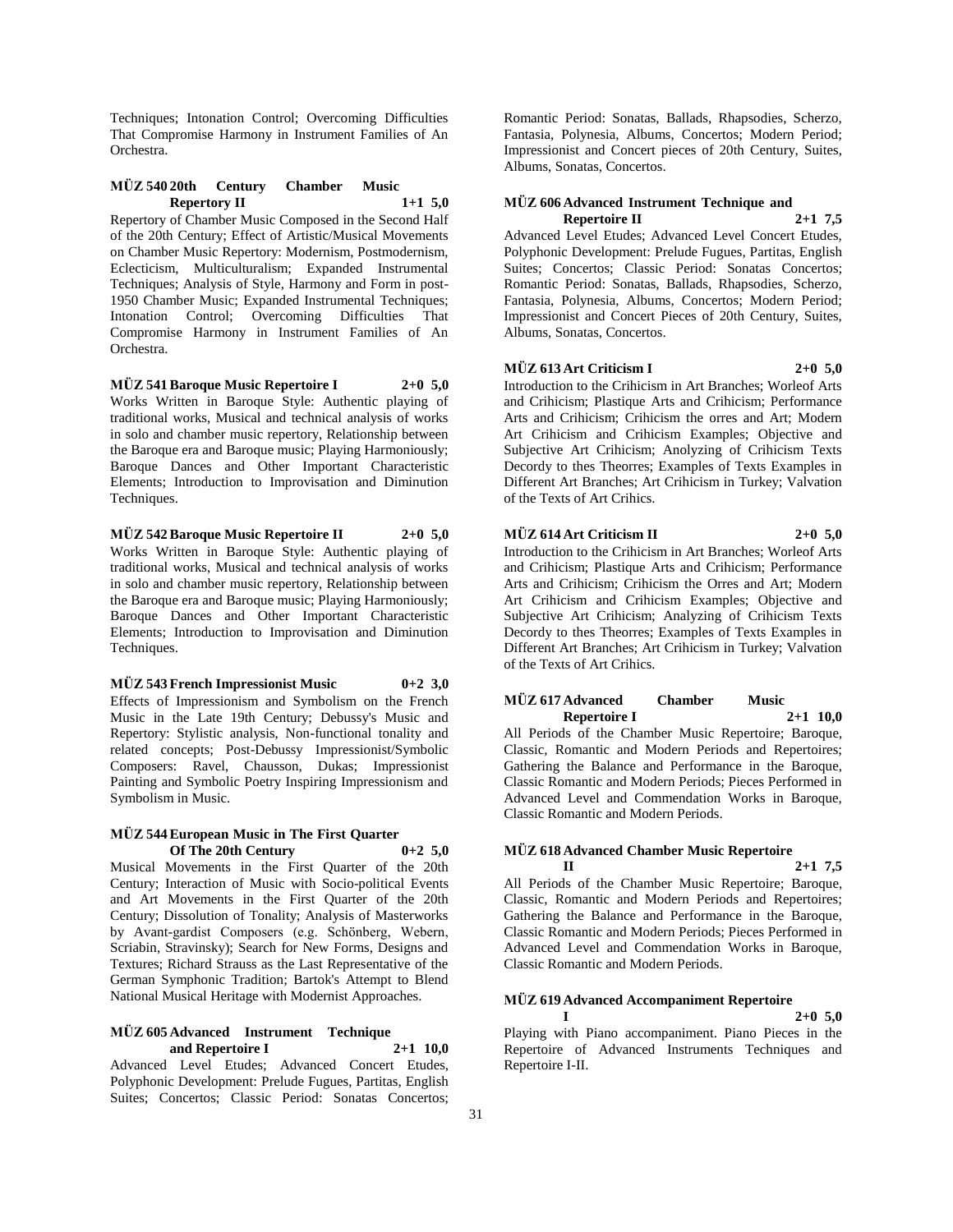Techniques; Intonation Control; Overcoming Difficulties That Compromise Harmony in Instrument Families of An Orchestra.

**MÜZ 540 20th Century Chamber Music Repertory II 1+1 5,0**

Repertory of Chamber Music Composed in the Second Half of the 20th Century; Effect of Artistic/Musical Movements on Chamber Music Repertory: Modernism, Postmodernism, Eclecticism, Multiculturalism; Expanded Instrumental Techniques; Analysis of Style, Harmony and Form in post-1950 Chamber Music; Expanded Instrumental Techniques; Intonation Control; Overcoming Difficulties That Compromise Harmony in Instrument Families of An Orchestra.

**MÜZ 541 Baroque Music Repertoire I 2+0 5,0**

Works Written in Baroque Style: Authentic playing of traditional works, Musical and technical analysis of works in solo and chamber music repertory, Relationship between the Baroque era and Baroque music; Playing Harmoniously; Baroque Dances and Other Important Characteristic Elements; Introduction to Improvisation and Diminution Techniques.

**MÜZ 542 Baroque Music Repertoire II 2+0 5,0**

Works Written in Baroque Style: Authentic playing of traditional works, Musical and technical analysis of works in solo and chamber music repertory, Relationship between the Baroque era and Baroque music; Playing Harmoniously; Baroque Dances and Other Important Characteristic Elements; Introduction to Improvisation and Diminution Techniques.

**MÜZ 543 French Impressionist Music 0+2 3,0**

Effects of Impressionism and Symbolism on the French Music in the Late 19th Century; Debussy's Music and Repertory: Stylistic analysis, Non-functional tonality and related concepts; Post-Debussy Impressionist/Symbolic Composers: Ravel, Chausson, Dukas; Impressionist Painting and Symbolic Poetry Inspiring Impressionism and Symbolism in Music.

**MÜZ 544 European Music in The First Quarter Of The 20th Century 0+2 5,0**

Musical Movements in the First Quarter of the 20th Century; Interaction of Music with Socio-political Events and Art Movements in the First Quarter of the 20th Century; Dissolution of Tonality; Analysis of Masterworks by Avant-gardist Composers (e.g. Schönberg, Webern, Scriabin, Stravinsky); Search for New Forms, Designs and Textures; Richard Strauss as the Last Representative of the German Symphonic Tradition; Bartok's Attempt to Blend National Musical Heritage with Modernist Approaches.

**MÜZ 605 Advanced Instrument Technique and Repertoire I 2+1 10,0**

Advanced Level Etudes; Advanced Concert Etudes, Polyphonic Development: Prelude Fugues, Partitas, English Suites; Concertos; Classic Period: Sonatas Concertos; Romantic Period: Sonatas, Ballads, Rhapsodies, Scherzo, Fantasia, Polynesia, Albums, Concertos; Modern Period; Impressionist and Concert pieces of 20th Century, Suites, Albums, Sonatas, Concertos.

**MÜZ 606 Advanced Instrument Technique and Repertoire II 2+1 7,5**

Advanced Level Etudes; Advanced Level Concert Etudes, Polyphonic Development: Prelude Fugues, Partitas, English Suites; Concertos; Classic Period: Sonatas Concertos; Romantic Period: Sonatas, Ballads, Rhapsodies, Scherzo, Fantasia, Polynesia, Albums, Concertos; Modern Period; Impressionist and Concert Pieces of 20th Century, Suites, Albums, Sonatas, Concertos.

**MÜZ 613 Art Criticism I 2+0 5,0**

Introduction to the Crihicism in Art Branches; Worleof Arts and Crihicism; Plastique Arts and Crihicism; Performance Arts and Crihicism; Crihicism the orres and Art; Modern Art Crihicism and Crihicism Examples; Objective and Subjective Art Crihicism; Anolyzing of Crihicism Texts Decordy to thes Theorres; Examples of Texts Examples in Different Art Branches; Art Crihicism in Turkey; Valvation of the Texts of Art Crihics.

**MÜZ 614 Art Criticism II 2+0 5,0**

Introduction to the Crihicism in Art Branches; Worleof Arts and Crihicism; Plastique Arts and Crihicism; Performance Arts and Crihicism; Crihicism the Orres and Art; Modern Art Crihicism and Crihicism Examples; Objective and Subjective Art Crihicism; Analyzing of Crihicism Texts Decordy to thes Theorres; Examples of Texts Examples in Different Art Branches; Art Crihicism in Turkey; Valvation of the Texts of Art Crihics.

**MÜZ 617 Advanced Chamber Music Repertoire I 2+1 10,0**

All Periods of the Chamber Music Repertoire; Baroque, Classic, Romantic and Modern Periods and Repertoires; Gathering the Balance and Performance in the Baroque, Classic Romantic and Modern Periods; Pieces Performed in Advanced Level and Commendation Works in Baroque, Classic Romantic and Modern Periods.

**MÜZ 618 Advanced Chamber Music Repertoire II 2+1 7,5**

All Periods of the Chamber Music Repertoire; Baroque, Classic, Romantic and Modern Periods and Repertoires; Gathering the Balance and Performance in the Baroque, Classic Romantic and Modern Periods; Pieces Performed in Advanced Level and Commendation Works in Baroque, Classic Romantic and Modern Periods.

**MÜZ 619 Advanced Accompaniment Repertoire I 2+0 5,0**

Playing with Piano accompaniment. Piano Pieces in the Repertoire of Advanced Instruments Techniques and Repertoire I-II.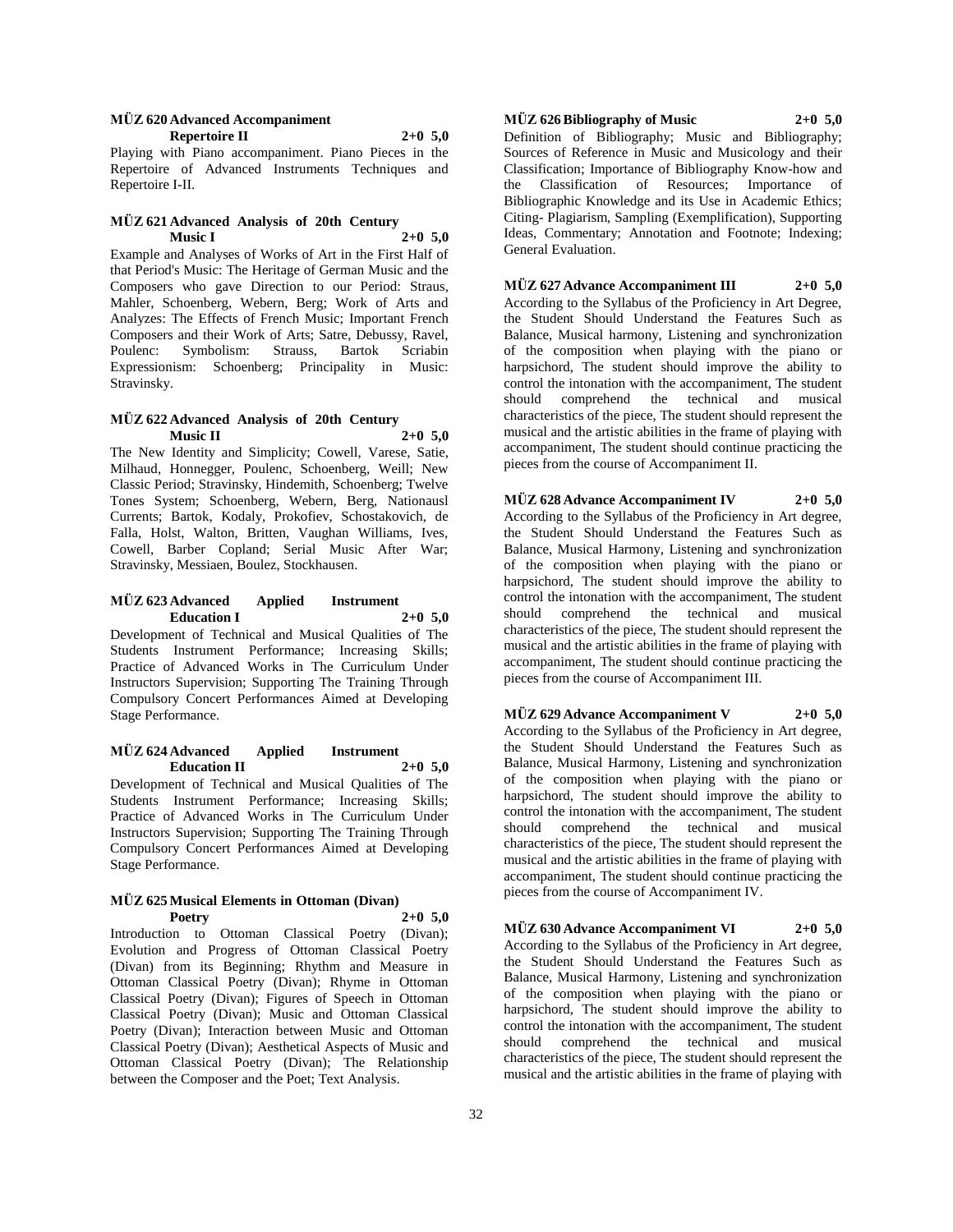**MÜZ 620 Advanced Accompaniment Repertoire II 2+0 5,0**

Playing with Piano accompaniment. Piano Pieces in the Repertoire of Advanced Instruments Techniques and Repertoire I-II.

**MÜZ 621 Advanced Analysis of 20th Century Music I 2+0 5,0**

Example and Analyses of Works of Art in the First Half of that Period's Music: The Heritage of German Music and the Composers who gave Direction to our Period: Straus, Mahler, Schoenberg, Webern, Berg; Work of Arts and Analyzes: The Effects of French Music; Important French Composers and their Work of Arts; Satre, Debussy, Ravel, Poulenc: Symbolism: Strauss, Bartok Scriabin Expressionism: Schoenberg; Principality in Music: Stravinsky.

**MÜZ 622 Advanced Analysis of 20th Century Music II 2+0 5,0**

The New Identity and Simplicity; Cowell, Varese, Satie, Milhaud, Honnegger, Poulenc, Schoenberg, Weill; New Classic Period; Stravinsky, Hindemith, Schoenberg; Twelve Tones System; Schoenberg, Webern, Berg, Nationausl Currents; Bartok, Kodaly, Prokofiev, Schostakovich, de Falla, Holst, Walton, Britten, Vaughan Williams, Ives, Cowell, Barber Copland; Serial Music After War; Stravinsky, Messiaen, Boulez, Stockhausen.

**MÜZ 623 Advanced Applied Instrument Education I 2+0 5,0**

Development of Technical and Musical Qualities of The Students Instrument Performance; Increasing Skills; Practice of Advanced Works in The Curriculum Under Instructors Supervision; Supporting The Training Through Compulsory Concert Performances Aimed at Developing Stage Performance.

**MÜZ 624 Advanced Applied Instrument Education II 2+0 5,0**

Development of Technical and Musical Qualities of The Students Instrument Performance; Increasing Skills; Practice of Advanced Works in The Curriculum Under Instructors Supervision; Supporting The Training Through Compulsory Concert Performances Aimed at Developing Stage Performance.

**MÜZ 625 Musical Elements in Ottoman (Divan) Poetry 2+0 5,0**

Introduction to Ottoman Classical Poetry (Divan); Evolution and Progress of Ottoman Classical Poetry (Divan) from its Beginning; Rhythm and Measure in Ottoman Classical Poetry (Divan); Rhyme in Ottoman Classical Poetry (Divan); Figures of Speech in Ottoman Classical Poetry (Divan); Music and Ottoman Classical Poetry (Divan); Interaction between Music and Ottoman Classical Poetry (Divan); Aesthetical Aspects of Music and Ottoman Classical Poetry (Divan); The Relationship between the Composer and the Poet; Text Analysis.

**MÜZ 626 Bibliography of Music 2+0 5,0**

Definition of Bibliography; Music and Bibliography; Sources of Reference in Music and Musicology and their Classification; Importance of Bibliography Know-how and the Classification of Resources; Importance of Bibliographic Knowledge and its Use in Academic Ethics; Citing- Plagiarism, Sampling (Exemplification), Supporting Ideas, Commentary; Annotation and Footnote; Indexing; General Evaluation.

**MÜZ 627 Advance Accompaniment III 2+0 5,0**

According to the Syllabus of the Proficiency in Art Degree, the Student Should Understand the Features Such as Balance, Musical harmony, Listening and synchronization of the composition when playing with the piano or harpsichord, The student should improve the ability to control the intonation with the accompaniment, The student should comprehend the technical and musical characteristics of the piece, The student should represent the musical and the artistic abilities in the frame of playing with accompaniment, The student should continue practicing the pieces from the course of Accompaniment II.

**MÜZ 628 Advance Accompaniment IV 2+0 5,0**

According to the Syllabus of the Proficiency in Art degree, the Student Should Understand the Features Such as Balance, Musical Harmony, Listening and synchronization of the composition when playing with the piano or harpsichord, The student should improve the ability to control the intonation with the accompaniment, The student should comprehend the technical and musical characteristics of the piece, The student should represent the musical and the artistic abilities in the frame of playing with accompaniment, The student should continue practicing the pieces from the course of Accompaniment III.

**MÜZ 629 Advance Accompaniment V 2+0 5,0**

According to the Syllabus of the Proficiency in Art degree, the Student Should Understand the Features Such as Balance, Musical Harmony, Listening and synchronization of the composition when playing with the piano or harpsichord, The student should improve the ability to control the intonation with the accompaniment, The student should comprehend the technical and musical characteristics of the piece, The student should represent the musical and the artistic abilities in the frame of playing with accompaniment, The student should continue practicing the pieces from the course of Accompaniment IV.

**MÜZ 630 Advance Accompaniment VI 2+0 5,0**

According to the Syllabus of the Proficiency in Art degree, the Student Should Understand the Features Such as Balance, Musical Harmony, Listening and synchronization of the composition when playing with the piano or harpsichord, The student should improve the ability to control the intonation with the accompaniment, The student should comprehend the technical and musical characteristics of the piece, The student should represent the musical and the artistic abilities in the frame of playing with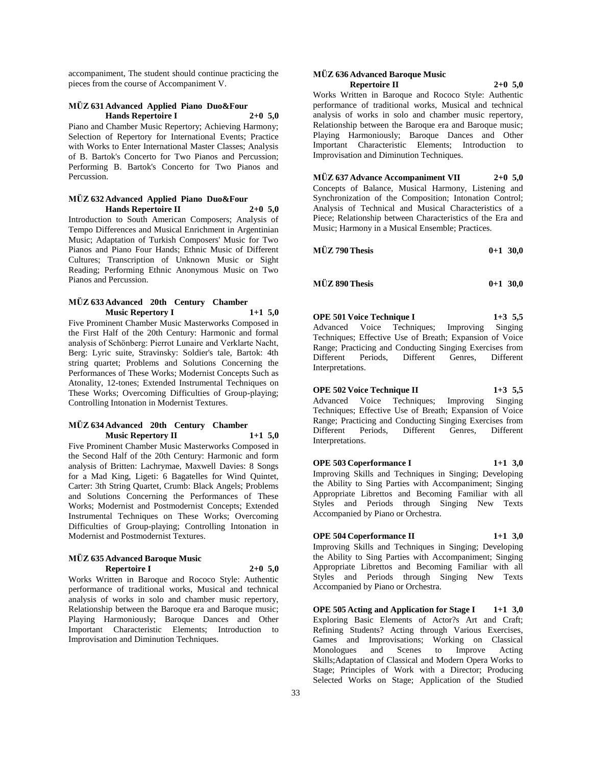accompaniment, The student should continue practicing the pieces from the course of Accompaniment V.

**MÜZ 631 Advanced Applied Piano Duo&Four Hands Repertoire I 2+0 5,0**

Piano and Chamber Music Repertory; Achieving Harmony; Selection of Repertory for International Events; Practice with Works to Enter International Master Classes; Analysis of B. Bartok's Concerto for Two Pianos and Percussion; Performing B. Bartok's Concerto for Two Pianos and Percussion.

**MÜZ 632 Advanced Applied Piano Duo&Four Hands Repertoire II 2+0 5,0**

Introduction to South American Composers; Analysis of Tempo Differences and Musical Enrichment in Argentinian Music; Adaptation of Turkish Composers' Music for Two Pianos and Piano Four Hands; Ethnic Music of Different Cultures; Transcription of Unknown Music or Sight Reading; Performing Ethnic Anonymous Music on Two Pianos and Percussion.

**MÜZ 633 Advanced 20th Century Chamber Music Repertory I 1+1 5,0**

Five Prominent Chamber Music Masterworks Composed in the First Half of the 20th Century: Harmonic and formal analysis of Schönberg: Pierrot Lunaire and Verklarte Nacht, Berg: Lyric suite, Stravinsky: Soldier's tale, Bartok: 4th string quartet; Problems and Solutions Concerning the Performances of These Works; Modernist Concepts Such as Atonality, 12-tones; Extended Instrumental Techniques on These Works; Overcoming Difficulties of Group-playing; Controlling Intonation in Modernist Textures.

**MÜZ 634 Advanced 20th Century Chamber Music Repertory II 1+1 5,0**

Five Prominent Chamber Music Masterworks Composed in the Second Half of the 20th Century: Harmonic and form analysis of Britten: Lachrymae, Maxwell Davies: 8 Songs for a Mad King, Ligeti: 6 Bagatelles for Wind Quintet, Carter: 3th String Quartet, Crumb: Black Angels; Problems and Solutions Concerning the Performances of These Works; Modernist and Postmodernist Concepts; Extended Instrumental Techniques on These Works; Overcoming Difficulties of Group-playing; Controlling Intonation in Modernist and Postmodernist Textures.

**MÜZ 635 Advanced Baroque Music Repertoire I 2+0 5,0**

Works Written in Baroque and Rococo Style: Authentic performance of traditional works, Musical and technical analysis of works in solo and chamber music repertory, Relationship between the Baroque era and Baroque music; Playing Harmoniously; Baroque Dances and Other Important Characteristic Elements; Introduction to Improvisation and Diminution Techniques.

**MÜZ 636 Advanced Baroque Music Repertoire II 2+0 5,0**

Works Written in Baroque and Rococo Style: Authentic performance of traditional works, Musical and technical analysis of works in solo and chamber music repertory, Relationship between the Baroque era and Baroque music; Playing Harmoniously; Baroque Dances and Other Important Characteristic Elements; Introduction to Improvisation and Diminution Techniques.

**MÜZ 637 Advance Accompaniment VII 2+0 5,0**

Concepts of Balance, Musical Harmony, Listening and Synchronization of the Composition; Intonation Control; Analysis of Technical and Musical Characteristics of a Piece; Relationship between Characteristics of the Era and Music; Harmony in a Musical Ensemble; Practices.

**MÜZ 790 Thesis 0+1 30,0**

**MÜZ 890 Thesis 0+1 30,0**

**OPE 501 Voice Technique I 1+3 5,5**

Advanced Voice Techniques; Improving Singing Techniques; Effective Use of Breath; Expansion of Voice Range; Practicing and Conducting Singing Exercises from Different Periods, Different Genres, Different Interpretations.

**OPE 502 Voice Technique II 1+3 5,5**

Advanced Voice Techniques; Improving Singing Techniques; Effective Use of Breath; Expansion of Voice Range; Practicing and Conducting Singing Exercises from Different Periods, Different Genres, Different Interpretations.

**OPE 503 Coperformance I 1+1 3,0**

Improving Skills and Techniques in Singing; Developing the Ability to Sing Parties with Accompaniment; Singing Appropriate Librettos and Becoming Familiar with all Styles and Periods through Singing New Texts Accompanied by Piano or Orchestra.

**OPE 504 Coperformance II 1+1 3,0**

Improving Skills and Techniques in Singing; Developing the Ability to Sing Parties with Accompaniment; Singing Appropriate Librettos and Becoming Familiar with all Styles and Periods through Singing New Texts Accompanied by Piano or Orchestra.

**OPE 505 Acting and Application for Stage I 1+1 3,0**

Exploring Basic Elements of Actor?s Art and Craft; Refining Students? Acting through Various Exercises, Games and Improvisations; Working on Classical Monologues and Scenes to Improve Acting Skills;Adaptation of Classical and Modern Opera Works to Stage; Principles of Work with a Director; Producing Selected Works on Stage; Application of the Studied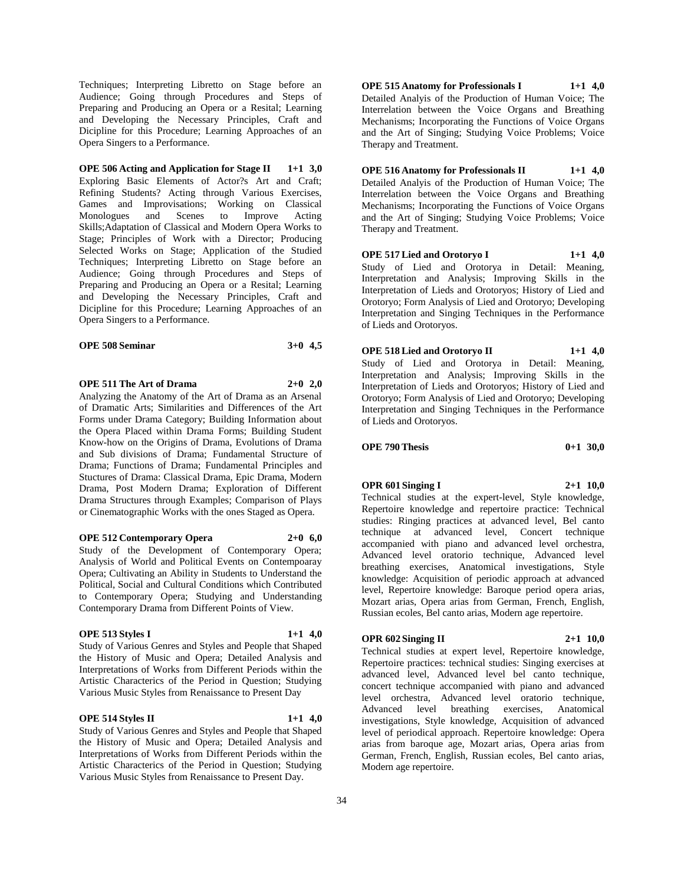Techniques; Interpreting Libretto on Stage before an Audience; Going through Procedures and Steps of Preparing and Producing an Opera or a Resital; Learning and Developing the Necessary Principles, Craft and Dicipline for this Procedure; Learning Approaches of an Opera Singers to a Performance.

**OPE 506 Acting and Application for Stage II 1+1 3,0**
Exploring Basic Elements of Actor?s Art and Craft; Refining Students? Acting through Various Exercises, Games and Improvisations; Working on Classical Monologues and Scenes to Improve Acting Skills;Adaptation of Classical and Modern Opera Works to Stage; Principles of Work with a Director; Producing Selected Works on Stage; Application of the Studied Techniques; Interpreting Libretto on Stage before an Audience; Going through Procedures and Steps of Preparing and Producing an Opera or a Resital; Learning and Developing the Necessary Principles, Craft and Dicipline for this Procedure; Learning Approaches of an Opera Singers to a Performance.

**OPE 508 Seminar 3+0 4,5**

**OPE 511 The Art of Drama 2+0 2,0**
Analyzing the Anatomy of the Art of Drama as an Arsenal of Dramatic Arts; Similarities and Differences of the Art Forms under Drama Category; Building Information about the Opera Placed within Drama Forms; Building Student Know-how on the Origins of Drama, Evolutions of Drama and Sub divisions of Drama; Fundamental Structure of Drama; Functions of Drama; Fundamental Principles and Stuctures of Drama: Classical Drama, Epic Drama, Modern Drama, Post Modern Drama; Exploration of Different Drama Structures through Examples; Comparison of Plays or Cinematographic Works with the ones Staged as Opera.

**OPE 512 Contemporary Opera 2+0 6,0**
Study of the Development of Contemporary Opera; Analysis of World and Political Events on Contempoaray Opera; Cultivating an Ability in Students to Understand the Political, Social and Cultural Conditions which Contributed to Contemporary Opera; Studying and Understanding Contemporary Drama from Different Points of View.

**OPE 513 Styles I 1+1 4,0**
Study of Various Genres and Styles and People that Shaped the History of Music and Opera; Detailed Analysis and Interpretations of Works from Different Periods within the Artistic Characterics of the Period in Question; Studying Various Music Styles from Renaissance to Present Day

**OPE 514 Styles II 1+1 4,0**
Study of Various Genres and Styles and People that Shaped the History of Music and Opera; Detailed Analysis and Interpretations of Works from Different Periods within the Artistic Characterics of the Period in Question; Studying Various Music Styles from Renaissance to Present Day.

**OPE 515 Anatomy for Professionals I 1+1 4,0**
Detailed Analyis of the Production of Human Voice; The Interrelation between the Voice Organs and Breathing Mechanisms; Incorporating the Functions of Voice Organs and the Art of Singing; Studying Voice Problems; Voice Therapy and Treatment.

**OPE 516 Anatomy for Professionals II 1+1 4,0**
Detailed Analyis of the Production of Human Voice; The Interrelation between the Voice Organs and Breathing Mechanisms; Incorporating the Functions of Voice Organs and the Art of Singing; Studying Voice Problems; Voice Therapy and Treatment.

**OPE 517 Lied and Orotoryo I 1+1 4,0**
Study of Lied and Orotorya in Detail: Meaning, Interpretation and Analysis; Improving Skills in the Interpretation of Lieds and Orotoryos; History of Lied and Orotoryo; Form Analysis of Lied and Orotoryo; Developing Interpretation and Singing Techniques in the Performance of Lieds and Orotoryos.

**OPE 518 Lied and Orotoryo II 1+1 4,0**
Study of Lied and Orotorya in Detail: Meaning, Interpretation and Analysis; Improving Skills in the Interpretation of Lieds and Orotoryos; History of Lied and Orotoryo; Form Analysis of Lied and Orotoryo; Developing Interpretation and Singing Techniques in the Performance of Lieds and Orotoryos.

**OPE 790 Thesis 0+1 30,0**

**OPR 601 Singing I 2+1 10,0**
Technical studies at the expert-level, Style knowledge, Repertoire knowledge and repertoire practice: Technical studies: Ringing practices at advanced level, Bel canto technique at advanced level, Concert technique accompanied with piano and advanced level orchestra, Advanced level oratorio technique, Advanced level breathing exercises, Anatomical investigations, Style knowledge: Acquisition of periodic approach at advanced level, Repertoire knowledge: Baroque period opera arias, Mozart arias, Opera arias from German, French, English, Russian ecoles, Bel canto arias, Modern age repertoire.

**OPR 602 Singing II 2+1 10,0**
Technical studies at expert level, Repertoire knowledge, Repertoire practices: technical studies: Singing exercises at advanced level, Advanced level bel canto technique, concert technique accompanied with piano and advanced level orchestra, Advanced level oratorio technique, Advanced level breathing exercises, Anatomical investigations, Style knowledge, Acquisition of advanced level of periodical approach. Repertoire knowledge: Opera arias from baroque age, Mozart arias, Opera arias from German, French, English, Russian ecoles, Bel canto arias, Modern age repertoire.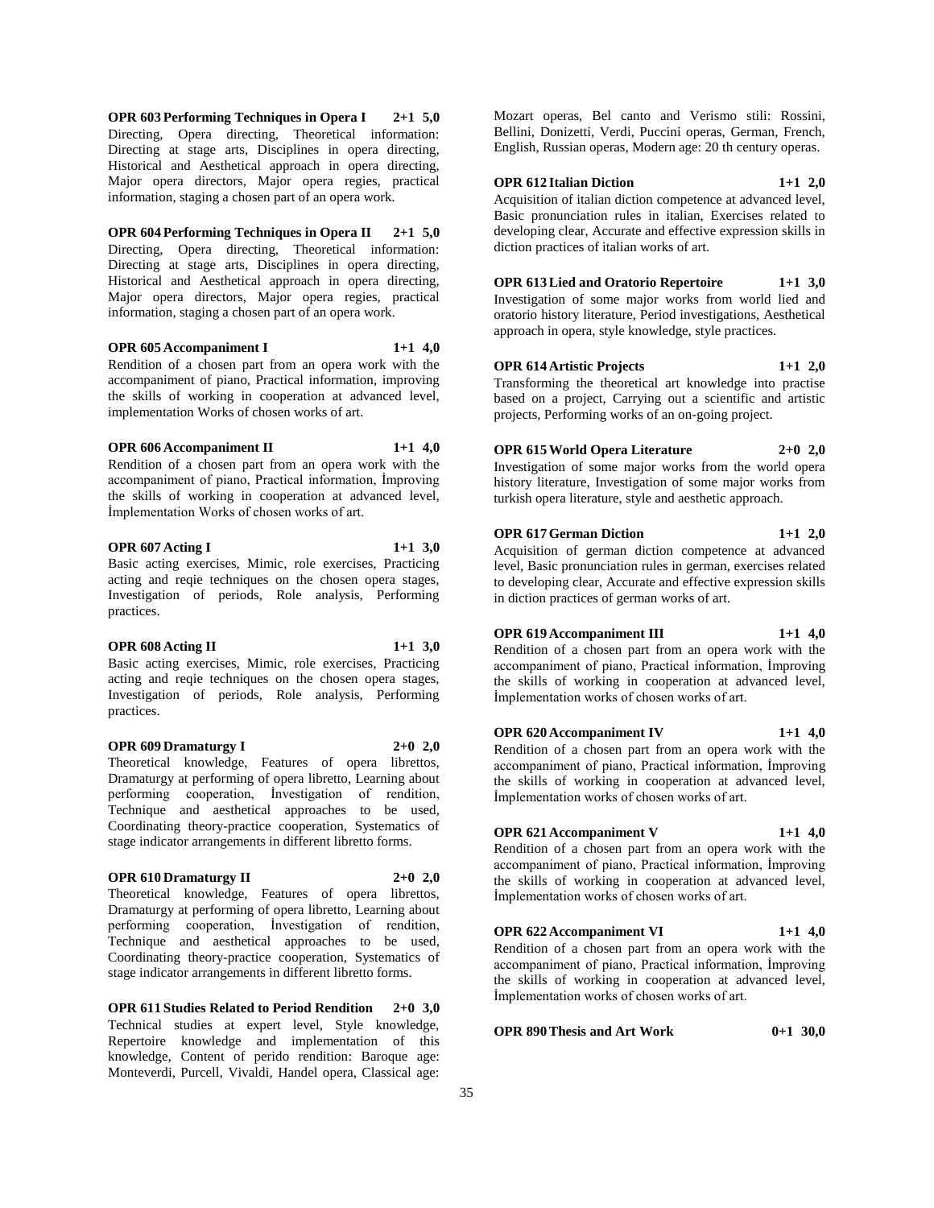**OPR 603 Performing Techniques in Opera I 2+1 5,0**
Directing, Opera directing, Theoretical information: Directing at stage arts, Disciplines in opera directing, Historical and Aesthetical approach in opera directing, Major opera directors, Major opera regies, practical information, staging a chosen part of an opera work.

**OPR 604 Performing Techniques in Opera II 2+1 5,0**
Directing, Opera directing, Theoretical information: Directing at stage arts, Disciplines in opera directing, Historical and Aesthetical approach in opera directing, Major opera directors, Major opera regies, practical information, staging a chosen part of an opera work.

**OPR 605 Accompaniment I 1+1 4,0**
Rendition of a chosen part from an opera work with the accompaniment of piano, Practical information, improving the skills of working in cooperation at advanced level, implementation Works of chosen works of art.

**OPR 606 Accompaniment II 1+1 4,0**
Rendition of a chosen part from an opera work with the accompaniment of piano, Practical information, İmproving the skills of working in cooperation at advanced level, İmplementation Works of chosen works of art.

**OPR 607 Acting I 1+1 3,0**
Basic acting exercises, Mimic, role exercises, Practicing acting and reqie techniques on the chosen opera stages, Investigation of periods, Role analysis, Performing practices.

**OPR 608 Acting II 1+1 3,0**
Basic acting exercises, Mimic, role exercises, Practicing acting and reqie techniques on the chosen opera stages, Investigation of periods, Role analysis, Performing practices.

**OPR 609 Dramaturgy I 2+0 2,0**
Theoretical knowledge, Features of opera librettos, Dramaturgy at performing of opera libretto, Learning about performing cooperation, İnvestigation of rendition, Technique and aesthetical approaches to be used, Coordinating theory-practice cooperation, Systematics of stage indicator arrangements in different libretto forms.

**OPR 610 Dramaturgy II 2+0 2,0**
Theoretical knowledge, Features of opera librettos, Dramaturgy at performing of opera libretto, Learning about performing cooperation, İnvestigation of rendition, Technique and aesthetical approaches to be used, Coordinating theory-practice cooperation, Systematics of stage indicator arrangements in different libretto forms.

**OPR 611 Studies Related to Period Rendition 2+0 3,0**
Technical studies at expert level, Style knowledge, Repertoire knowledge and implementation of this knowledge, Content of perido rendition: Baroque age: Monteverdi, Purcell, Vivaldi, Handel opera, Classical age: Mozart operas, Bel canto and Verismo stili: Rossini, Bellini, Donizetti, Verdi, Puccini operas, German, French, English, Russian operas, Modern age: 20 th century operas.

**OPR 612 Italian Diction 1+1 2,0**
Acquisition of italian diction competence at advanced level, Basic pronunciation rules in italian, Exercises related to developing clear, Accurate and effective expression skills in diction practices of italian works of art.

**OPR 613 Lied and Oratorio Repertoire 1+1 3,0**
Investigation of some major works from world lied and oratorio history literature, Period investigations, Aesthetical approach in opera, style knowledge, style practices.

**OPR 614 Artistic Projects 1+1 2,0**
Transforming the theoretical art knowledge into practise based on a project, Carrying out a scientific and artistic projects, Performing works of an on-going project.

**OPR 615 World Opera Literature 2+0 2,0**
Investigation of some major works from the world opera history literature, Investigation of some major works from turkish opera literature, style and aesthetic approach.

**OPR 617 German Diction 1+1 2,0**
Acquisition of german diction competence at advanced level, Basic pronunciation rules in german, exercises related to developing clear, Accurate and effective expression skills in diction practices of german works of art.

**OPR 619 Accompaniment III 1+1 4,0**
Rendition of a chosen part from an opera work with the accompaniment of piano, Practical information, İmproving the skills of working in cooperation at advanced level, İmplementation works of chosen works of art.

**OPR 620 Accompaniment IV 1+1 4,0**
Rendition of a chosen part from an opera work with the accompaniment of piano, Practical information, İmproving the skills of working in cooperation at advanced level, İmplementation works of chosen works of art.

**OPR 621 Accompaniment V 1+1 4,0**
Rendition of a chosen part from an opera work with the accompaniment of piano, Practical information, İmproving the skills of working in cooperation at advanced level, İmplementation works of chosen works of art.

**OPR 622 Accompaniment VI 1+1 4,0**
Rendition of a chosen part from an opera work with the accompaniment of piano, Practical information, İmproving the skills of working in cooperation at advanced level, İmplementation works of chosen works of art.

**OPR 890 Thesis and Art Work 0+1 30,0**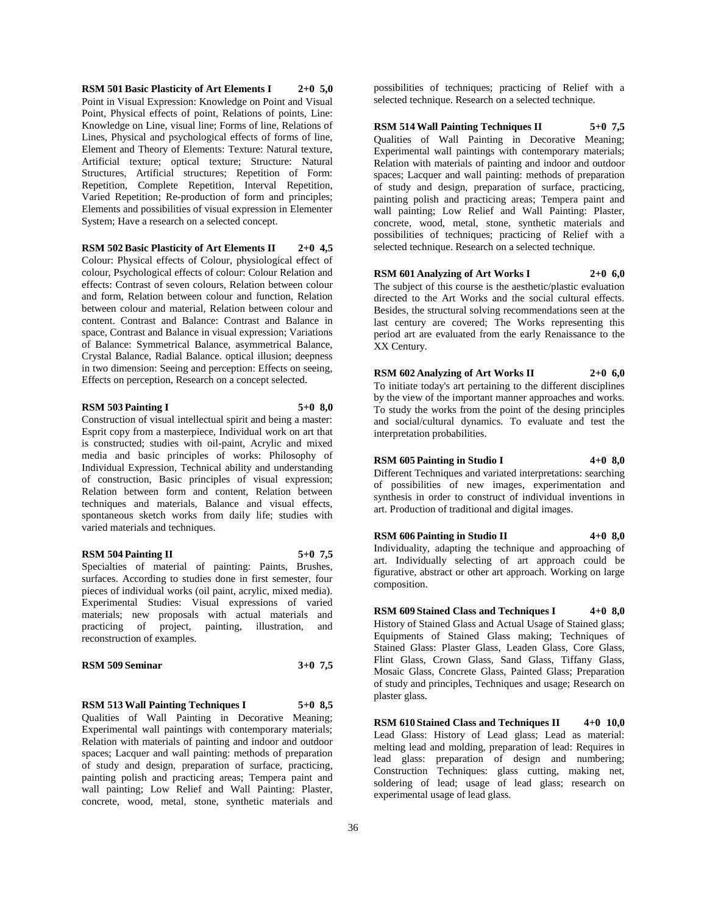**RSM 501 Basic Plasticity of Art Elements I 2+0 5,0**

Point in Visual Expression: Knowledge on Point and Visual Point, Physical effects of point, Relations of points, Line: Knowledge on Line, visual line; Forms of line, Relations of Lines, Physical and psychological effects of forms of line, Element and Theory of Elements: Texture: Natural texture, Artificial texture; optical texture; Structure: Natural Structures, Artificial structures; Repetition of Form: Repetition, Complete Repetition, Interval Repetition, Varied Repetition; Re-production of form and principles; Elements and possibilities of visual expression in Elementer System; Have a research on a selected concept.

**RSM 502 Basic Plasticity of Art Elements II 2+0 4,5**

Colour: Physical effects of Colour, physiological effect of colour, Psychological effects of colour: Colour Relation and effects: Contrast of seven colours, Relation between colour and form, Relation between colour and function, Relation between colour and material, Relation between colour and content. Contrast and Balance: Contrast and Balance in space, Contrast and Balance in visual expression; Variations of Balance: Symmetrical Balance, asymmetrical Balance, Crystal Balance, Radial Balance. optical illusion; deepness in two dimension: Seeing and perception: Effects on seeing, Effects on perception, Research on a concept selected.

**RSM 503 Painting I 5+0 8,0**

Construction of visual intellectual spirit and being a master: Esprit copy from a masterpiece, Individual work on art that is constructed; studies with oil-paint, Acrylic and mixed media and basic principles of works: Philosophy of Individual Expression, Technical ability and understanding of construction, Basic principles of visual expression; Relation between form and content, Relation between techniques and materials, Balance and visual effects, spontaneous sketch works from daily life; studies with varied materials and techniques.

**RSM 504 Painting II 5+0 7,5**

Specialties of material of painting: Paints, Brushes, surfaces. According to studies done in first semester, four pieces of individual works (oil paint, acrylic, mixed media). Experimental Studies: Visual expressions of varied materials; new proposals with actual materials and practicing of project, painting, illustration, and reconstruction of examples.

**RSM 509 Seminar 3+0 7,5**

**RSM 513 Wall Painting Techniques I 5+0 8,5**

Qualities of Wall Painting in Decorative Meaning; Experimental wall paintings with contemporary materials; Relation with materials of painting and indoor and outdoor spaces; Lacquer and wall painting: methods of preparation of study and design, preparation of surface, practicing, painting polish and practicing areas; Tempera paint and wall painting; Low Relief and Wall Painting: Plaster, concrete, wood, metal, stone, synthetic materials and possibilities of techniques; practicing of Relief with a selected technique. Research on a selected technique.

**RSM 514 Wall Painting Techniques II 5+0 7,5**

Qualities of Wall Painting in Decorative Meaning; Experimental wall paintings with contemporary materials; Relation with materials of painting and indoor and outdoor spaces; Lacquer and wall painting: methods of preparation of study and design, preparation of surface, practicing, painting polish and practicing areas; Tempera paint and wall painting; Low Relief and Wall Painting: Plaster, concrete, wood, metal, stone, synthetic materials and possibilities of techniques; practicing of Relief with a selected technique. Research on a selected technique.

**RSM 601 Analyzing of Art Works I 2+0 6,0**

The subject of this course is the aesthetic/plastic evaluation directed to the Art Works and the social cultural effects. Besides, the structural solving recommendations seen at the last century are covered; The Works representing this period art are evaluated from the early Renaissance to the XX Century.

**RSM 602 Analyzing of Art Works II 2+0 6,0**

To initiate today's art pertaining to the different disciplines by the view of the important manner approaches and works. To study the works from the point of the desing principles and social/cultural dynamics. To evaluate and test the interpretation probabilities.

**RSM 605 Painting in Studio I 4+0 8,0**

Different Techniques and variated interpretations: searching of possibilities of new images, experimentation and synthesis in order to construct of individual inventions in art. Production of traditional and digital images.

**RSM 606 Painting in Studio II 4+0 8,0**

Individuality, adapting the technique and approaching of art. Individually selecting of art approach could be figurative, abstract or other art approach. Working on large composition.

**RSM 609 Stained Class and Techniques I 4+0 8,0**

History of Stained Glass and Actual Usage of Stained glass; Equipments of Stained Glass making; Techniques of Stained Glass: Plaster Glass, Leaden Glass, Core Glass, Flint Glass, Crown Glass, Sand Glass, Tiffany Glass, Mosaic Glass, Concrete Glass, Painted Glass; Preparation of study and principles, Techniques and usage; Research on plaster glass.

**RSM 610 Stained Class and Techniques II 4+0 10,0**

Lead Glass: History of Lead glass; Lead as material: melting lead and molding, preparation of lead: Requires in lead glass: preparation of design and numbering; Construction Techniques: glass cutting, making net, soldering of lead; usage of lead glass; research on experimental usage of lead glass.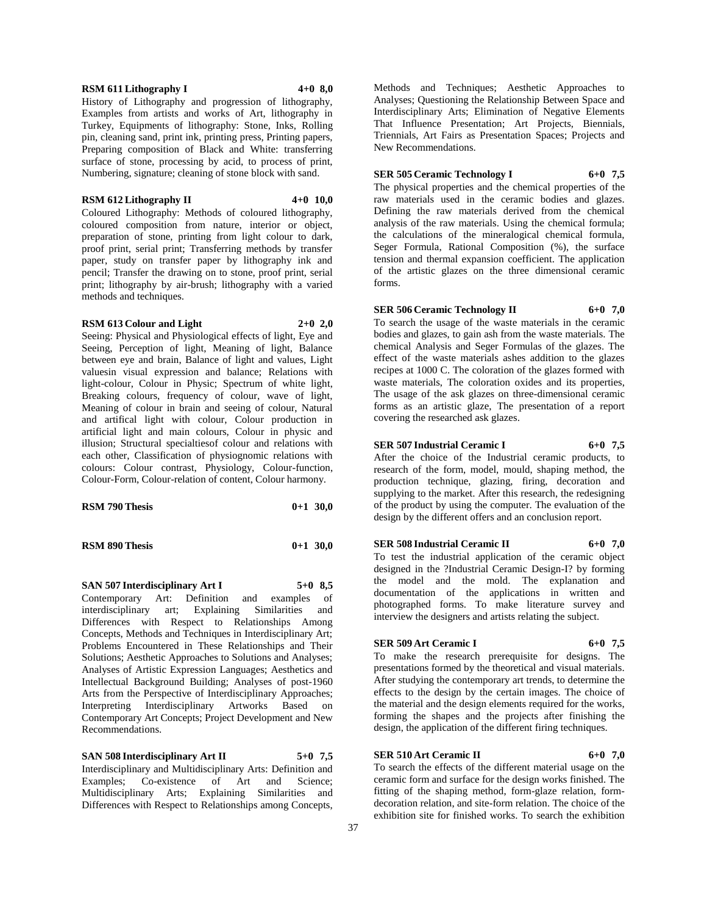**RSM 611 Lithography I 4+0 8,0**

History of Lithography and progression of lithography, Examples from artists and works of Art, lithography in Turkey, Equipments of lithography: Stone, Inks, Rolling pin, cleaning sand, print ink, printing press, Printing papers, Preparing composition of Black and White: transferring surface of stone, processing by acid, to process of print, Numbering, signature; cleaning of stone block with sand.

**RSM 612 Lithography II 4+0 10,0**

Coloured Lithography: Methods of coloured lithography, coloured composition from nature, interior or object, preparation of stone, printing from light colour to dark, proof print, serial print; Transferring methods by transfer paper, study on transfer paper by lithography ink and pencil; Transfer the drawing on to stone, proof print, serial print; lithography by air-brush; lithography with a varied methods and techniques.

**RSM 613 Colour and Light 2+0 2,0**

Seeing: Physical and Physiological effects of light, Eye and Seeing, Perception of light, Meaning of light, Balance between eye and brain, Balance of light and values, Light valuesin visual expression and balance; Relations with light-colour, Colour in Physic; Spectrum of white light, Breaking colours, frequency of colour, wave of light, Meaning of colour in brain and seeing of colour, Natural and artifical light with colour, Colour production in artificial light and main colours, Colour in physic and illusion; Structural specialtiesof colour and relations with each other, Classification of physiognomic relations with colours: Colour contrast, Physiology, Colour-function, Colour-Form, Colour-relation of content, Colour harmony.

**RSM 790 Thesis 0+1 30,0**

**RSM 890 Thesis 0+1 30,0**

**SAN 507 Interdisciplinary Art I 5+0 8,5**

Contemporary Art: Definition and examples of interdisciplinary art; Explaining Similarities and Differences with Respect to Relationships Among Concepts, Methods and Techniques in Interdisciplinary Art; Problems Encountered in These Relationships and Their Solutions; Aesthetic Approaches to Solutions and Analyses; Analyses of Artistic Expression Languages; Aesthetics and Intellectual Background Building; Analyses of post-1960 Arts from the Perspective of Interdisciplinary Approaches; Interpreting Interdisciplinary Artworks Based on Contemporary Art Concepts; Project Development and New Recommendations.

**SAN 508 Interdisciplinary Art II 5+0 7,5**

Interdisciplinary and Multidisciplinary Arts: Definition and Examples; Co-existence of Art and Science; Multidisciplinary Arts; Explaining Similarities and Differences with Respect to Relationships among Concepts, Methods and Techniques; Aesthetic Approaches to Analyses; Questioning the Relationship Between Space and Interdisciplinary Arts; Elimination of Negative Elements That Influence Presentation; Art Projects, Biennials, Triennials, Art Fairs as Presentation Spaces; Projects and New Recommendations.

**SER 505 Ceramic Technology I 6+0 7,5**

The physical properties and the chemical properties of the raw materials used in the ceramic bodies and glazes. Defining the raw materials derived from the chemical analysis of the raw materials. Using the chemical formula; the calculations of the mineralogical chemical formula, Seger Formula, Rational Composition (%), the surface tension and thermal expansion coefficient. The application of the artistic glazes on the three dimensional ceramic forms.

**SER 506 Ceramic Technology II 6+0 7,0**

To search the usage of the waste materials in the ceramic bodies and glazes, to gain ash from the waste materials. The chemical Analysis and Seger Formulas of the glazes. The effect of the waste materials ashes addition to the glazes recipes at 1000 C. The coloration of the glazes formed with waste materials, The coloration oxides and its properties, The usage of the ask glazes on three-dimensional ceramic forms as an artistic glaze, The presentation of a report covering the researched ask glazes.

**SER 507 Industrial Ceramic I 6+0 7,5**

After the choice of the Industrial ceramic products, to research of the form, model, mould, shaping method, the production technique, glazing, firing, decoration and supplying to the market. After this research, the redesigning of the product by using the computer. The evaluation of the design by the different offers and an conclusion report.

**SER 508 Industrial Ceramic II 6+0 7,0**

To test the industrial application of the ceramic object designed in the ?Industrial Ceramic Design-I? by forming the model and the mold. The explanation and documentation of the applications in written and photographed forms. To make literature survey and interview the designers and artists relating the subject.

**SER 509 Art Ceramic I 6+0 7,5**

To make the research prerequisite for designs. The presentations formed by the theoretical and visual materials. After studying the contemporary art trends, to determine the effects to the design by the certain images. The choice of the material and the design elements required for the works, forming the shapes and the projects after finishing the design, the application of the different firing techniques.

**SER 510 Art Ceramic II 6+0 7,0**

To search the effects of the different material usage on the ceramic form and surface for the design works finished. The fitting of the shaping method, form-glaze relation, form-decoration relation, and site-form relation. The choice of the exhibition site for finished works. To search the exhibition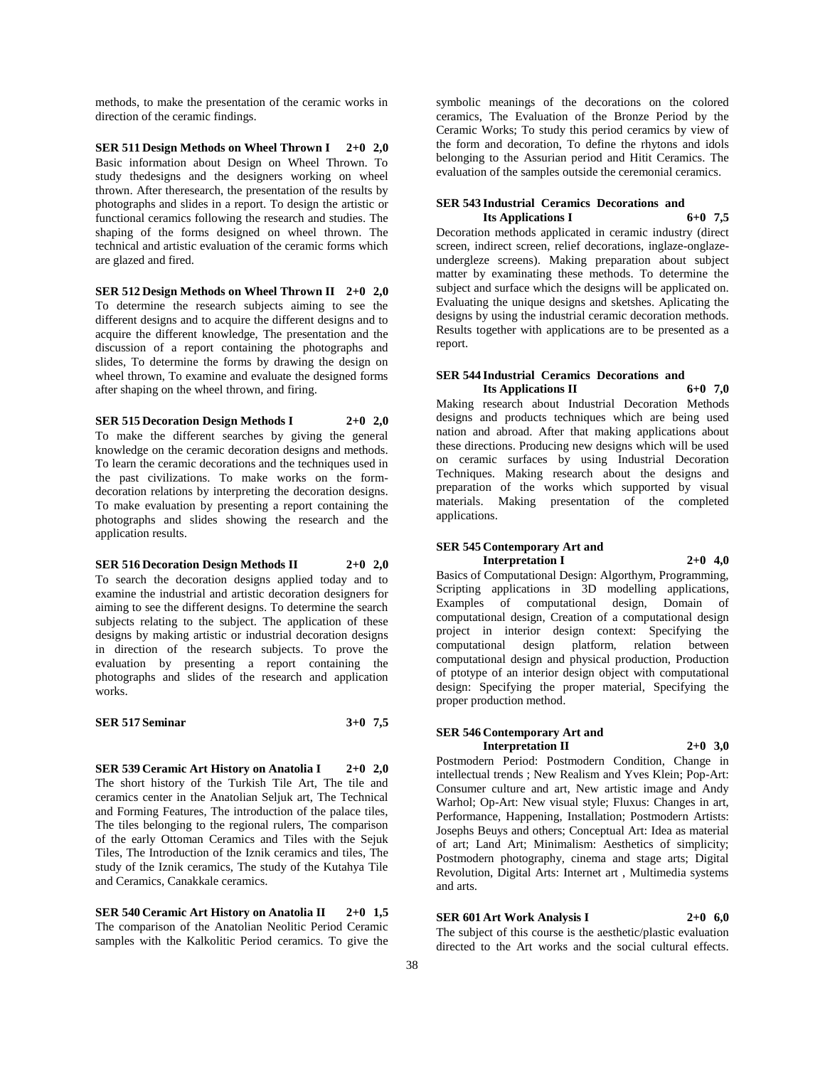methods, to make the presentation of the ceramic works in direction of the ceramic findings.

**SER 511 Design Methods on Wheel Thrown I 2+0 2,0**

Basic information about Design on Wheel Thrown. To study thedesigns and the designers working on wheel thrown. After theresearch, the presentation of the results by photographs and slides in a report. To design the artistic or functional ceramics following the research and studies. The shaping of the forms designed on wheel thrown. The technical and artistic evaluation of the ceramic forms which are glazed and fired.

**SER 512 Design Methods on Wheel Thrown II 2+0 2,0**

To determine the research subjects aiming to see the different designs and to acquire the different designs and to acquire the different knowledge, The presentation and the discussion of a report containing the photographs and slides, To determine the forms by drawing the design on wheel thrown, To examine and evaluate the designed forms after shaping on the wheel thrown, and firing.

**SER 515 Decoration Design Methods I 2+0 2,0**

To make the different searches by giving the general knowledge on the ceramic decoration designs and methods. To learn the ceramic decorations and the techniques used in the past civilizations. To make works on the form-decoration relations by interpreting the decoration designs. To make evaluation by presenting a report containing the photographs and slides showing the research and the application results.

**SER 516 Decoration Design Methods II 2+0 2,0**

To search the decoration designs applied today and to examine the industrial and artistic decoration designers for aiming to see the different designs. To determine the search subjects relating to the subject. The application of these designs by making artistic or industrial decoration designs in direction of the research subjects. To prove the evaluation by presenting a report containing the photographs and slides of the research and application works.

**SER 517 Seminar 3+0 7,5**

**SER 539 Ceramic Art History on Anatolia I 2+0 2,0**

The short history of the Turkish Tile Art, The tile and ceramics center in the Anatolian Seljuk art, The Technical and Forming Features, The introduction of the palace tiles, The tiles belonging to the regional rulers, The comparison of the early Ottoman Ceramics and Tiles with the Sejuk Tiles, The Introduction of the Iznik ceramics and tiles, The study of the Iznik ceramics, The study of the Kutahya Tile and Ceramics, Canakkale ceramics.

**SER 540 Ceramic Art History on Anatolia II 2+0 1,5**

The comparison of the Anatolian Neolitic Period Ceramic samples with the Kalkolitic Period ceramics. To give the symbolic meanings of the decorations on the colored ceramics, The Evaluation of the Bronze Period by the Ceramic Works; To study this period ceramics by view of the form and decoration, To define the rhytons and idols belonging to the Assurian period and Hitit Ceramics. The evaluation of the samples outside the ceremonial ceramics.

**SER 543 Industrial Ceramics Decorations and Its Applications I 6+0 7,5**

Decoration methods applicated in ceramic industry (direct screen, indirect screen, relief decorations, inglaze-onglaze-undergleze screens). Making preparation about subject matter by examinating these methods. To determine the subject and surface which the designs will be applicated on. Evaluating the unique designs and sketshes. Aplicating the designs by using the industrial ceramic decoration methods. Results together with applications are to be presented as a report.

**SER 544 Industrial Ceramics Decorations and Its Applications II 6+0 7,0**

Making research about Industrial Decoration Methods designs and products techniques which are being used nation and abroad. After that making applications about these directions. Producing new designs which will be used on ceramic surfaces by using Industrial Decoration Techniques. Making research about the designs and preparation of the works which supported by visual materials. Making presentation of the completed applications.

**SER 545 Contemporary Art and Interpretation I 2+0 4,0**

Basics of Computational Design: Algorthym, Programming, Scripting applications in 3D modelling applications, Examples of computational design, Domain of computational design, Creation of a computational design project in interior design context: Specifying the computational design platform, relation between computational design and physical production, Production of ptotype of an interior design object with computational design: Specifying the proper material, Specifying the proper production method.

**SER 546 Contemporary Art and Interpretation II 2+0 3,0**

Postmodern Period: Postmodern Condition, Change in intellectual trends ; New Realism and Yves Klein; Pop-Art: Consumer culture and art, New artistic image and Andy Warhol; Op-Art: New visual style; Fluxus: Changes in art, Performance, Happening, Installation; Postmodern Artists: Josephs Beuys and others; Conceptual Art: Idea as material of art; Land Art; Minimalism: Aesthetics of simplicity; Postmodern photography, cinema and stage arts; Digital Revolution, Digital Arts: Internet art , Multimedia systems and arts.

**SER 601 Art Work Analysis I 2+0 6,0**

The subject of this course is the aesthetic/plastic evaluation directed to the Art works and the social cultural effects.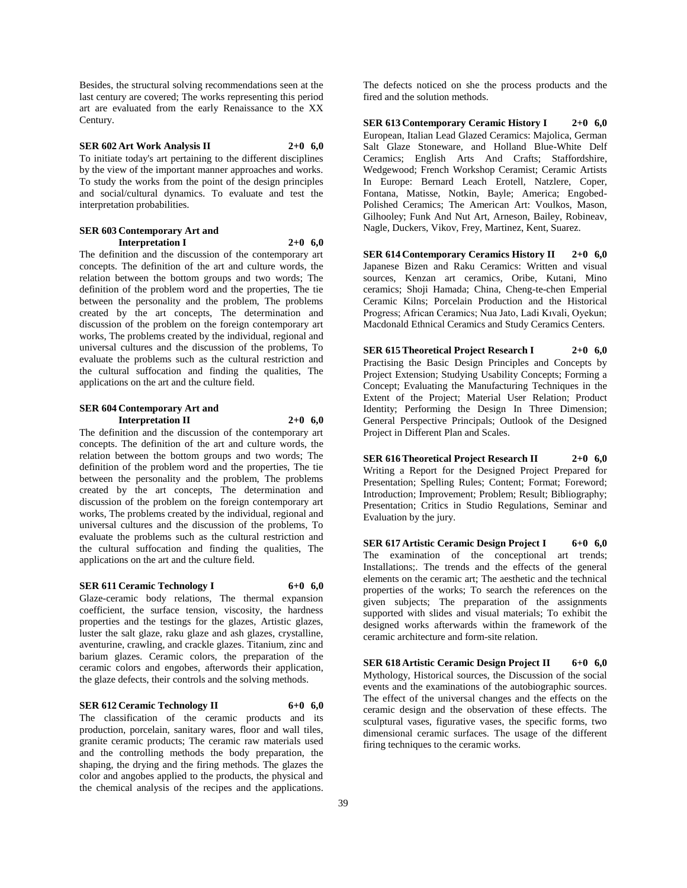Besides, the structural solving recommendations seen at the last century are covered; The works representing this period art are evaluated from the early Renaissance to the XX Century.

**SER 602 Art Work Analysis II 2+0 6,0**

To initiate today's art pertaining to the different disciplines by the view of the important manner approaches and works. To study the works from the point of the design principles and social/cultural dynamics. To evaluate and test the interpretation probabilities.

**SER 603 Contemporary Art and Interpretation I 2+0 6,0**

The definition and the discussion of the contemporary art concepts. The definition of the art and culture words, the relation between the bottom groups and two words; The definition of the problem word and the properties, The tie between the personality and the problem, The problems created by the art concepts, The determination and discussion of the problem on the foreign contemporary art works, The problems created by the individual, regional and universal cultures and the discussion of the problems, To evaluate the problems such as the cultural restriction and the cultural suffocation and finding the qualities, The applications on the art and the culture field.

**SER 604 Contemporary Art and Interpretation II 2+0 6,0**

The definition and the discussion of the contemporary art concepts. The definition of the art and culture words, the relation between the bottom groups and two words; The definition of the problem word and the properties, The tie between the personality and the problem, The problems created by the art concepts, The determination and discussion of the problem on the foreign contemporary art works, The problems created by the individual, regional and universal cultures and the discussion of the problems, To evaluate the problems such as the cultural restriction and the cultural suffocation and finding the qualities, The applications on the art and the culture field.

**SER 611 Ceramic Technology I 6+0 6,0**

Glaze-ceramic body relations, The thermal expansion coefficient, the surface tension, viscosity, the hardness properties and the testings for the glazes, Artistic glazes, luster the salt glaze, raku glaze and ash glazes, crystalline, aventurine, crawling, and crackle glazes. Titanium, zinc and barium glazes. Ceramic colors, the preparation of the ceramic colors and engobes, afterwords their application, the glaze defects, their controls and the solving methods.

**SER 612 Ceramic Technology II 6+0 6,0**

The classification of the ceramic products and its production, porcelain, sanitary wares, floor and wall tiles, granite ceramic products; The ceramic raw materials used and the controlling methods the body preparation, the shaping, the drying and the firing methods. The glazes the color and angobes applied to the products, the physical and the chemical analysis of the recipes and the applications. The defects noticed on she the process products and the fired and the solution methods.

**SER 613 Contemporary Ceramic History I 2+0 6,0**

European, Italian Lead Glazed Ceramics: Majolica, German Salt Glaze Stoneware, and Holland Blue-White Delf Ceramics; English Arts And Crafts; Staffordshire, Wedgewood; French Workshop Ceramist; Ceramic Artists In Europe: Bernard Leach Erotell, Natzlere, Coper, Fontana, Matisse, Notkin, Bayle; America; Engobed-Polished Ceramics; The American Art: Voulkos, Mason, Gilhooley; Funk And Nut Art, Arneson, Bailey, Robineav, Nagle, Duckers, Vikov, Frey, Martinez, Kent, Suarez.

**SER 614 Contemporary Ceramics History II 2+0 6,0**

Japanese Bizen and Raku Ceramics: Written and visual sources, Kenzan art ceramics, Oribe, Kutani, Mino ceramics; Shoji Hamada; China, Cheng-te-chen Emperial Ceramic Kilns; Porcelain Production and the Historical Progress; African Ceramics; Nua Jato, Ladi Kıvali, Oyekun; Macdonald Ethnical Ceramics and Study Ceramics Centers.

**SER 615 Theoretical Project Research I 2+0 6,0**

Practising the Basic Design Principles and Concepts by Project Extension; Studying Usability Concepts; Forming a Concept; Evaluating the Manufacturing Techniques in the Extent of the Project; Material User Relation; Product Identity; Performing the Design In Three Dimension; General Perspective Principals; Outlook of the Designed Project in Different Plan and Scales.

**SER 616 Theoretical Project Research II 2+0 6,0**

Writing a Report for the Designed Project Prepared for Presentation; Spelling Rules; Content; Format; Foreword; Introduction; Improvement; Problem; Result; Bibliography; Presentation; Critics in Studio Regulations, Seminar and Evaluation by the jury.

**SER 617 Artistic Ceramic Design Project I 6+0 6,0**

The examination of the conceptional art trends; Installations;. The trends and the effects of the general elements on the ceramic art; The aesthetic and the technical properties of the works; To search the references on the given subjects; The preparation of the assignments supported with slides and visual materials; To exhibit the designed works afterwards within the framework of the ceramic architecture and form-site relation.

**SER 618 Artistic Ceramic Design Project II 6+0 6,0**

Mythology, Historical sources, the Discussion of the social events and the examinations of the autobiographic sources. The effect of the universal changes and the effects on the ceramic design and the observation of these effects. The sculptural vases, figurative vases, the specific forms, two dimensional ceramic surfaces. The usage of the different firing techniques to the ceramic works.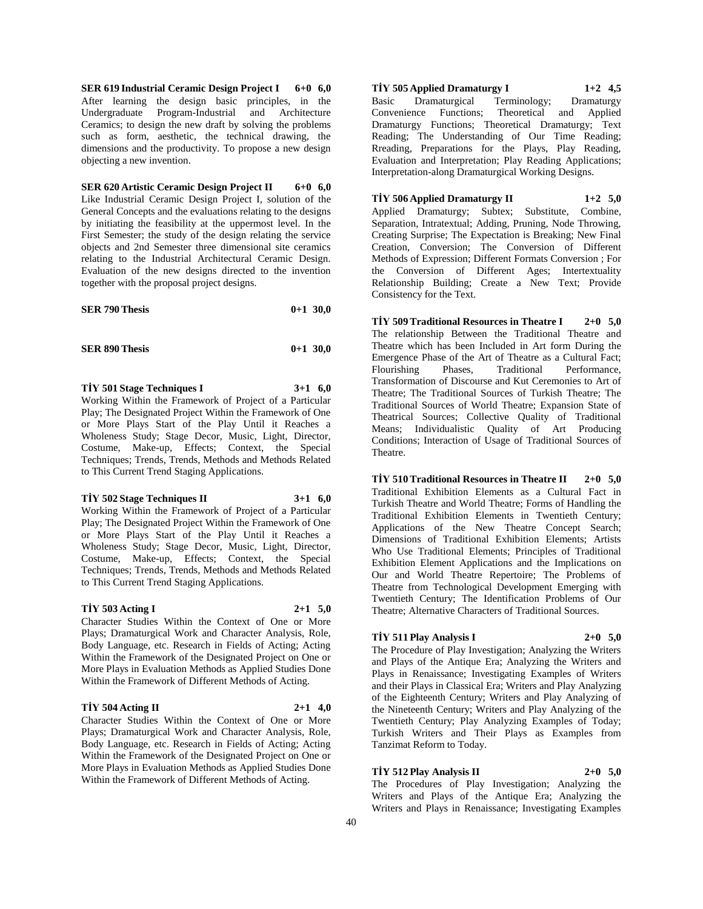**SER 619 Industrial Ceramic Design Project I 6+0 6,0**
After learning the design basic principles, in the Undergraduate Program-Industrial and Architecture Ceramics; to design the new draft by solving the problems such as form, aesthetic, the technical drawing, the dimensions and the productivity. To propose a new design objecting a new invention.

**SER 620 Artistic Ceramic Design Project II 6+0 6,0**
Like Industrial Ceramic Design Project I, solution of the General Concepts and the evaluations relating to the designs by initiating the feasibility at the uppermost level. In the First Semester; the study of the design relating the service objects and 2nd Semester three dimensional site ceramics relating to the Industrial Architectural Ceramic Design. Evaluation of the new designs directed to the invention together with the proposal project designs.

**SER 790 Thesis 0+1 30,0**

**SER 890 Thesis 0+1 30,0**

**TİY 501 Stage Techniques I 3+1 6,0**
Working Within the Framework of Project of a Particular Play; The Designated Project Within the Framework of One or More Plays Start of the Play Until it Reaches a Wholeness Study; Stage Decor, Music, Light, Director, Costume, Make-up, Effects; Context, the Special Techniques; Trends, Trends, Methods and Methods Related to This Current Trend Staging Applications.

**TİY 502 Stage Techniques II 3+1 6,0**
Working Within the Framework of Project of a Particular Play; The Designated Project Within the Framework of One or More Plays Start of the Play Until it Reaches a Wholeness Study; Stage Decor, Music, Light, Director, Costume, Make-up, Effects; Context, the Special Techniques; Trends, Trends, Methods and Methods Related to This Current Trend Staging Applications.

**TİY 503 Acting I 2+1 5,0**
Character Studies Within the Context of One or More Plays; Dramaturgical Work and Character Analysis, Role, Body Language, etc. Research in Fields of Acting; Acting Within the Framework of the Designated Project on One or More Plays in Evaluation Methods as Applied Studies Done Within the Framework of Different Methods of Acting.

**TİY 504 Acting II 2+1 4,0**
Character Studies Within the Context of One or More Plays; Dramaturgical Work and Character Analysis, Role, Body Language, etc. Research in Fields of Acting; Acting Within the Framework of the Designated Project on One or More Plays in Evaluation Methods as Applied Studies Done Within the Framework of Different Methods of Acting.

**TİY 505 Applied Dramaturgy I 1+2 4,5**
Basic Dramaturgical Terminology; Dramaturgy Convenience Functions; Theoretical and Applied Dramaturgy Functions; Theoretical Dramaturgy; Text Reading; The Understanding of Our Time Reading; Rreading, Preparations for the Plays, Play Reading, Evaluation and Interpretation; Play Reading Applications; Interpretation-along Dramaturgical Working Designs.

**TİY 506 Applied Dramaturgy II 1+2 5,0**
Applied Dramaturgy; Subtex; Substitute, Combine, Separation, Intratextual; Adding, Pruning, Node Throwing, Creating Surprise; The Expectation is Breaking; New Final Creation, Conversion; The Conversion of Different Methods of Expression; Different Formats Conversion ; For the Conversion of Different Ages; Intertextuality Relationship Building; Create a New Text; Provide Consistency for the Text.

**TİY 509 Traditional Resources in Theatre I 2+0 5,0**
The relationship Between the Traditional Theatre and Theatre which has been Included in Art form During the Emergence Phase of the Art of Theatre as a Cultural Fact; Flourishing Phases, Traditional Performance, Transformation of Discourse and Kut Ceremonies to Art of Theatre; The Traditional Sources of Turkish Theatre; The Traditional Sources of World Theatre; Expansion State of Theatrical Sources; Collective Quality of Traditional Means; Individualistic Quality of Art Producing Conditions; Interaction of Usage of Traditional Sources of Theatre.

**TİY 510 Traditional Resources in Theatre II 2+0 5,0**
Traditional Exhibition Elements as a Cultural Fact in Turkish Theatre and World Theatre; Forms of Handling the Traditional Exhibition Elements in Twentieth Century; Applications of the New Theatre Concept Search; Dimensions of Traditional Exhibition Elements; Artists Who Use Traditional Elements; Principles of Traditional Exhibition Element Applications and the Implications on Our and World Theatre Repertoire; The Problems of Theatre from Technological Development Emerging with Twentieth Century; The Identification Problems of Our Theatre; Alternative Characters of Traditional Sources.

**TİY 511 Play Analysis I 2+0 5,0**
The Procedure of Play Investigation; Analyzing the Writers and Plays of the Antique Era; Analyzing the Writers and Plays in Renaissance; Investigating Examples of Writers and their Plays in Classical Era; Writers and Play Analyzing of the Eighteenth Century; Writers and Play Analyzing of the Nineteenth Century; Writers and Play Analyzing of the Twentieth Century; Play Analyzing Examples of Today; Turkish Writers and Their Plays as Examples from Tanzimat Reform to Today.

**TİY 512 Play Analysis II 2+0 5,0**
The Procedures of Play Investigation; Analyzing the Writers and Plays of the Antique Era; Analyzing the Writers and Plays in Renaissance; Investigating Examples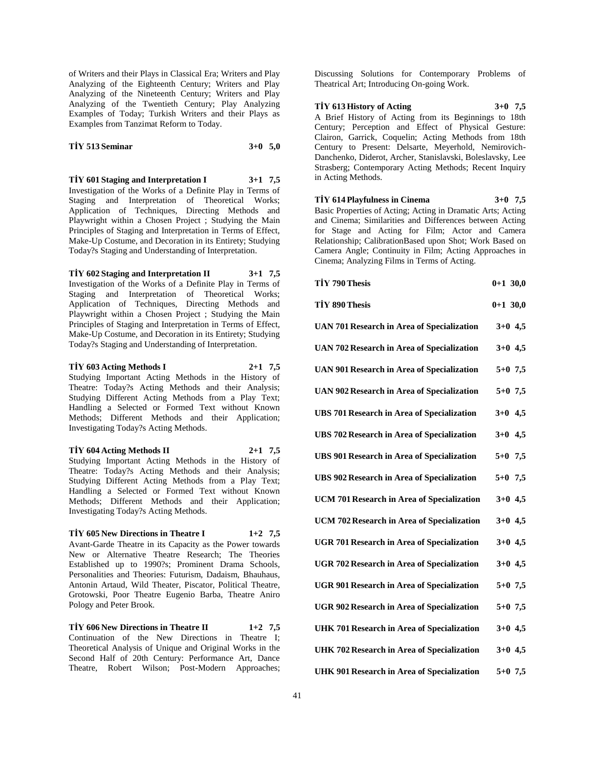of Writers and their Plays in Classical Era; Writers and Play Analyzing of the Eighteenth Century; Writers and Play Analyzing of the Nineteenth Century; Writers and Play Analyzing of the Twentieth Century; Play Analyzing Examples of Today; Turkish Writers and their Plays as Examples from Tanzimat Reform to Today.

**TİY 513 Seminar 3+0 5,0**

**TİY 601 Staging and Interpretation I 3+1 7,5**
Investigation of the Works of a Definite Play in Terms of Staging and Interpretation of Theoretical Works; Application of Techniques, Directing Methods and Playwright within a Chosen Project ; Studying the Main Principles of Staging and Interpretation in Terms of Effect, Make-Up Costume, and Decoration in its Entirety; Studying Today?s Staging and Understanding of Interpretation.

**TİY 602 Staging and Interpretation II 3+1 7,5**
Investigation of the Works of a Definite Play in Terms of Staging and Interpretation of Theoretical Works; Application of Techniques, Directing Methods and Playwright within a Chosen Project ; Studying the Main Principles of Staging and Interpretation in Terms of Effect, Make-Up Costume, and Decoration in its Entirety; Studying Today?s Staging and Understanding of Interpretation.

**TİY 603 Acting Methods I 2+1 7,5**
Studying Important Acting Methods in the History of Theatre: Today?s Acting Methods and their Analysis; Studying Different Acting Methods from a Play Text; Handling a Selected or Formed Text without Known Methods; Different Methods and their Application; Investigating Today?s Acting Methods.

**TİY 604 Acting Methods II 2+1 7,5**
Studying Important Acting Methods in the History of Theatre: Today?s Acting Methods and their Analysis; Studying Different Acting Methods from a Play Text; Handling a Selected or Formed Text without Known Methods; Different Methods and their Application; Investigating Today?s Acting Methods.

**TİY 605 New Directions in Theatre I 1+2 7,5**
Avant-Garde Theatre in its Capacity as the Power towards New or Alternative Theatre Research; The Theories Established up to 1990?s; Prominent Drama Schools, Personalities and Theories: Futurism, Dadaism, Bhauhaus, Antonin Artaud, Wild Theater, Piscator, Political Theatre, Grotowski, Poor Theatre Eugenio Barba, Theatre Aniro Pology and Peter Brook.

**TİY 606 New Directions in Theatre II 1+2 7,5**
Continuation of the New Directions in Theatre I; Theoretical Analysis of Unique and Original Works in the Second Half of 20th Century: Performance Art, Dance Theatre, Robert Wilson; Post-Modern Approaches; Discussing Solutions for Contemporary Problems of Theatrical Art; Introducing On-going Work.

**TİY 613 History of Acting 3+0 7,5**
A Brief History of Acting from its Beginnings to 18th Century; Perception and Effect of Physical Gesture: Clairon, Garrick, Coquelin; Acting Methods from 18th Century to Present: Delsarte, Meyerhold, Nemirovich-Danchenko, Diderot, Archer, Stanislavski, Boleslavsky, Lee Strasberg; Contemporary Acting Methods; Recent Inquiry in Acting Methods.

**TİY 614 Playfulness in Cinema 3+0 7,5**
Basic Properties of Acting; Acting in Dramatic Arts; Acting and Cinema; Similarities and Differences between Acting for Stage and Acting for Film; Actor and Camera Relationship; CalibrationBased upon Shot; Work Based on Camera Angle; Continuity in Film; Acting Approaches in Cinema; Analyzing Films in Terms of Acting.

**TİY 790 Thesis 0+1 30,0**

**TİY 890 Thesis 0+1 30,0**

**UAN 701 Research in Area of Specialization 3+0 4,5**

**UAN 702 Research in Area of Specialization 3+0 4,5**

**UAN 901 Research in Area of Specialization 5+0 7,5**

**UAN 902 Research in Area of Specialization 5+0 7,5**

**UBS 701 Research in Area of Specialization 3+0 4,5**

**UBS 702 Research in Area of Specialization 3+0 4,5**

**UBS 901 Research in Area of Specialization 5+0 7,5**

**UBS 902 Research in Area of Specialization 5+0 7,5**

**UCM 701 Research in Area of Specialization 3+0 4,5**

**UCM 702 Research in Area of Specialization 3+0 4,5**

**UGR 701 Research in Area of Specialization 3+0 4,5**

**UGR 702 Research in Area of Specialization 3+0 4,5**

**UGR 901 Research in Area of Specialization 5+0 7,5**

**UGR 902 Research in Area of Specialization 5+0 7,5**

**UHK 701 Research in Area of Specialization 3+0 4,5**

**UHK 702 Research in Area of Specialization 3+0 4,5**

**UHK 901 Research in Area of Specialization 5+0 7,5**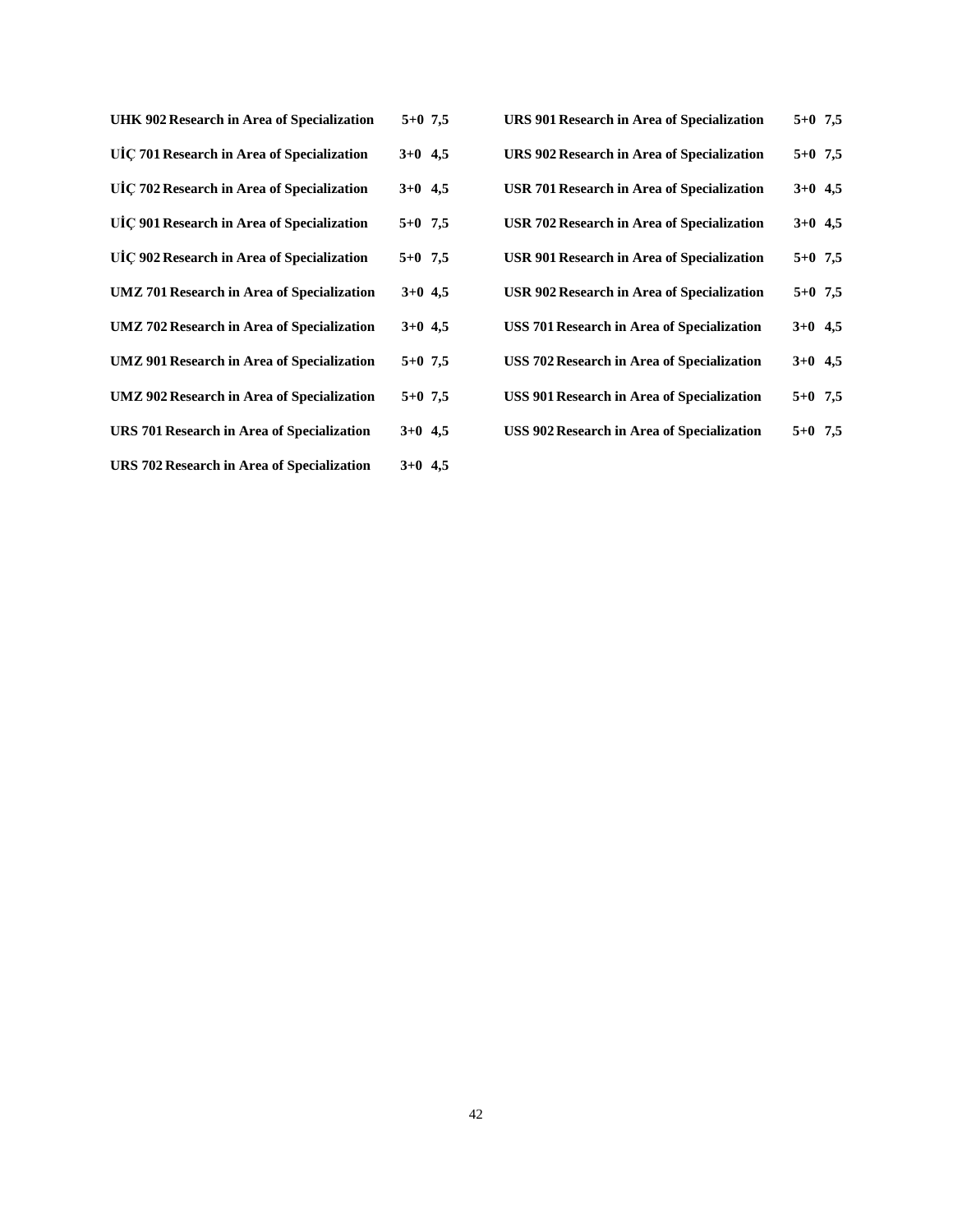**UHK 902 Research in Area of Specialization 5+0 7,5**

**UİÇ 701 Research in Area of Specialization 3+0 4,5**

**UİÇ 702 Research in Area of Specialization 3+0 4,5**

**UİÇ 901 Research in Area of Specialization 5+0 7,5**

**UİÇ 902 Research in Area of Specialization 5+0 7,5**

**UMZ 701 Research in Area of Specialization 3+0 4,5**

**UMZ 702 Research in Area of Specialization 3+0 4,5**

**UMZ 901 Research in Area of Specialization 5+0 7,5**

**UMZ 902 Research in Area of Specialization 5+0 7,5**

**URS 701 Research in Area of Specialization 3+0 4,5**

**URS 702 Research in Area of Specialization 3+0 4,5**

**URS 901 Research in Area of Specialization 5+0 7,5**

**URS 902 Research in Area of Specialization 5+0 7,5**

**USR 701 Research in Area of Specialization 3+0 4,5**

**USR 702 Research in Area of Specialization 3+0 4,5**

**USR 901 Research in Area of Specialization 5+0 7,5**

**USR 902 Research in Area of Specialization 5+0 7,5**

**USS 701 Research in Area of Specialization 3+0 4,5**

**USS 702 Research in Area of Specialization 3+0 4,5**

**USS 901 Research in Area of Specialization 5+0 7,5**

**USS 902 Research in Area of Specialization 5+0 7,5**